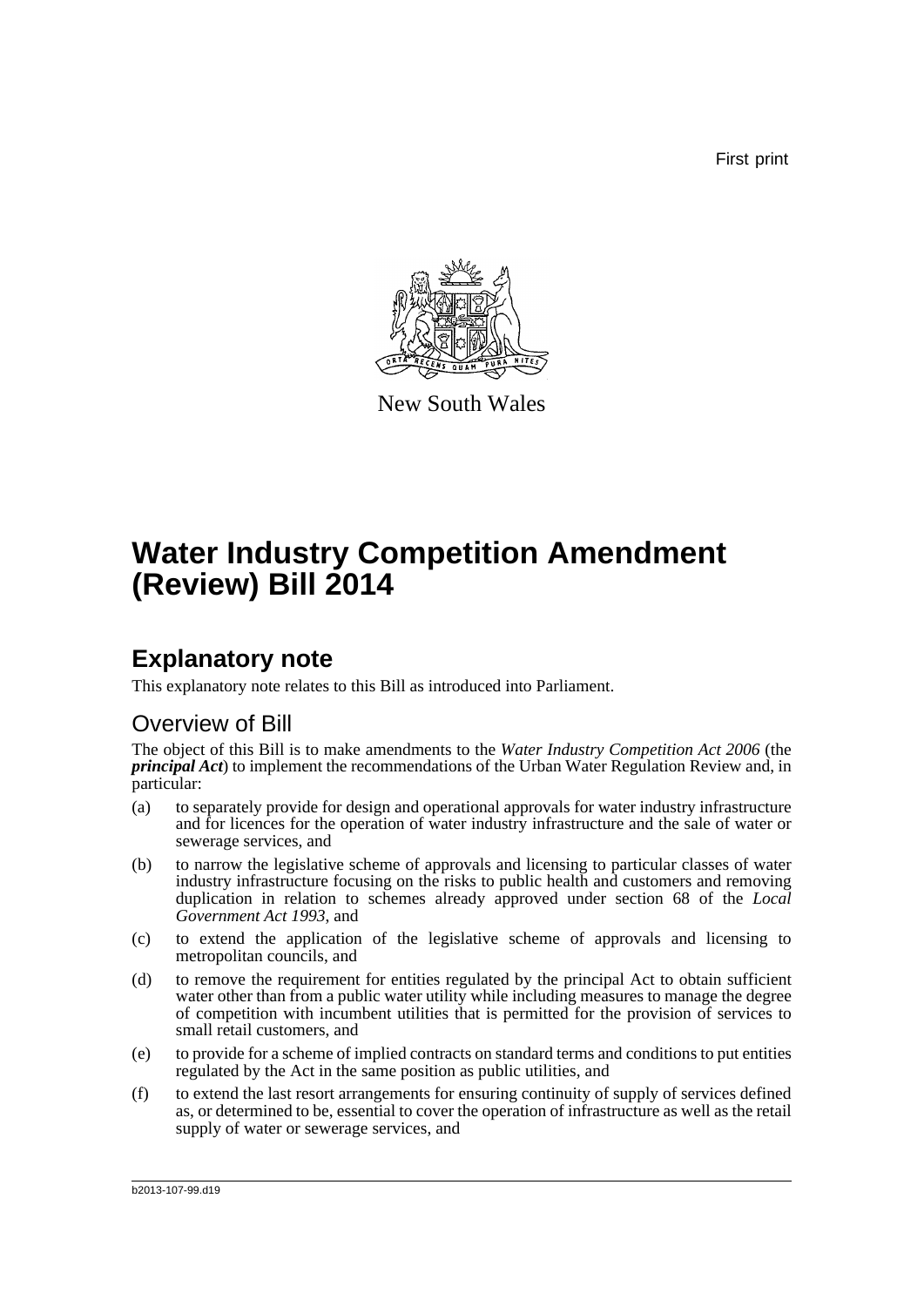First print

New South Wales

# Water Industry Competition Amendment (Review) Bill 2014

## Explanatory note

This explanatory note relates to this Bill as introduced into Parliament.

### Overview of Bill

The object of this Bill is to make amendments to the *Water Industry Competition Act 2006* (the ***principal Act***) to implement the recommendations of the Urban Water Regulation Review and, in particular:

(a) to separately provide for design and operational approvals for water industry infrastructure and for licences for the operation of water industry infrastructure and the sale of water or sewerage services, and

(b) to narrow the legislative scheme of approvals and licensing to particular classes of water industry infrastructure focusing on the risks to public health and customers and removing duplication in relation to schemes already approved under section 68 of the *Local Government Act 1993*, and

(c) to extend the application of the legislative scheme of approvals and licensing to metropolitan councils, and

(d) to remove the requirement for entities regulated by the principal Act to obtain sufficient water other than from a public water utility while including measures to manage the degree of competition with incumbent utilities that is permitted for the provision of services to small retail customers, and

(e) to provide for a scheme of implied contracts on standard terms and conditions to put entities regulated by the Act in the same position as public utilities, and

(f) to extend the last resort arrangements for ensuring continuity of supply of services defined as, or determined to be, essential to cover the operation of infrastructure as well as the retail supply of water or sewerage services, and

b2013-107-99.d19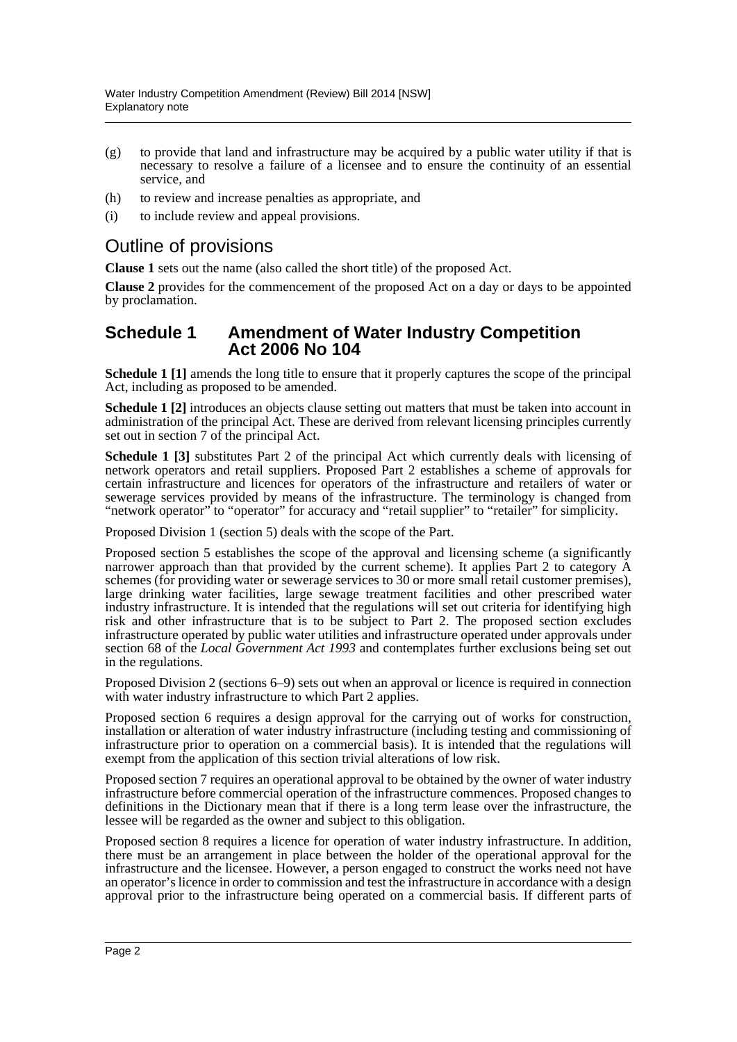(g) to provide that land and infrastructure may be acquired by a public water utility if that is necessary to resolve a failure of a licensee and to ensure the continuity of an essential service, and

(h) to review and increase penalties as appropriate, and

(i) to include review and appeal provisions.

## Outline of provisions

**Clause 1** sets out the name (also called the short title) of the proposed Act.

**Clause 2** provides for the commencement of the proposed Act on a day or days to be appointed by proclamation.

### Schedule 1 Amendment of Water Industry Competition Act 2006 No 104

**Schedule 1 [1]** amends the long title to ensure that it properly captures the scope of the principal Act, including as proposed to be amended.

**Schedule 1 [2]** introduces an objects clause setting out matters that must be taken into account in administration of the principal Act. These are derived from relevant licensing principles currently set out in section 7 of the principal Act.

**Schedule 1 [3]** substitutes Part 2 of the principal Act which currently deals with licensing of network operators and retail suppliers. Proposed Part 2 establishes a scheme of approvals for certain infrastructure and licences for operators of the infrastructure and retailers of water or sewerage services provided by means of the infrastructure. The terminology is changed from "network operator" to "operator" for accuracy and "retail supplier" to "retailer" for simplicity.

Proposed Division 1 (section 5) deals with the scope of the Part.

Proposed section 5 establishes the scope of the approval and licensing scheme (a significantly narrower approach than that provided by the current scheme). It applies Part 2 to category A schemes (for providing water or sewerage services to 30 or more small retail customer premises), large drinking water facilities, large sewage treatment facilities and other prescribed water industry infrastructure. It is intended that the regulations will set out criteria for identifying high risk and other infrastructure that is to be subject to Part 2. The proposed section excludes infrastructure operated by public water utilities and infrastructure operated under approvals under section 68 of the *Local Government Act 1993* and contemplates further exclusions being set out in the regulations.

Proposed Division 2 (sections 6–9) sets out when an approval or licence is required in connection with water industry infrastructure to which Part 2 applies.

Proposed section 6 requires a design approval for the carrying out of works for construction, installation or alteration of water industry infrastructure (including testing and commissioning of infrastructure prior to operation on a commercial basis). It is intended that the regulations will exempt from the application of this section trivial alterations of low risk.

Proposed section 7 requires an operational approval to be obtained by the owner of water industry infrastructure before commercial operation of the infrastructure commences. Proposed changes to definitions in the Dictionary mean that if there is a long term lease over the infrastructure, the lessee will be regarded as the owner and subject to this obligation.

Proposed section 8 requires a licence for operation of water industry infrastructure. In addition, there must be an arrangement in place between the holder of the operational approval for the infrastructure and the licensee. However, a person engaged to construct the works need not have an operator's licence in order to commission and test the infrastructure in accordance with a design approval prior to the infrastructure being operated on a commercial basis. If different parts of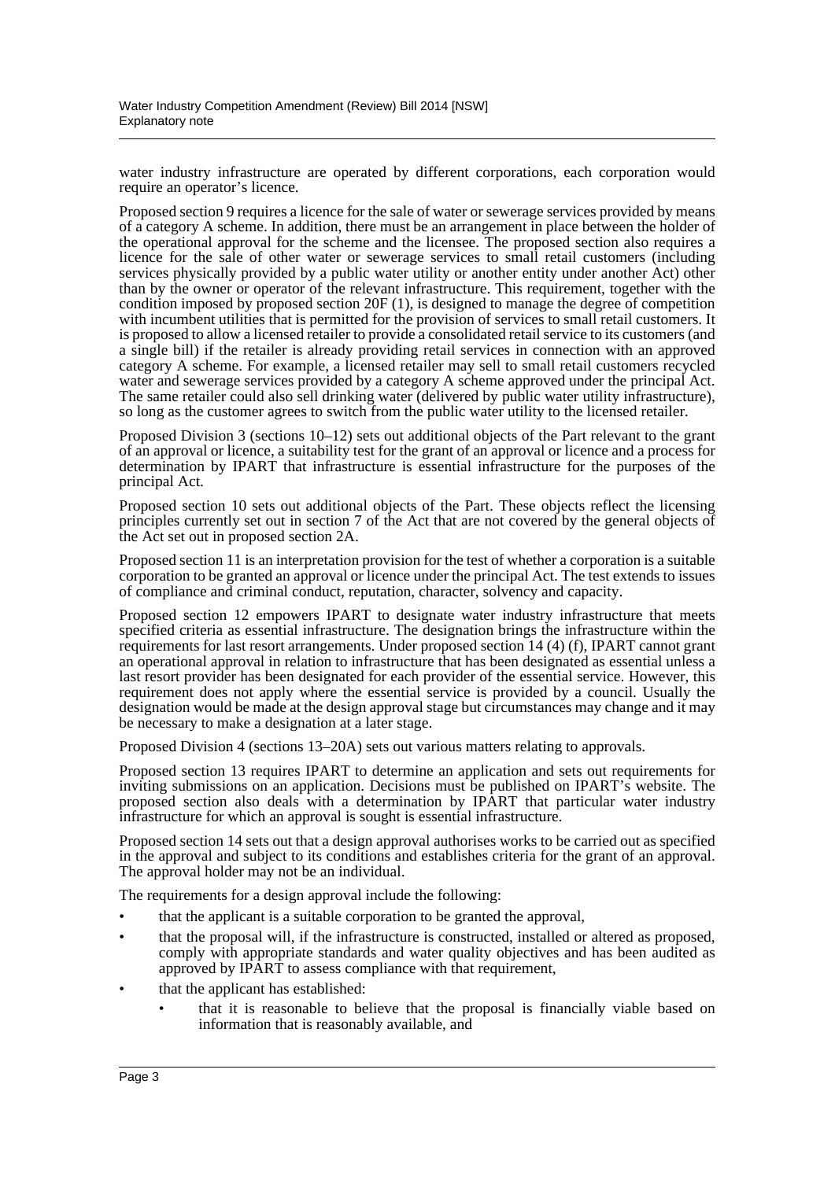water industry infrastructure are operated by different corporations, each corporation would require an operator's licence.

Proposed section 9 requires a licence for the sale of water or sewerage services provided by means of a category A scheme. In addition, there must be an arrangement in place between the holder of the operational approval for the scheme and the licensee. The proposed section also requires a licence for the sale of other water or sewerage services to small retail customers (including services physically provided by a public water utility or another entity under another Act) other than by the owner or operator of the relevant infrastructure. This requirement, together with the condition imposed by proposed section 20F (1), is designed to manage the degree of competition with incumbent utilities that is permitted for the provision of services to small retail customers. It is proposed to allow a licensed retailer to provide a consolidated retail service to its customers (and a single bill) if the retailer is already providing retail services in connection with an approved category A scheme. For example, a licensed retailer may sell to small retail customers recycled water and sewerage services provided by a category A scheme approved under the principal Act. The same retailer could also sell drinking water (delivered by public water utility infrastructure), so long as the customer agrees to switch from the public water utility to the licensed retailer.

Proposed Division 3 (sections 10–12) sets out additional objects of the Part relevant to the grant of an approval or licence, a suitability test for the grant of an approval or licence and a process for determination by IPART that infrastructure is essential infrastructure for the purposes of the principal Act.

Proposed section 10 sets out additional objects of the Part. These objects reflect the licensing principles currently set out in section 7 of the Act that are not covered by the general objects of the Act set out in proposed section 2A.

Proposed section 11 is an interpretation provision for the test of whether a corporation is a suitable corporation to be granted an approval or licence under the principal Act. The test extends to issues of compliance and criminal conduct, reputation, character, solvency and capacity.

Proposed section 12 empowers IPART to designate water industry infrastructure that meets specified criteria as essential infrastructure. The designation brings the infrastructure within the requirements for last resort arrangements. Under proposed section 14 (4) (f), IPART cannot grant an operational approval in relation to infrastructure that has been designated as essential unless a last resort provider has been designated for each provider of the essential service. However, this requirement does not apply where the essential service is provided by a council. Usually the designation would be made at the design approval stage but circumstances may change and it may be necessary to make a designation at a later stage.

Proposed Division 4 (sections 13–20A) sets out various matters relating to approvals.

Proposed section 13 requires IPART to determine an application and sets out requirements for inviting submissions on an application. Decisions must be published on IPART's website. The proposed section also deals with a determination by IPART that particular water industry infrastructure for which an approval is sought is essential infrastructure.

Proposed section 14 sets out that a design approval authorises works to be carried out as specified in the approval and subject to its conditions and establishes criteria for the grant of an approval. The approval holder may not be an individual.

The requirements for a design approval include the following:

- that the applicant is a suitable corporation to be granted the approval,
- that the proposal will, if the infrastructure is constructed, installed or altered as proposed, comply with appropriate standards and water quality objectives and has been audited as approved by IPART to assess compliance with that requirement,
- that the applicant has established:
  - that it is reasonable to believe that the proposal is financially viable based on information that is reasonably available, and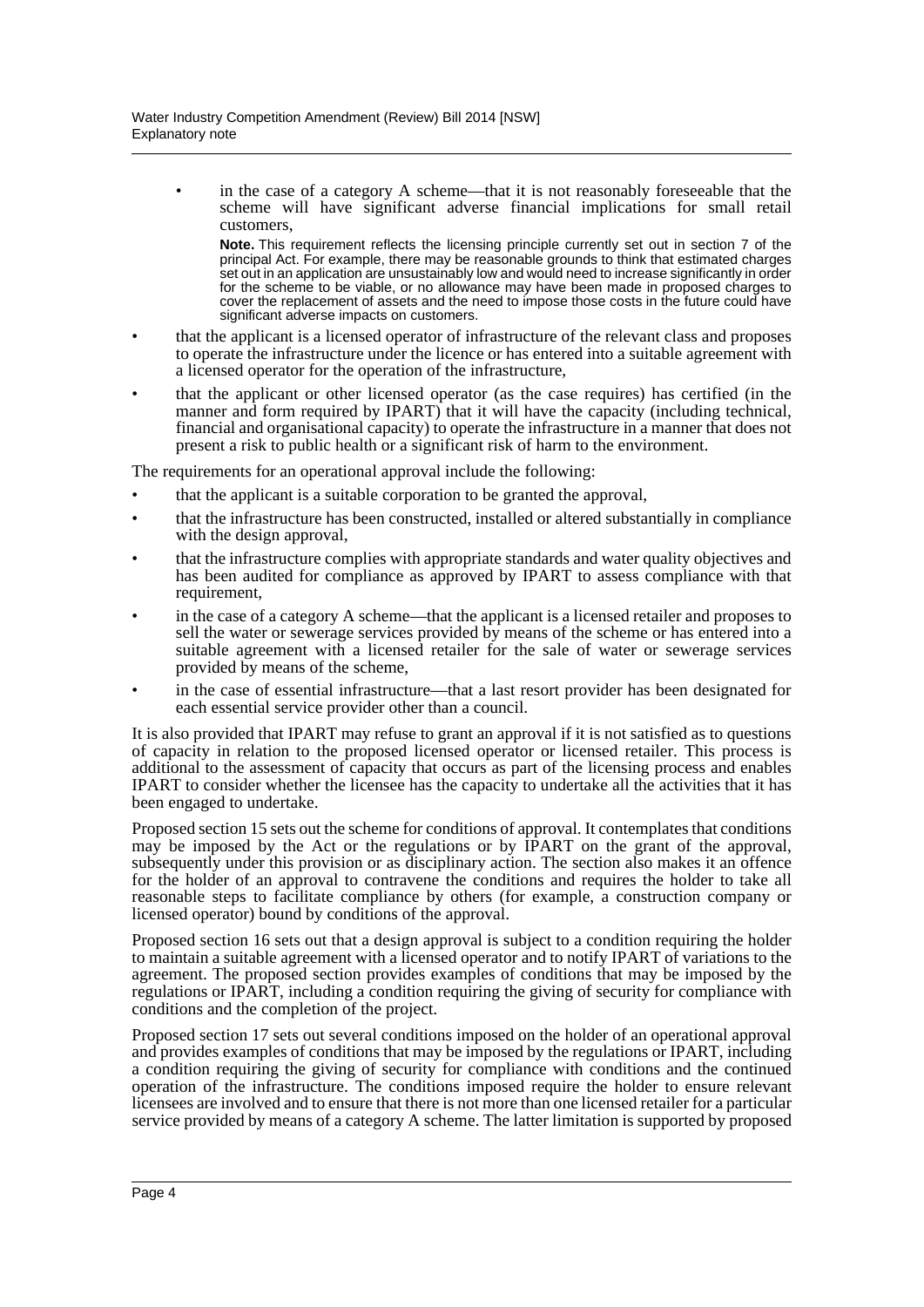- in the case of a category A scheme—that it is not reasonably foreseeable that the scheme will have significant adverse financial implications for small retail customers,

  **Note.** This requirement reflects the licensing principle currently set out in section 7 of the principal Act. For example, there may be reasonable grounds to think that estimated charges set out in an application are unsustainably low and would need to increase significantly in order for the scheme to be viable, or no allowance may have been made in proposed charges to cover the replacement of assets and the need to impose those costs in the future could have significant adverse impacts on customers.

- that the applicant is a licensed operator of infrastructure of the relevant class and proposes to operate the infrastructure under the licence or has entered into a suitable agreement with a licensed operator for the operation of the infrastructure,
- that the applicant or other licensed operator (as the case requires) has certified (in the manner and form required by IPART) that it will have the capacity (including technical, financial and organisational capacity) to operate the infrastructure in a manner that does not present a risk to public health or a significant risk of harm to the environment.

The requirements for an operational approval include the following:

- that the applicant is a suitable corporation to be granted the approval,
- that the infrastructure has been constructed, installed or altered substantially in compliance with the design approval,
- that the infrastructure complies with appropriate standards and water quality objectives and has been audited for compliance as approved by IPART to assess compliance with that requirement,
- in the case of a category A scheme—that the applicant is a licensed retailer and proposes to sell the water or sewerage services provided by means of the scheme or has entered into a suitable agreement with a licensed retailer for the sale of water or sewerage services provided by means of the scheme,
- in the case of essential infrastructure—that a last resort provider has been designated for each essential service provider other than a council.

It is also provided that IPART may refuse to grant an approval if it is not satisfied as to questions of capacity in relation to the proposed licensed operator or licensed retailer. This process is additional to the assessment of capacity that occurs as part of the licensing process and enables IPART to consider whether the licensee has the capacity to undertake all the activities that it has been engaged to undertake.

Proposed section 15 sets out the scheme for conditions of approval. It contemplates that conditions may be imposed by the Act or the regulations or by IPART on the grant of the approval, subsequently under this provision or as disciplinary action. The section also makes it an offence for the holder of an approval to contravene the conditions and requires the holder to take all reasonable steps to facilitate compliance by others (for example, a construction company or licensed operator) bound by conditions of the approval.

Proposed section 16 sets out that a design approval is subject to a condition requiring the holder to maintain a suitable agreement with a licensed operator and to notify IPART of variations to the agreement. The proposed section provides examples of conditions that may be imposed by the regulations or IPART, including a condition requiring the giving of security for compliance with conditions and the completion of the project.

Proposed section 17 sets out several conditions imposed on the holder of an operational approval and provides examples of conditions that may be imposed by the regulations or IPART, including a condition requiring the giving of security for compliance with conditions and the continued operation of the infrastructure. The conditions imposed require the holder to ensure relevant licensees are involved and to ensure that there is not more than one licensed retailer for a particular service provided by means of a category A scheme. The latter limitation is supported by proposed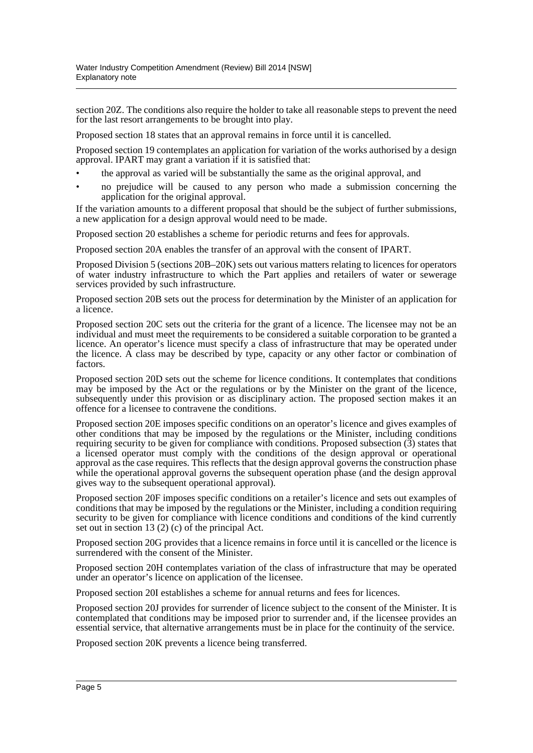section 20Z. The conditions also require the holder to take all reasonable steps to prevent the need for the last resort arrangements to be brought into play.

Proposed section 18 states that an approval remains in force until it is cancelled.

Proposed section 19 contemplates an application for variation of the works authorised by a design approval. IPART may grant a variation if it is satisfied that:

- the approval as varied will be substantially the same as the original approval, and
- no prejudice will be caused to any person who made a submission concerning the application for the original approval.

If the variation amounts to a different proposal that should be the subject of further submissions, a new application for a design approval would need to be made.

Proposed section 20 establishes a scheme for periodic returns and fees for approvals.

Proposed section 20A enables the transfer of an approval with the consent of IPART.

Proposed Division 5 (sections 20B–20K) sets out various matters relating to licences for operators of water industry infrastructure to which the Part applies and retailers of water or sewerage services provided by such infrastructure.

Proposed section 20B sets out the process for determination by the Minister of an application for a licence.

Proposed section 20C sets out the criteria for the grant of a licence. The licensee may not be an individual and must meet the requirements to be considered a suitable corporation to be granted a licence. An operator's licence must specify a class of infrastructure that may be operated under the licence. A class may be described by type, capacity or any other factor or combination of factors.

Proposed section 20D sets out the scheme for licence conditions. It contemplates that conditions may be imposed by the Act or the regulations or by the Minister on the grant of the licence, subsequently under this provision or as disciplinary action. The proposed section makes it an offence for a licensee to contravene the conditions.

Proposed section 20E imposes specific conditions on an operator's licence and gives examples of other conditions that may be imposed by the regulations or the Minister, including conditions requiring security to be given for compliance with conditions. Proposed subsection (3) states that a licensed operator must comply with the conditions of the design approval or operational approval as the case requires. This reflects that the design approval governs the construction phase while the operational approval governs the subsequent operation phase (and the design approval gives way to the subsequent operational approval).

Proposed section 20F imposes specific conditions on a retailer's licence and sets out examples of conditions that may be imposed by the regulations or the Minister, including a condition requiring security to be given for compliance with licence conditions and conditions of the kind currently set out in section 13 (2) (c) of the principal Act.

Proposed section 20G provides that a licence remains in force until it is cancelled or the licence is surrendered with the consent of the Minister.

Proposed section 20H contemplates variation of the class of infrastructure that may be operated under an operator's licence on application of the licensee.

Proposed section 20I establishes a scheme for annual returns and fees for licences.

Proposed section 20J provides for surrender of licence subject to the consent of the Minister. It is contemplated that conditions may be imposed prior to surrender and, if the licensee provides an essential service, that alternative arrangements must be in place for the continuity of the service.

Proposed section 20K prevents a licence being transferred.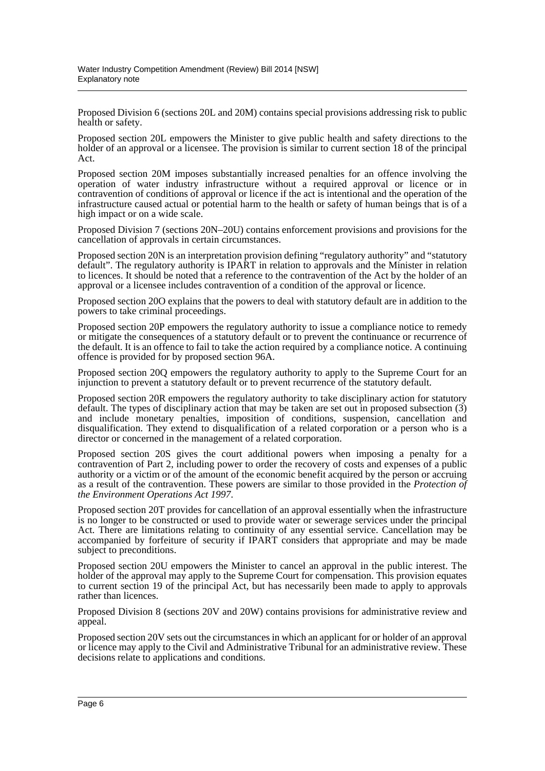Proposed Division 6 (sections 20L and 20M) contains special provisions addressing risk to public health or safety.

Proposed section 20L empowers the Minister to give public health and safety directions to the holder of an approval or a licensee. The provision is similar to current section 18 of the principal Act.

Proposed section 20M imposes substantially increased penalties for an offence involving the operation of water industry infrastructure without a required approval or licence or in contravention of conditions of approval or licence if the act is intentional and the operation of the infrastructure caused actual or potential harm to the health or safety of human beings that is of a high impact or on a wide scale.

Proposed Division 7 (sections 20N–20U) contains enforcement provisions and provisions for the cancellation of approvals in certain circumstances.

Proposed section 20N is an interpretation provision defining "regulatory authority" and "statutory default". The regulatory authority is IPART in relation to approvals and the Minister in relation to licences. It should be noted that a reference to the contravention of the Act by the holder of an approval or a licensee includes contravention of a condition of the approval or licence.

Proposed section 20O explains that the powers to deal with statutory default are in addition to the powers to take criminal proceedings.

Proposed section 20P empowers the regulatory authority to issue a compliance notice to remedy or mitigate the consequences of a statutory default or to prevent the continuance or recurrence of the default. It is an offence to fail to take the action required by a compliance notice. A continuing offence is provided for by proposed section 96A.

Proposed section 20Q empowers the regulatory authority to apply to the Supreme Court for an injunction to prevent a statutory default or to prevent recurrence of the statutory default.

Proposed section 20R empowers the regulatory authority to take disciplinary action for statutory default. The types of disciplinary action that may be taken are set out in proposed subsection (3) and include monetary penalties, imposition of conditions, suspension, cancellation and disqualification. They extend to disqualification of a related corporation or a person who is a director or concerned in the management of a related corporation.

Proposed section 20S gives the court additional powers when imposing a penalty for a contravention of Part 2, including power to order the recovery of costs and expenses of a public authority or a victim or of the amount of the economic benefit acquired by the person or accruing as a result of the contravention. These powers are similar to those provided in the *Protection of the Environment Operations Act 1997*.

Proposed section 20T provides for cancellation of an approval essentially when the infrastructure is no longer to be constructed or used to provide water or sewerage services under the principal Act. There are limitations relating to continuity of any essential service. Cancellation may be accompanied by forfeiture of security if IPART considers that appropriate and may be made subject to preconditions.

Proposed section 20U empowers the Minister to cancel an approval in the public interest. The holder of the approval may apply to the Supreme Court for compensation. This provision equates to current section 19 of the principal Act, but has necessarily been made to apply to approvals rather than licences.

Proposed Division 8 (sections 20V and 20W) contains provisions for administrative review and appeal.

Proposed section 20V sets out the circumstances in which an applicant for or holder of an approval or licence may apply to the Civil and Administrative Tribunal for an administrative review. These decisions relate to applications and conditions.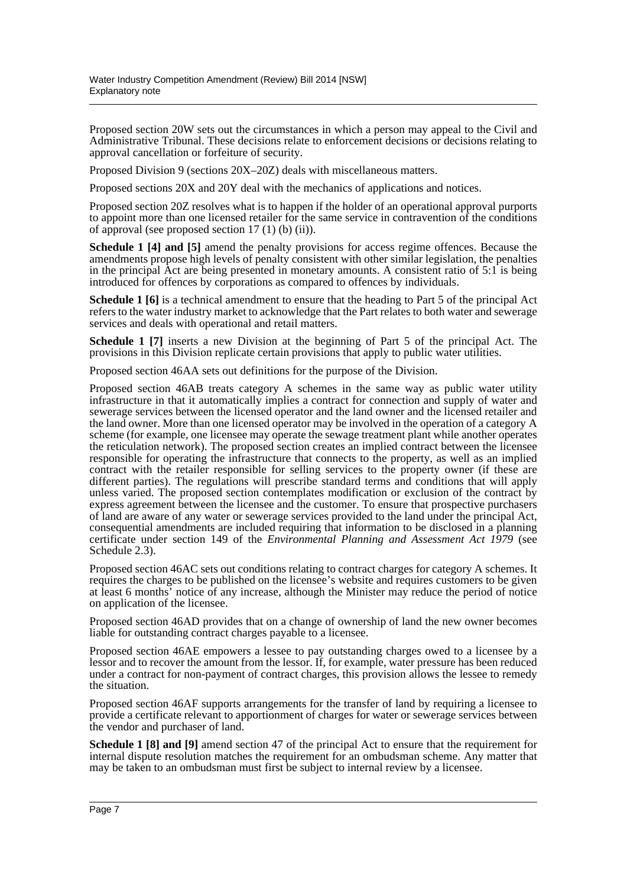Proposed section 20W sets out the circumstances in which a person may appeal to the Civil and Administrative Tribunal. These decisions relate to enforcement decisions or decisions relating to approval cancellation or forfeiture of security.

Proposed Division 9 (sections 20X–20Z) deals with miscellaneous matters.

Proposed sections 20X and 20Y deal with the mechanics of applications and notices.

Proposed section 20Z resolves what is to happen if the holder of an operational approval purports to appoint more than one licensed retailer for the same service in contravention of the conditions of approval (see proposed section 17 (1) (b) (ii)).

**Schedule 1 [4] and [5]** amend the penalty provisions for access regime offences. Because the amendments propose high levels of penalty consistent with other similar legislation, the penalties in the principal Act are being presented in monetary amounts. A consistent ratio of 5:1 is being introduced for offences by corporations as compared to offences by individuals.

**Schedule 1 [6]** is a technical amendment to ensure that the heading to Part 5 of the principal Act refers to the water industry market to acknowledge that the Part relates to both water and sewerage services and deals with operational and retail matters.

**Schedule 1 [7]** inserts a new Division at the beginning of Part 5 of the principal Act. The provisions in this Division replicate certain provisions that apply to public water utilities.

Proposed section 46AA sets out definitions for the purpose of the Division.

Proposed section 46AB treats category A schemes in the same way as public water utility infrastructure in that it automatically implies a contract for connection and supply of water and sewerage services between the licensed operator and the land owner and the licensed retailer and the land owner. More than one licensed operator may be involved in the operation of a category A scheme (for example, one licensee may operate the sewage treatment plant while another operates the reticulation network). The proposed section creates an implied contract between the licensee responsible for operating the infrastructure that connects to the property, as well as an implied contract with the retailer responsible for selling services to the property owner (if these are different parties). The regulations will prescribe standard terms and conditions that will apply unless varied. The proposed section contemplates modification or exclusion of the contract by express agreement between the licensee and the customer. To ensure that prospective purchasers of land are aware of any water or sewerage services provided to the land under the principal Act, consequential amendments are included requiring that information to be disclosed in a planning certificate under section 149 of the *Environmental Planning and Assessment Act 1979* (see Schedule 2.3).

Proposed section 46AC sets out conditions relating to contract charges for category A schemes. It requires the charges to be published on the licensee's website and requires customers to be given at least 6 months' notice of any increase, although the Minister may reduce the period of notice on application of the licensee.

Proposed section 46AD provides that on a change of ownership of land the new owner becomes liable for outstanding contract charges payable to a licensee.

Proposed section 46AE empowers a lessee to pay outstanding charges owed to a licensee by a lessor and to recover the amount from the lessor. If, for example, water pressure has been reduced under a contract for non-payment of contract charges, this provision allows the lessee to remedy the situation.

Proposed section 46AF supports arrangements for the transfer of land by requiring a licensee to provide a certificate relevant to apportionment of charges for water or sewerage services between the vendor and purchaser of land.

**Schedule 1 [8] and [9]** amend section 47 of the principal Act to ensure that the requirement for internal dispute resolution matches the requirement for an ombudsman scheme. Any matter that may be taken to an ombudsman must first be subject to internal review by a licensee.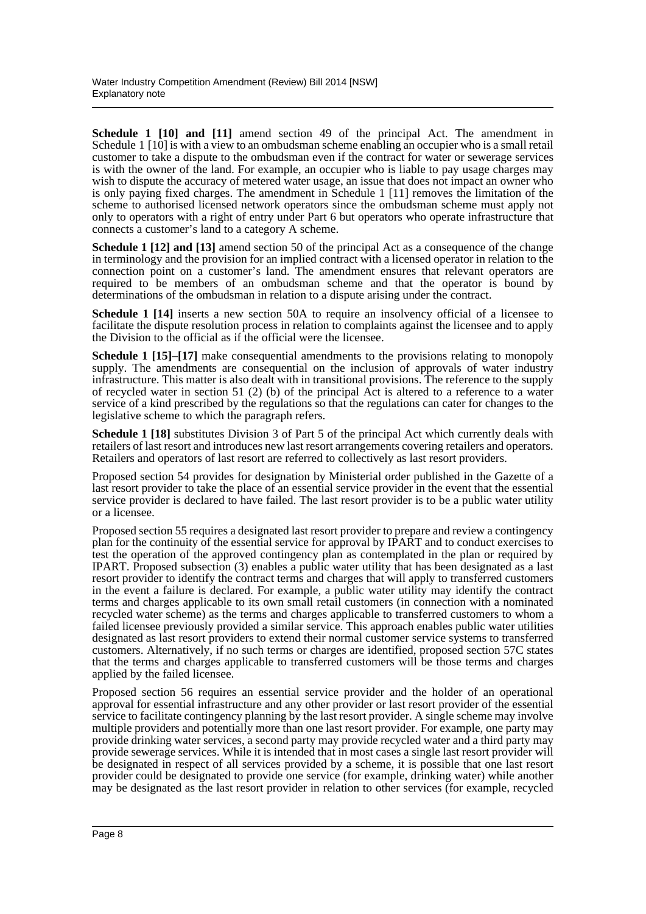**Schedule 1 [10] and [11]** amend section 49 of the principal Act. The amendment in Schedule 1 [10] is with a view to an ombudsman scheme enabling an occupier who is a small retail customer to take a dispute to the ombudsman even if the contract for water or sewerage services is with the owner of the land. For example, an occupier who is liable to pay usage charges may wish to dispute the accuracy of metered water usage, an issue that does not impact an owner who is only paying fixed charges. The amendment in Schedule 1 [11] removes the limitation of the scheme to authorised licensed network operators since the ombudsman scheme must apply not only to operators with a right of entry under Part 6 but operators who operate infrastructure that connects a customer's land to a category A scheme.

**Schedule 1 [12] and [13]** amend section 50 of the principal Act as a consequence of the change in terminology and the provision for an implied contract with a licensed operator in relation to the connection point on a customer's land. The amendment ensures that relevant operators are required to be members of an ombudsman scheme and that the operator is bound by determinations of the ombudsman in relation to a dispute arising under the contract.

**Schedule 1 [14]** inserts a new section 50A to require an insolvency official of a licensee to facilitate the dispute resolution process in relation to complaints against the licensee and to apply the Division to the official as if the official were the licensee.

**Schedule 1 [15]–[17]** make consequential amendments to the provisions relating to monopoly supply. The amendments are consequential on the inclusion of approvals of water industry infrastructure. This matter is also dealt with in transitional provisions. The reference to the supply of recycled water in section 51 (2) (b) of the principal Act is altered to a reference to a water service of a kind prescribed by the regulations so that the regulations can cater for changes to the legislative scheme to which the paragraph refers.

**Schedule 1 [18]** substitutes Division 3 of Part 5 of the principal Act which currently deals with retailers of last resort and introduces new last resort arrangements covering retailers and operators. Retailers and operators of last resort are referred to collectively as last resort providers.

Proposed section 54 provides for designation by Ministerial order published in the Gazette of a last resort provider to take the place of an essential service provider in the event that the essential service provider is declared to have failed. The last resort provider is to be a public water utility or a licensee.

Proposed section 55 requires a designated last resort provider to prepare and review a contingency plan for the continuity of the essential service for approval by IPART and to conduct exercises to test the operation of the approved contingency plan as contemplated in the plan or required by IPART. Proposed subsection (3) enables a public water utility that has been designated as a last resort provider to identify the contract terms and charges that will apply to transferred customers in the event a failure is declared. For example, a public water utility may identify the contract terms and charges applicable to its own small retail customers (in connection with a nominated recycled water scheme) as the terms and charges applicable to transferred customers to whom a failed licensee previously provided a similar service. This approach enables public water utilities designated as last resort providers to extend their normal customer service systems to transferred customers. Alternatively, if no such terms or charges are identified, proposed section 57C states that the terms and charges applicable to transferred customers will be those terms and charges applied by the failed licensee.

Proposed section 56 requires an essential service provider and the holder of an operational approval for essential infrastructure and any other provider or last resort provider of the essential service to facilitate contingency planning by the last resort provider. A single scheme may involve multiple providers and potentially more than one last resort provider. For example, one party may provide drinking water services, a second party may provide recycled water and a third party may provide sewerage services. While it is intended that in most cases a single last resort provider will be designated in respect of all services provided by a scheme, it is possible that one last resort provider could be designated to provide one service (for example, drinking water) while another may be designated as the last resort provider in relation to other services (for example, recycled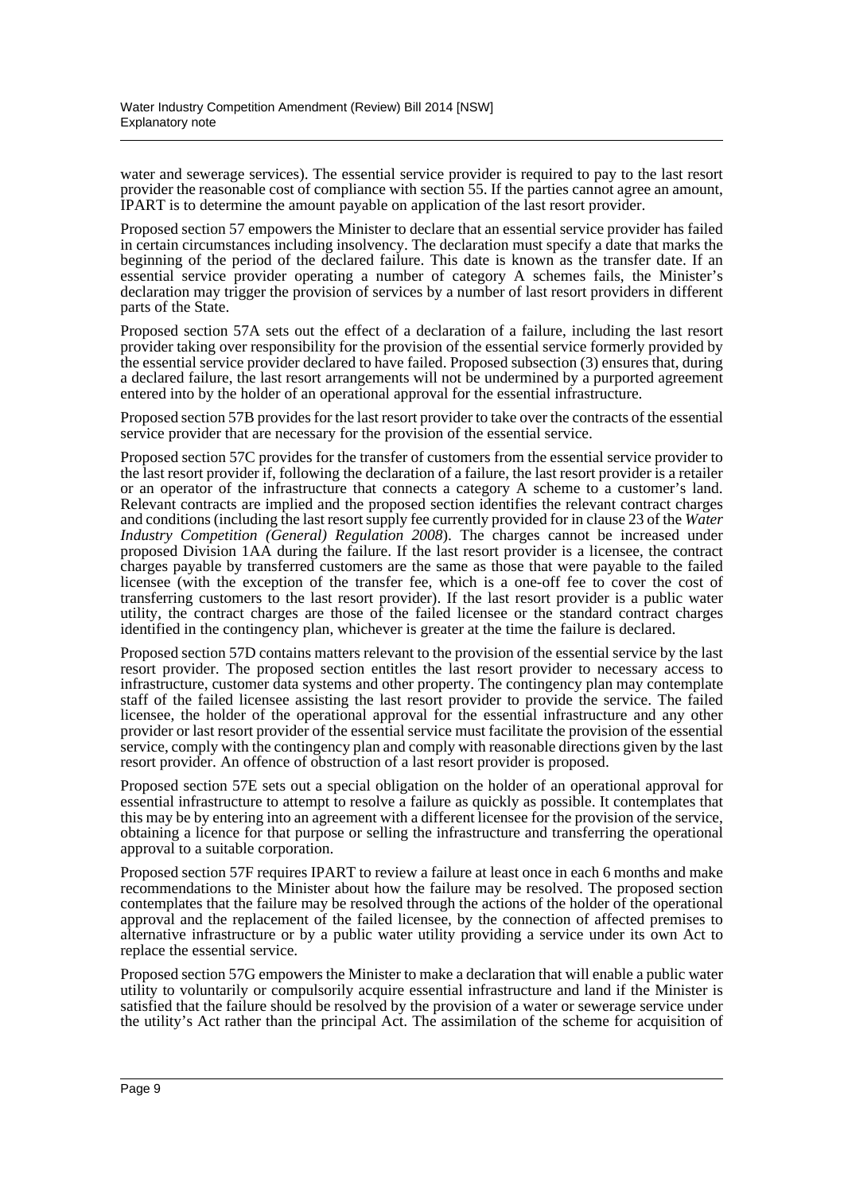water and sewerage services). The essential service provider is required to pay to the last resort provider the reasonable cost of compliance with section 55. If the parties cannot agree an amount, IPART is to determine the amount payable on application of the last resort provider.

Proposed section 57 empowers the Minister to declare that an essential service provider has failed in certain circumstances including insolvency. The declaration must specify a date that marks the beginning of the period of the declared failure. This date is known as the transfer date. If an essential service provider operating a number of category A schemes fails, the Minister's declaration may trigger the provision of services by a number of last resort providers in different parts of the State.

Proposed section 57A sets out the effect of a declaration of a failure, including the last resort provider taking over responsibility for the provision of the essential service formerly provided by the essential service provider declared to have failed. Proposed subsection (3) ensures that, during a declared failure, the last resort arrangements will not be undermined by a purported agreement entered into by the holder of an operational approval for the essential infrastructure.

Proposed section 57B provides for the last resort provider to take over the contracts of the essential service provider that are necessary for the provision of the essential service.

Proposed section 57C provides for the transfer of customers from the essential service provider to the last resort provider if, following the declaration of a failure, the last resort provider is a retailer or an operator of the infrastructure that connects a category A scheme to a customer's land. Relevant contracts are implied and the proposed section identifies the relevant contract charges and conditions (including the last resort supply fee currently provided for in clause 23 of the *Water Industry Competition (General) Regulation 2008*). The charges cannot be increased under proposed Division 1AA during the failure. If the last resort provider is a licensee, the contract charges payable by transferred customers are the same as those that were payable to the failed licensee (with the exception of the transfer fee, which is a one-off fee to cover the cost of transferring customers to the last resort provider). If the last resort provider is a public water utility, the contract charges are those of the failed licensee or the standard contract charges identified in the contingency plan, whichever is greater at the time the failure is declared.

Proposed section 57D contains matters relevant to the provision of the essential service by the last resort provider. The proposed section entitles the last resort provider to necessary access to infrastructure, customer data systems and other property. The contingency plan may contemplate staff of the failed licensee assisting the last resort provider to provide the service. The failed licensee, the holder of the operational approval for the essential infrastructure and any other provider or last resort provider of the essential service must facilitate the provision of the essential service, comply with the contingency plan and comply with reasonable directions given by the last resort provider. An offence of obstruction of a last resort provider is proposed.

Proposed section 57E sets out a special obligation on the holder of an operational approval for essential infrastructure to attempt to resolve a failure as quickly as possible. It contemplates that this may be by entering into an agreement with a different licensee for the provision of the service, obtaining a licence for that purpose or selling the infrastructure and transferring the operational approval to a suitable corporation.

Proposed section 57F requires IPART to review a failure at least once in each 6 months and make recommendations to the Minister about how the failure may be resolved. The proposed section contemplates that the failure may be resolved through the actions of the holder of the operational approval and the replacement of the failed licensee, by the connection of affected premises to alternative infrastructure or by a public water utility providing a service under its own Act to replace the essential service.

Proposed section 57G empowers the Minister to make a declaration that will enable a public water utility to voluntarily or compulsorily acquire essential infrastructure and land if the Minister is satisfied that the failure should be resolved by the provision of a water or sewerage service under the utility's Act rather than the principal Act. The assimilation of the scheme for acquisition of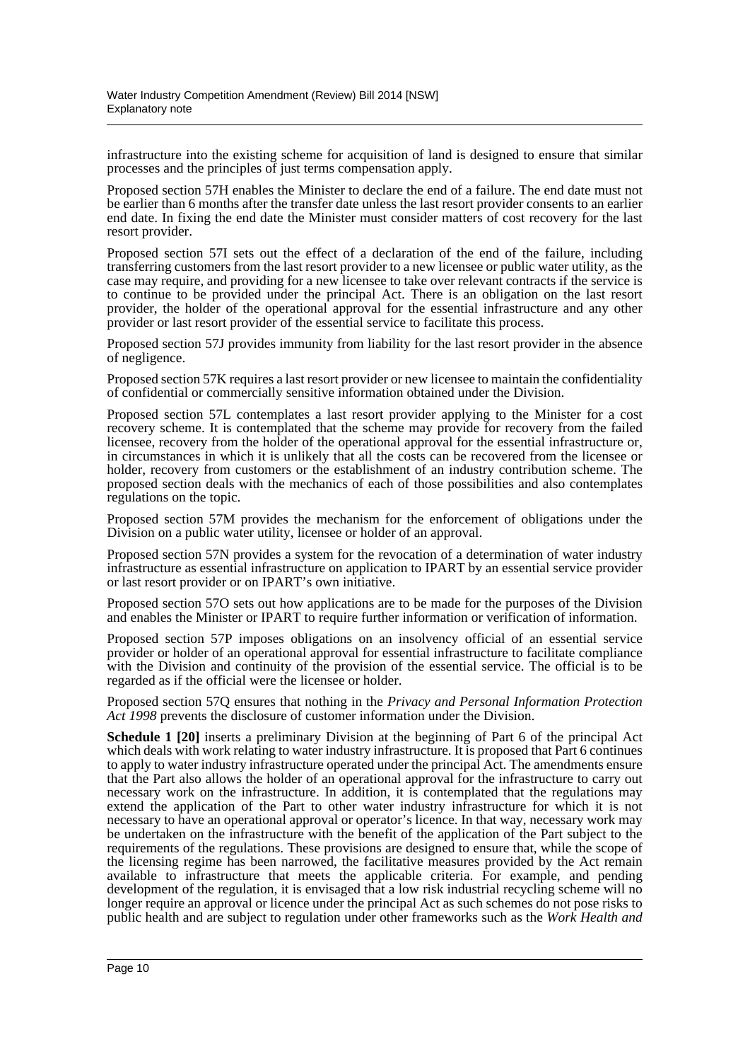infrastructure into the existing scheme for acquisition of land is designed to ensure that similar processes and the principles of just terms compensation apply.

Proposed section 57H enables the Minister to declare the end of a failure. The end date must not be earlier than 6 months after the transfer date unless the last resort provider consents to an earlier end date. In fixing the end date the Minister must consider matters of cost recovery for the last resort provider.

Proposed section 57I sets out the effect of a declaration of the end of the failure, including transferring customers from the last resort provider to a new licensee or public water utility, as the case may require, and providing for a new licensee to take over relevant contracts if the service is to continue to be provided under the principal Act. There is an obligation on the last resort provider, the holder of the operational approval for the essential infrastructure and any other provider or last resort provider of the essential service to facilitate this process.

Proposed section 57J provides immunity from liability for the last resort provider in the absence of negligence.

Proposed section 57K requires a last resort provider or new licensee to maintain the confidentiality of confidential or commercially sensitive information obtained under the Division.

Proposed section 57L contemplates a last resort provider applying to the Minister for a cost recovery scheme. It is contemplated that the scheme may provide for recovery from the failed licensee, recovery from the holder of the operational approval for the essential infrastructure or, in circumstances in which it is unlikely that all the costs can be recovered from the licensee or holder, recovery from customers or the establishment of an industry contribution scheme. The proposed section deals with the mechanics of each of those possibilities and also contemplates regulations on the topic.

Proposed section 57M provides the mechanism for the enforcement of obligations under the Division on a public water utility, licensee or holder of an approval.

Proposed section 57N provides a system for the revocation of a determination of water industry infrastructure as essential infrastructure on application to IPART by an essential service provider or last resort provider or on IPART's own initiative.

Proposed section 57O sets out how applications are to be made for the purposes of the Division and enables the Minister or IPART to require further information or verification of information.

Proposed section 57P imposes obligations on an insolvency official of an essential service provider or holder of an operational approval for essential infrastructure to facilitate compliance with the Division and continuity of the provision of the essential service. The official is to be regarded as if the official were the licensee or holder.

Proposed section 57Q ensures that nothing in the *Privacy and Personal Information Protection Act 1998* prevents the disclosure of customer information under the Division.

**Schedule 1 [20]** inserts a preliminary Division at the beginning of Part 6 of the principal Act which deals with work relating to water industry infrastructure. It is proposed that Part 6 continues to apply to water industry infrastructure operated under the principal Act. The amendments ensure that the Part also allows the holder of an operational approval for the infrastructure to carry out necessary work on the infrastructure. In addition, it is contemplated that the regulations may extend the application of the Part to other water industry infrastructure for which it is not necessary to have an operational approval or operator's licence. In that way, necessary work may be undertaken on the infrastructure with the benefit of the application of the Part subject to the requirements of the regulations. These provisions are designed to ensure that, while the scope of the licensing regime has been narrowed, the facilitative measures provided by the Act remain available to infrastructure that meets the applicable criteria. For example, and pending development of the regulation, it is envisaged that a low risk industrial recycling scheme will no longer require an approval or licence under the principal Act as such schemes do not pose risks to public health and are subject to regulation under other frameworks such as the *Work Health and*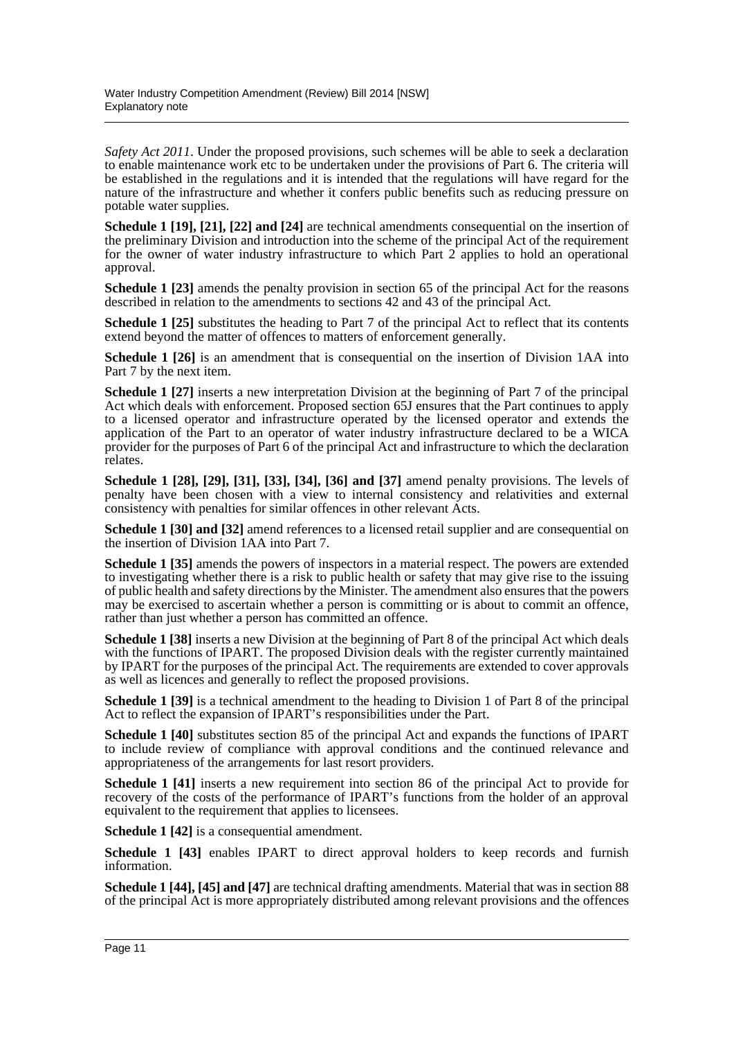*Safety Act 2011*. Under the proposed provisions, such schemes will be able to seek a declaration to enable maintenance work etc to be undertaken under the provisions of Part 6. The criteria will be established in the regulations and it is intended that the regulations will have regard for the nature of the infrastructure and whether it confers public benefits such as reducing pressure on potable water supplies.

**Schedule 1 [19], [21], [22] and [24]** are technical amendments consequential on the insertion of the preliminary Division and introduction into the scheme of the principal Act of the requirement for the owner of water industry infrastructure to which Part 2 applies to hold an operational approval.

**Schedule 1 [23]** amends the penalty provision in section 65 of the principal Act for the reasons described in relation to the amendments to sections 42 and 43 of the principal Act.

**Schedule 1 [25]** substitutes the heading to Part 7 of the principal Act to reflect that its contents extend beyond the matter of offences to matters of enforcement generally.

**Schedule 1 [26]** is an amendment that is consequential on the insertion of Division 1AA into Part 7 by the next item.

**Schedule 1 [27]** inserts a new interpretation Division at the beginning of Part 7 of the principal Act which deals with enforcement. Proposed section 65J ensures that the Part continues to apply to a licensed operator and infrastructure operated by the licensed operator and extends the application of the Part to an operator of water industry infrastructure declared to be a WICA provider for the purposes of Part 6 of the principal Act and infrastructure to which the declaration relates.

**Schedule 1 [28], [29], [31], [33], [34], [36] and [37]** amend penalty provisions. The levels of penalty have been chosen with a view to internal consistency and relativities and external consistency with penalties for similar offences in other relevant Acts.

**Schedule 1 [30] and [32]** amend references to a licensed retail supplier and are consequential on the insertion of Division 1AA into Part 7.

**Schedule 1 [35]** amends the powers of inspectors in a material respect. The powers are extended to investigating whether there is a risk to public health or safety that may give rise to the issuing of public health and safety directions by the Minister. The amendment also ensures that the powers may be exercised to ascertain whether a person is committing or is about to commit an offence, rather than just whether a person has committed an offence.

**Schedule 1 [38]** inserts a new Division at the beginning of Part 8 of the principal Act which deals with the functions of IPART. The proposed Division deals with the register currently maintained by IPART for the purposes of the principal Act. The requirements are extended to cover approvals as well as licences and generally to reflect the proposed provisions.

**Schedule 1 [39]** is a technical amendment to the heading to Division 1 of Part 8 of the principal Act to reflect the expansion of IPART's responsibilities under the Part.

**Schedule 1 [40]** substitutes section 85 of the principal Act and expands the functions of IPART to include review of compliance with approval conditions and the continued relevance and appropriateness of the arrangements for last resort providers.

**Schedule 1 [41]** inserts a new requirement into section 86 of the principal Act to provide for recovery of the costs of the performance of IPART's functions from the holder of an approval equivalent to the requirement that applies to licensees.

**Schedule 1 [42]** is a consequential amendment.

**Schedule 1 [43]** enables IPART to direct approval holders to keep records and furnish information.

**Schedule 1 [44], [45] and [47]** are technical drafting amendments. Material that was in section 88 of the principal Act is more appropriately distributed among relevant provisions and the offences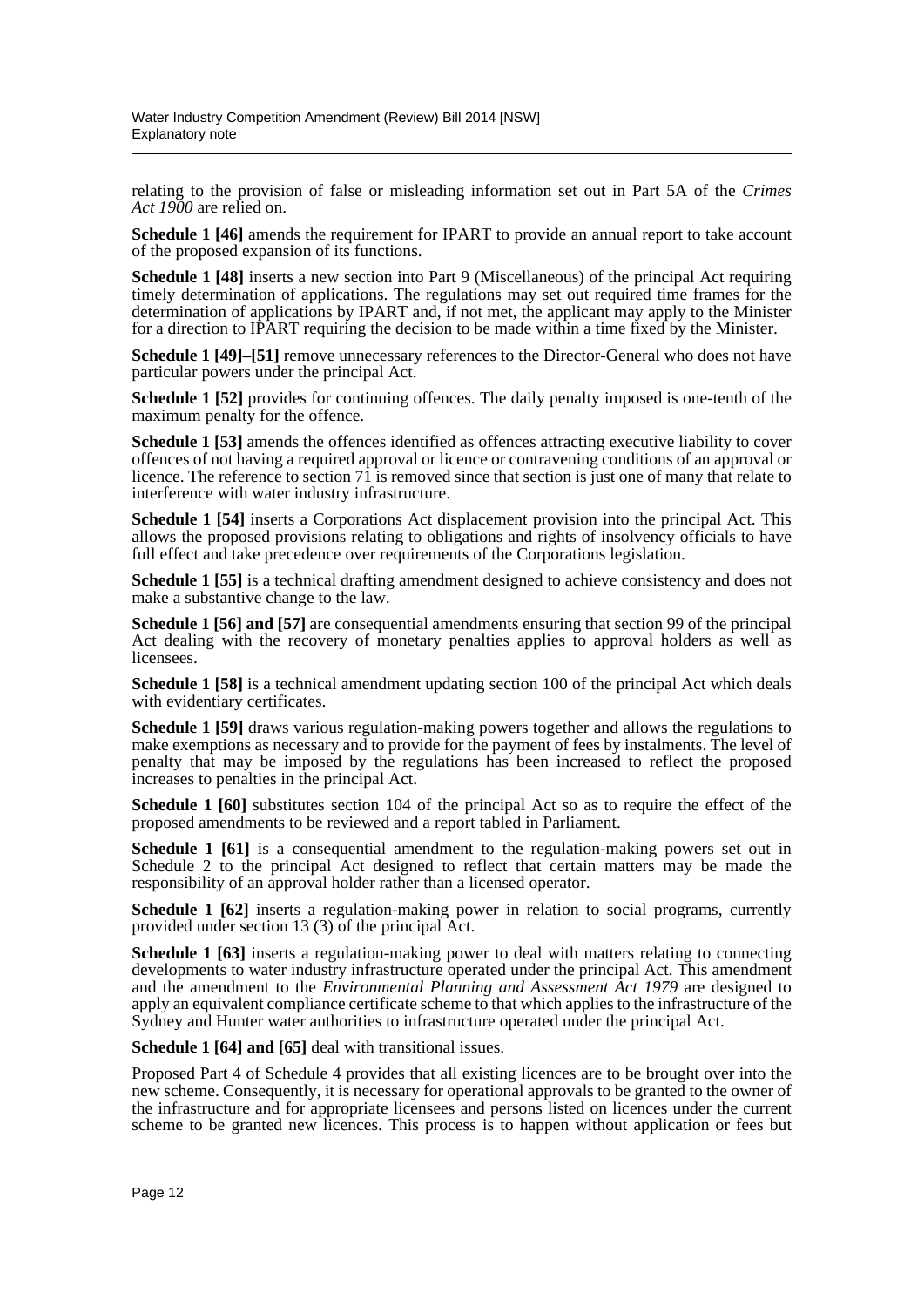relating to the provision of false or misleading information set out in Part 5A of the *Crimes Act 1900* are relied on.

**Schedule 1 [46]** amends the requirement for IPART to provide an annual report to take account of the proposed expansion of its functions.

**Schedule 1 [48]** inserts a new section into Part 9 (Miscellaneous) of the principal Act requiring timely determination of applications. The regulations may set out required time frames for the determination of applications by IPART and, if not met, the applicant may apply to the Minister for a direction to IPART requiring the decision to be made within a time fixed by the Minister.

**Schedule 1 [49]–[51]** remove unnecessary references to the Director-General who does not have particular powers under the principal Act.

**Schedule 1 [52]** provides for continuing offences. The daily penalty imposed is one-tenth of the maximum penalty for the offence.

**Schedule 1 [53]** amends the offences identified as offences attracting executive liability to cover offences of not having a required approval or licence or contravening conditions of an approval or licence. The reference to section 71 is removed since that section is just one of many that relate to interference with water industry infrastructure.

**Schedule 1 [54]** inserts a Corporations Act displacement provision into the principal Act. This allows the proposed provisions relating to obligations and rights of insolvency officials to have full effect and take precedence over requirements of the Corporations legislation.

**Schedule 1 [55]** is a technical drafting amendment designed to achieve consistency and does not make a substantive change to the law.

**Schedule 1 [56] and [57]** are consequential amendments ensuring that section 99 of the principal Act dealing with the recovery of monetary penalties applies to approval holders as well as licensees.

**Schedule 1 [58]** is a technical amendment updating section 100 of the principal Act which deals with evidentiary certificates.

**Schedule 1 [59]** draws various regulation-making powers together and allows the regulations to make exemptions as necessary and to provide for the payment of fees by instalments. The level of penalty that may be imposed by the regulations has been increased to reflect the proposed increases to penalties in the principal Act.

**Schedule 1 [60]** substitutes section 104 of the principal Act so as to require the effect of the proposed amendments to be reviewed and a report tabled in Parliament.

**Schedule 1 [61]** is a consequential amendment to the regulation-making powers set out in Schedule 2 to the principal Act designed to reflect that certain matters may be made the responsibility of an approval holder rather than a licensed operator.

**Schedule 1 [62]** inserts a regulation-making power in relation to social programs, currently provided under section 13 (3) of the principal Act.

**Schedule 1 [63]** inserts a regulation-making power to deal with matters relating to connecting developments to water industry infrastructure operated under the principal Act. This amendment and the amendment to the *Environmental Planning and Assessment Act 1979* are designed to apply an equivalent compliance certificate scheme to that which applies to the infrastructure of the Sydney and Hunter water authorities to infrastructure operated under the principal Act.

**Schedule 1 [64] and [65]** deal with transitional issues.

Proposed Part 4 of Schedule 4 provides that all existing licences are to be brought over into the new scheme. Consequently, it is necessary for operational approvals to be granted to the owner of the infrastructure and for appropriate licensees and persons listed on licences under the current scheme to be granted new licences. This process is to happen without application or fees but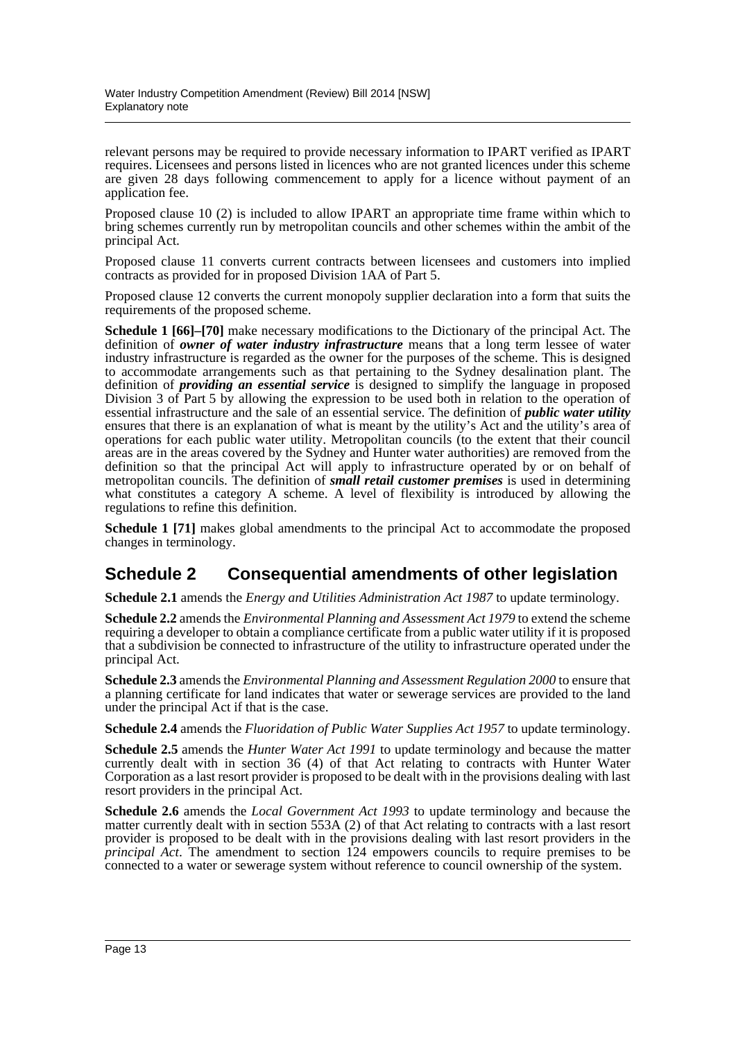relevant persons may be required to provide necessary information to IPART verified as IPART requires. Licensees and persons listed in licences who are not granted licences under this scheme are given 28 days following commencement to apply for a licence without payment of an application fee.

Proposed clause 10 (2) is included to allow IPART an appropriate time frame within which to bring schemes currently run by metropolitan councils and other schemes within the ambit of the principal Act.

Proposed clause 11 converts current contracts between licensees and customers into implied contracts as provided for in proposed Division 1AA of Part 5.

Proposed clause 12 converts the current monopoly supplier declaration into a form that suits the requirements of the proposed scheme.

**Schedule 1 [66]–[70]** make necessary modifications to the Dictionary of the principal Act. The definition of ***owner of water industry infrastructure*** means that a long term lessee of water industry infrastructure is regarded as the owner for the purposes of the scheme. This is designed to accommodate arrangements such as that pertaining to the Sydney desalination plant. The definition of ***providing an essential service*** is designed to simplify the language in proposed Division 3 of Part 5 by allowing the expression to be used both in relation to the operation of essential infrastructure and the sale of an essential service. The definition of ***public water utility*** ensures that there is an explanation of what is meant by the utility's Act and the utility's area of operations for each public water utility. Metropolitan councils (to the extent that their council areas are in the areas covered by the Sydney and Hunter water authorities) are removed from the definition so that the principal Act will apply to infrastructure operated by or on behalf of metropolitan councils. The definition of ***small retail customer premises*** is used in determining what constitutes a category A scheme. A level of flexibility is introduced by allowing the regulations to refine this definition.

**Schedule 1 [71]** makes global amendments to the principal Act to accommodate the proposed changes in terminology.

## Schedule 2 Consequential amendments of other legislation

**Schedule 2.1** amends the *Energy and Utilities Administration Act 1987* to update terminology.

**Schedule 2.2** amends the *Environmental Planning and Assessment Act 1979* to extend the scheme requiring a developer to obtain a compliance certificate from a public water utility if it is proposed that a subdivision be connected to infrastructure of the utility to infrastructure operated under the principal Act.

**Schedule 2.3** amends the *Environmental Planning and Assessment Regulation 2000* to ensure that a planning certificate for land indicates that water or sewerage services are provided to the land under the principal Act if that is the case.

**Schedule 2.4** amends the *Fluoridation of Public Water Supplies Act 1957* to update terminology.

**Schedule 2.5** amends the *Hunter Water Act 1991* to update terminology and because the matter currently dealt with in section 36 (4) of that Act relating to contracts with Hunter Water Corporation as a last resort provider is proposed to be dealt with in the provisions dealing with last resort providers in the principal Act.

**Schedule 2.6** amends the *Local Government Act 1993* to update terminology and because the matter currently dealt with in section 553A (2) of that Act relating to contracts with a last resort provider is proposed to be dealt with in the provisions dealing with last resort providers in the *principal Act*. The amendment to section 124 empowers councils to require premises to be connected to a water or sewerage system without reference to council ownership of the system.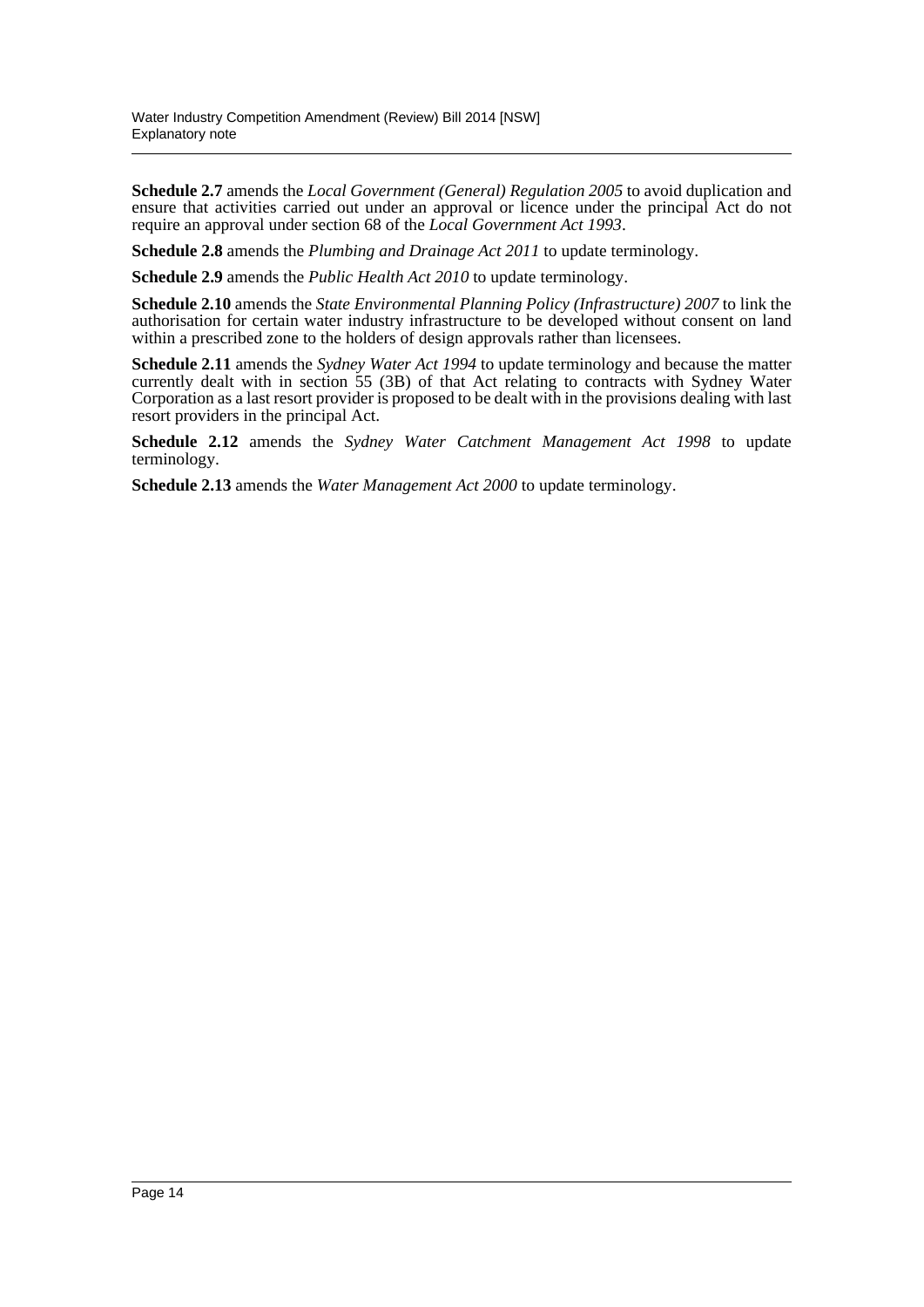**Schedule 2.7** amends the *Local Government (General) Regulation 2005* to avoid duplication and ensure that activities carried out under an approval or licence under the principal Act do not require an approval under section 68 of the *Local Government Act 1993*.

**Schedule 2.8** amends the *Plumbing and Drainage Act 2011* to update terminology.

**Schedule 2.9** amends the *Public Health Act 2010* to update terminology.

**Schedule 2.10** amends the *State Environmental Planning Policy (Infrastructure) 2007* to link the authorisation for certain water industry infrastructure to be developed without consent on land within a prescribed zone to the holders of design approvals rather than licensees.

**Schedule 2.11** amends the *Sydney Water Act 1994* to update terminology and because the matter currently dealt with in section 55 (3B) of that Act relating to contracts with Sydney Water Corporation as a last resort provider is proposed to be dealt with in the provisions dealing with last resort providers in the principal Act.

**Schedule 2.12** amends the *Sydney Water Catchment Management Act 1998* to update terminology.

**Schedule 2.13** amends the *Water Management Act 2000* to update terminology.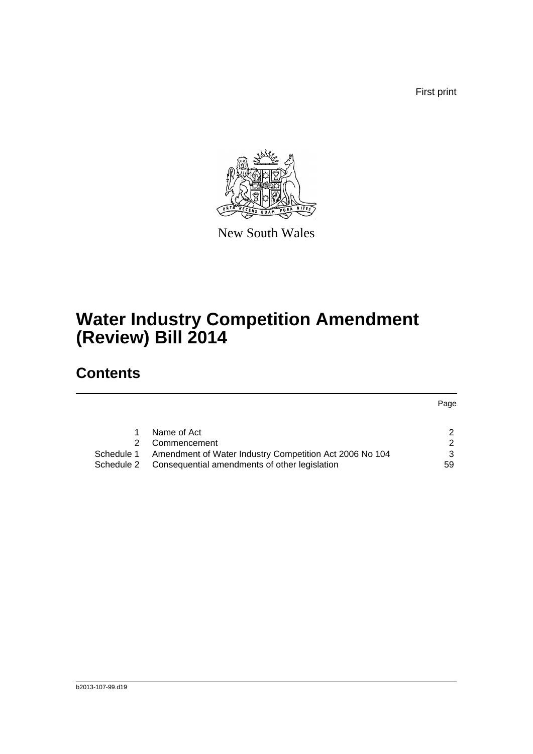First print

New South Wales

# Water Industry Competition Amendment (Review) Bill 2014

## Contents

| | | Page |
|---|---|---|
| 1 | Name of Act | 2 |
| 2 | Commencement | 2 |
| Schedule 1 | Amendment of Water Industry Competition Act 2006 No 104 | 3 |
| Schedule 2 | Consequential amendments of other legislation | 59 |

b2013-107-99.d19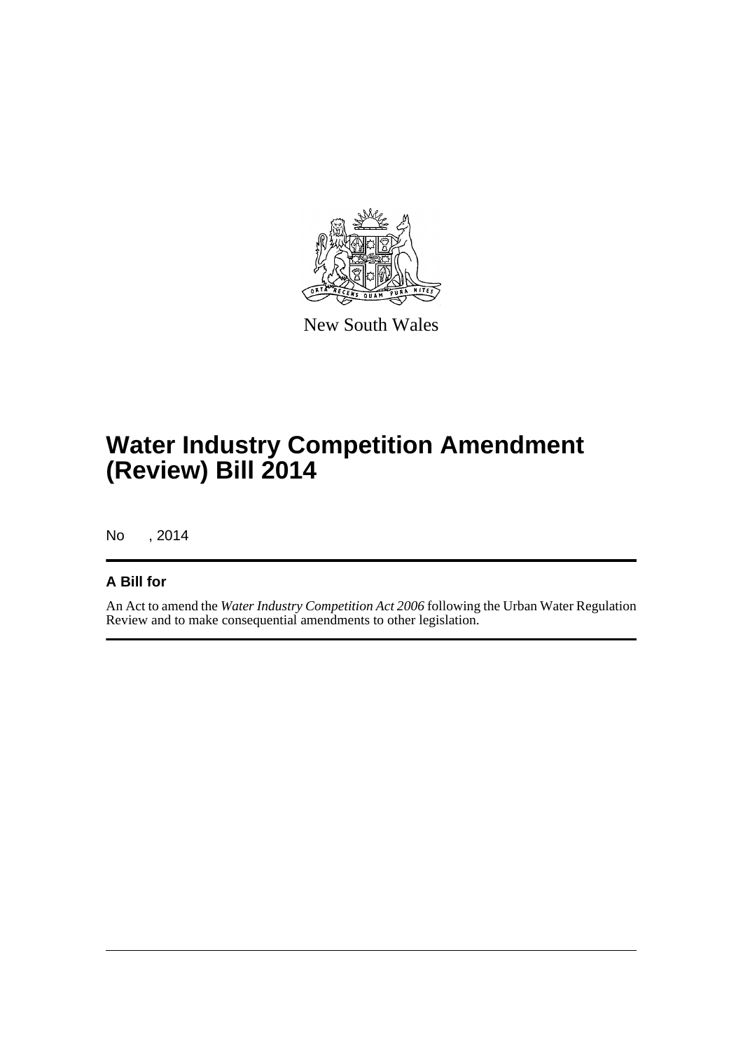New South Wales

# Water Industry Competition Amendment (Review) Bill 2014

No , 2014

## A Bill for

An Act to amend the *Water Industry Competition Act 2006* following the Urban Water Regulation Review and to make consequential amendments to other legislation.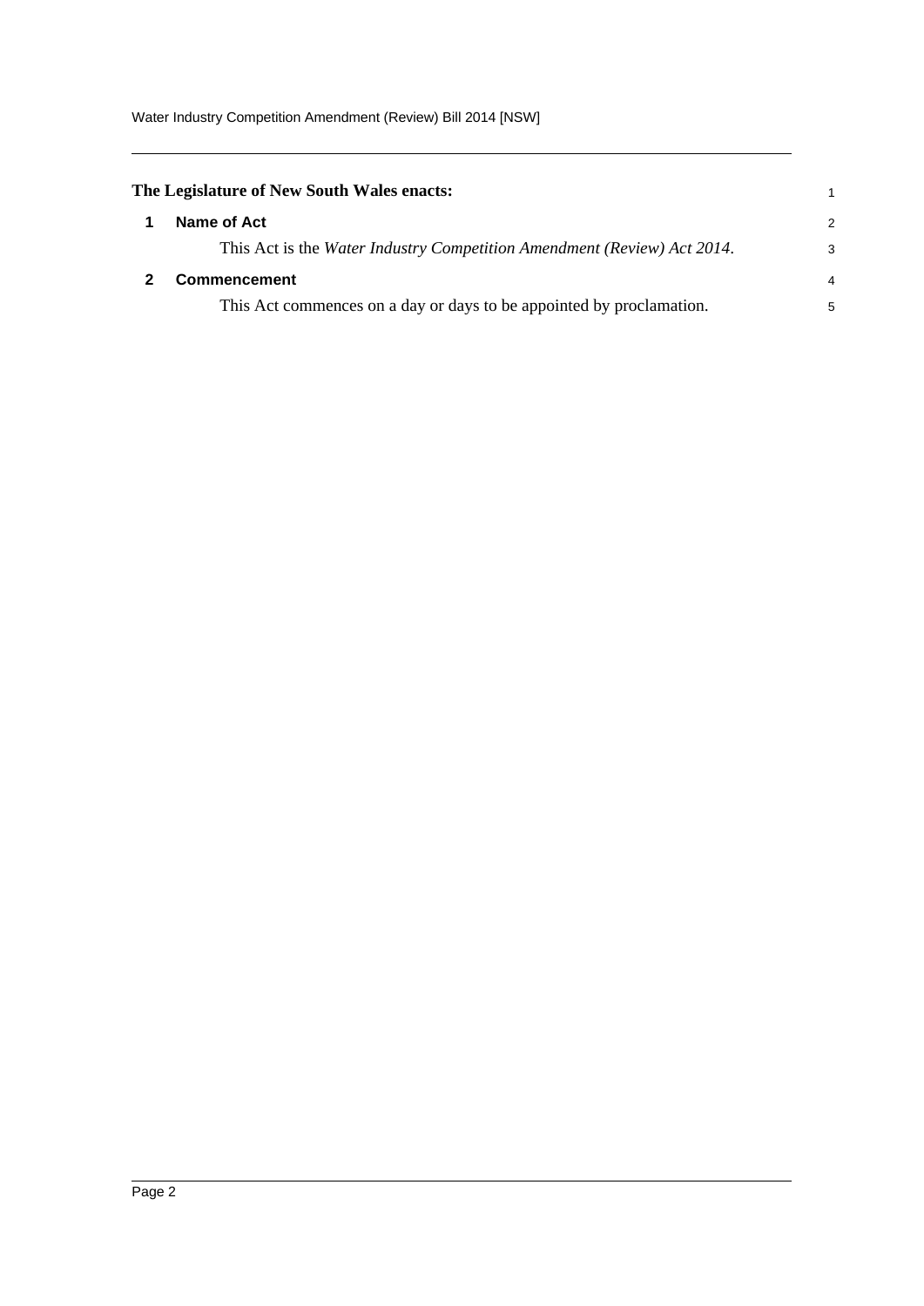**The Legislature of New South Wales enacts:**

## 1 Name of Act

This Act is the *Water Industry Competition Amendment (Review) Act 2014*.

## 2 Commencement

This Act commences on a day or days to be appointed by proclamation.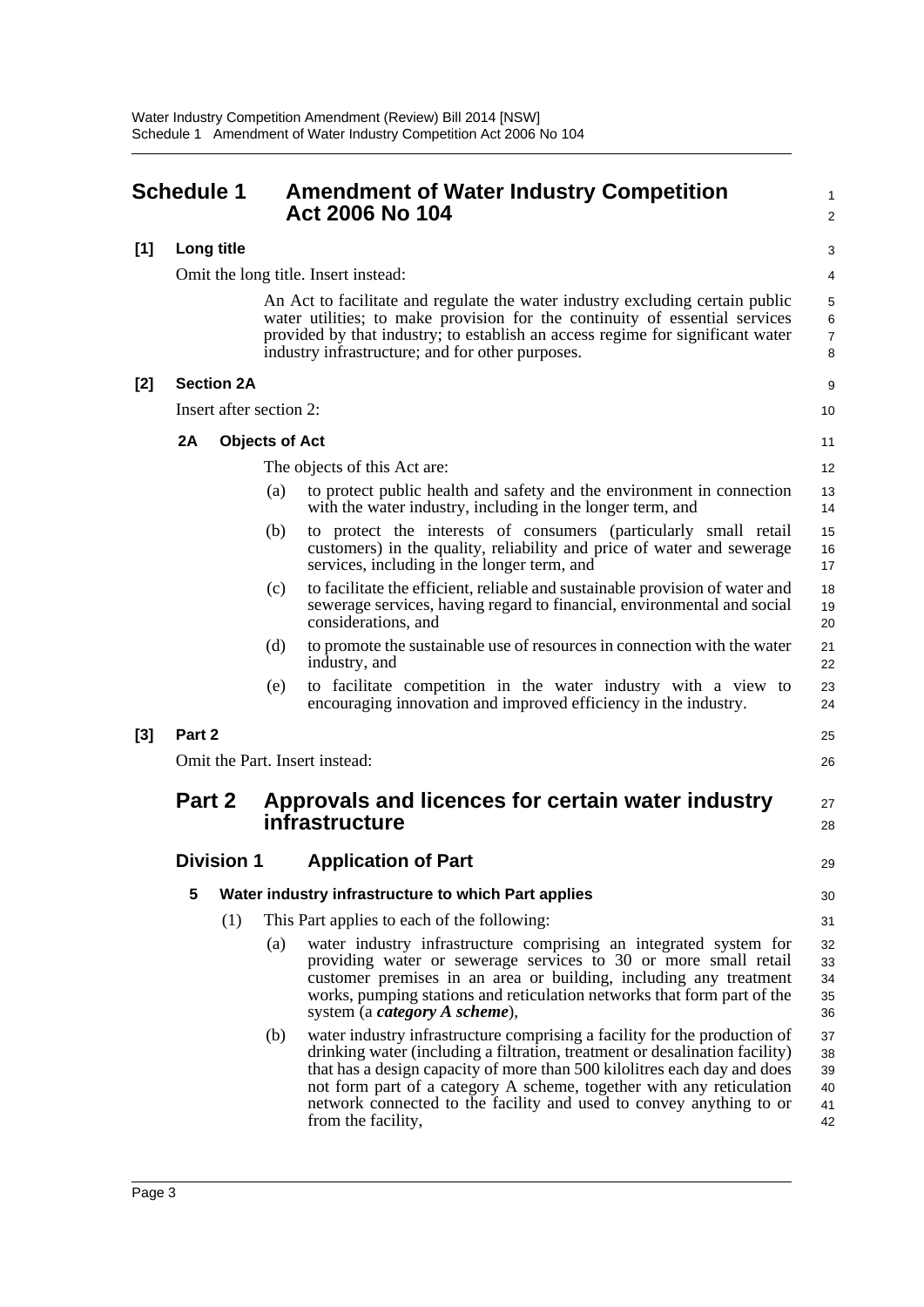# Schedule 1 Amendment of Water Industry Competition Act 2006 No 104

**[1] Long title**

Omit the long title. Insert instead:

> An Act to facilitate and regulate the water industry excluding certain public water utilities; to make provision for the continuity of essential services provided by that industry; to establish an access regime for significant water industry infrastructure; and for other purposes.

**[2] Section 2A**

Insert after section 2:

**2A Objects of Act**

The objects of this Act are:

(a) to protect public health and safety and the environment in connection with the water industry, including in the longer term, and

(b) to protect the interests of consumers (particularly small retail customers) in the quality, reliability and price of water and sewerage services, including in the longer term, and

(c) to facilitate the efficient, reliable and sustainable provision of water and sewerage services, having regard to financial, environmental and social considerations, and

(d) to promote the sustainable use of resources in connection with the water industry, and

(e) to facilitate competition in the water industry with a view to encouraging innovation and improved efficiency in the industry.

**[3] Part 2**

Omit the Part. Insert instead:

## Part 2 Approvals and licences for certain water industry infrastructure

### Division 1 Application of Part

**5 Water industry infrastructure to which Part applies**

(1) This Part applies to each of the following:

(a) water industry infrastructure comprising an integrated system for providing water or sewerage services to 30 or more small retail customer premises in an area or building, including any treatment works, pumping stations and reticulation networks that form part of the system (a ***category A scheme***),

(b) water industry infrastructure comprising a facility for the production of drinking water (including a filtration, treatment or desalination facility) that has a design capacity of more than 500 kilolitres each day and does not form part of a category A scheme, together with any reticulation network connected to the facility and used to convey anything to or from the facility,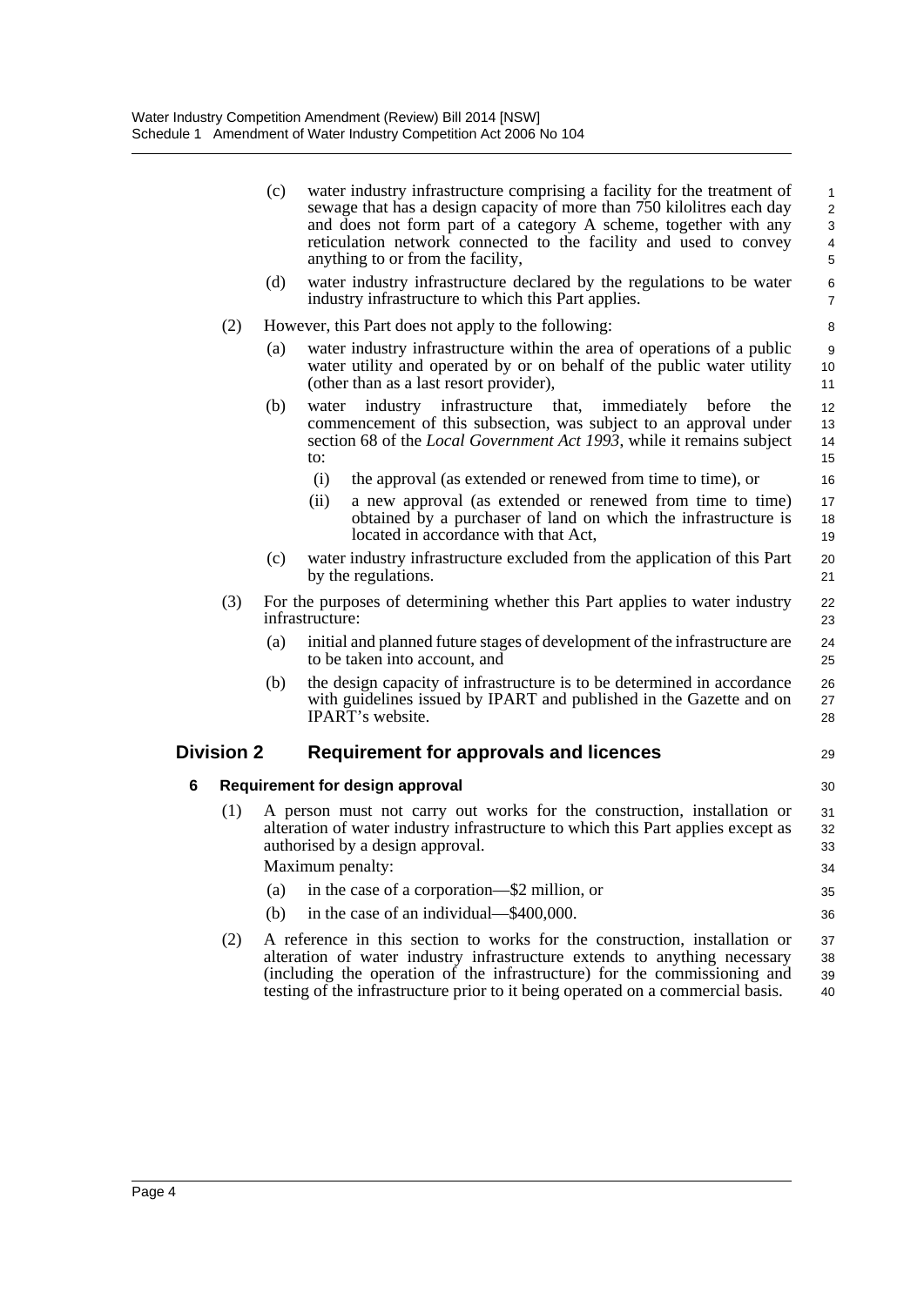(c) water industry infrastructure comprising a facility for the treatment of sewage that has a design capacity of more than 750 kilolitres each day and does not form part of a category A scheme, together with any reticulation network connected to the facility and used to convey anything to or from the facility,

(d) water industry infrastructure declared by the regulations to be water industry infrastructure to which this Part applies.

(2) However, this Part does not apply to the following:

(a) water industry infrastructure within the area of operations of a public water utility and operated by or on behalf of the public water utility (other than as a last resort provider),

(b) water industry infrastructure that, immediately before the commencement of this subsection, was subject to an approval under section 68 of the *Local Government Act 1993*, while it remains subject to:

(i) the approval (as extended or renewed from time to time), or

(ii) a new approval (as extended or renewed from time to time) obtained by a purchaser of land on which the infrastructure is located in accordance with that Act,

(c) water industry infrastructure excluded from the application of this Part by the regulations.

(3) For the purposes of determining whether this Part applies to water industry infrastructure:

(a) initial and planned future stages of development of the infrastructure are to be taken into account, and

(b) the design capacity of infrastructure is to be determined in accordance with guidelines issued by IPART and published in the Gazette and on IPART's website.

## Division 2 Requirement for approvals and licences

### 6 Requirement for design approval

(1) A person must not carry out works for the construction, installation or alteration of water industry infrastructure to which this Part applies except as authorised by a design approval.

Maximum penalty:

(a) in the case of a corporation—$2 million, or

(b) in the case of an individual—$400,000.

(2) A reference in this section to works for the construction, installation or alteration of water industry infrastructure extends to anything necessary (including the operation of the infrastructure) for the commissioning and testing of the infrastructure prior to it being operated on a commercial basis.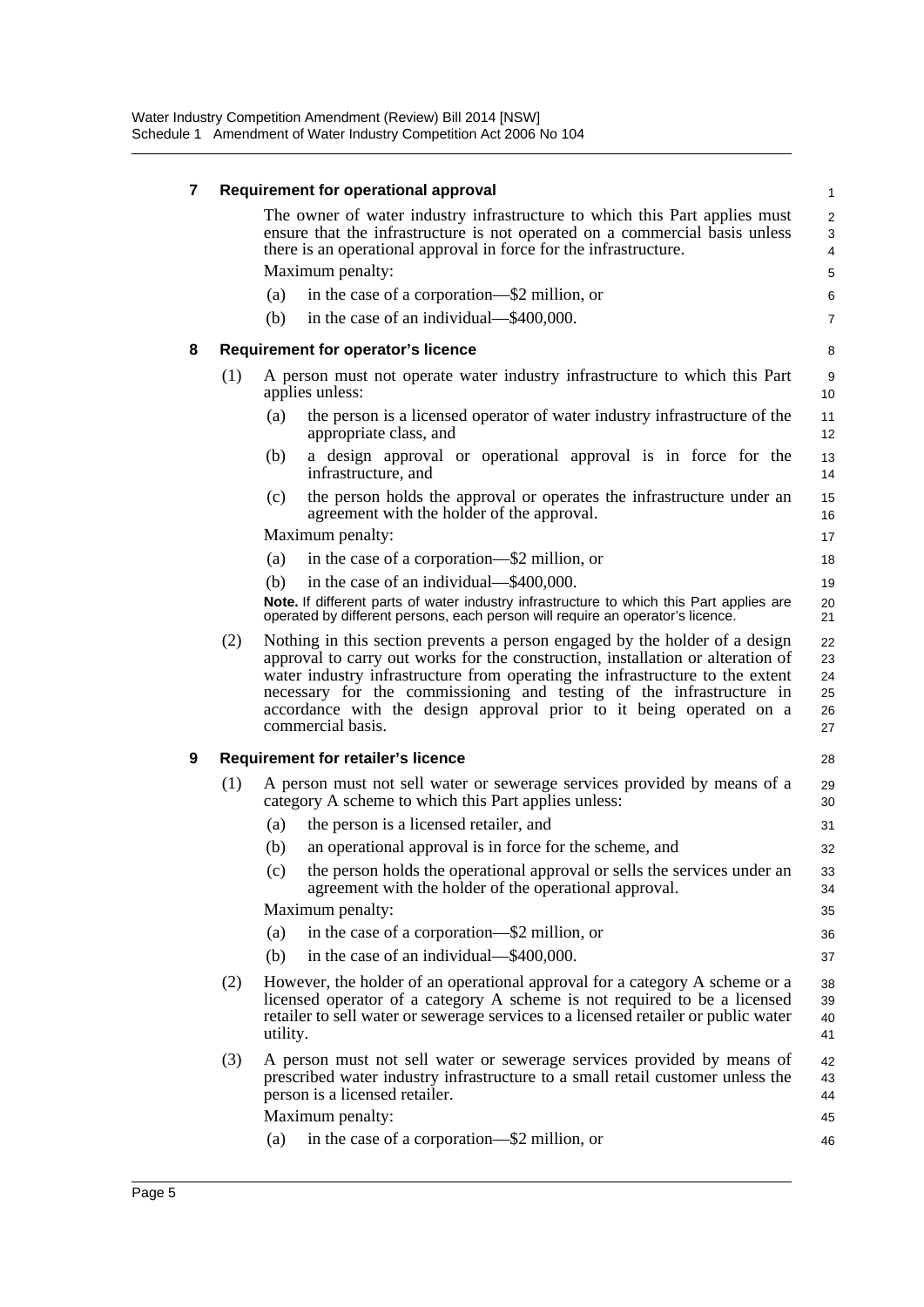### 7 Requirement for operational approval

The owner of water industry infrastructure to which this Part applies must ensure that the infrastructure is not operated on a commercial basis unless there is an operational approval in force for the infrastructure.

Maximum penalty:

(a) in the case of a corporation—$2 million, or

(b) in the case of an individual—$400,000.

### 8 Requirement for operator's licence

(1) A person must not operate water industry infrastructure to which this Part applies unless:

(a) the person is a licensed operator of water industry infrastructure of the appropriate class, and

(b) a design approval or operational approval is in force for the infrastructure, and

(c) the person holds the approval or operates the infrastructure under an agreement with the holder of the approval.

Maximum penalty:

(a) in the case of a corporation—$2 million, or

(b) in the case of an individual—$400,000.

**Note.** If different parts of water industry infrastructure to which this Part applies are operated by different persons, each person will require an operator's licence.

(2) Nothing in this section prevents a person engaged by the holder of a design approval to carry out works for the construction, installation or alteration of water industry infrastructure from operating the infrastructure to the extent necessary for the commissioning and testing of the infrastructure in accordance with the design approval prior to it being operated on a commercial basis.

### 9 Requirement for retailer's licence

(1) A person must not sell water or sewerage services provided by means of a category A scheme to which this Part applies unless:

(a) the person is a licensed retailer, and

(b) an operational approval is in force for the scheme, and

(c) the person holds the operational approval or sells the services under an agreement with the holder of the operational approval.

Maximum penalty:

(a) in the case of a corporation—$2 million, or

(b) in the case of an individual—$400,000.

(2) However, the holder of an operational approval for a category A scheme or a licensed operator of a category A scheme is not required to be a licensed retailer to sell water or sewerage services to a licensed retailer or public water utility.

(3) A person must not sell water or sewerage services provided by means of prescribed water industry infrastructure to a small retail customer unless the person is a licensed retailer.

Maximum penalty:

(a) in the case of a corporation—$2 million, or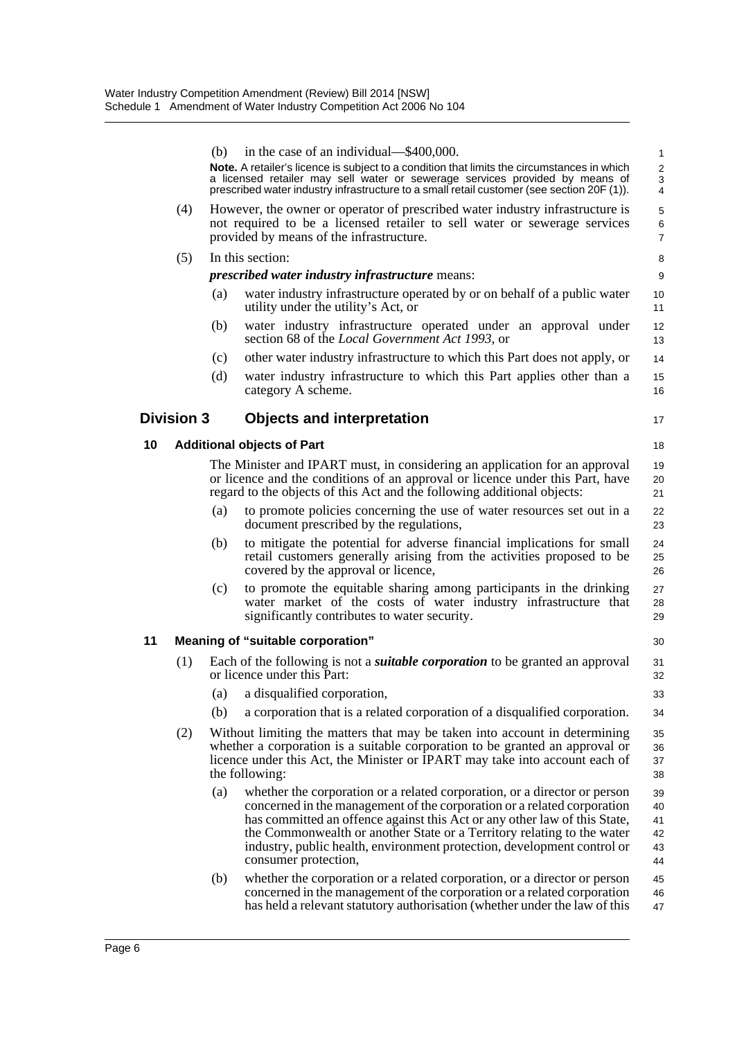(b) in the case of an individual—$400,000.

**Note.** A retailer's licence is subject to a condition that limits the circumstances in which a licensed retailer may sell water or sewerage services provided by means of prescribed water industry infrastructure to a small retail customer (see section 20F (1)).

(4) However, the owner or operator of prescribed water industry infrastructure is not required to be a licensed retailer to sell water or sewerage services provided by means of the infrastructure.

(5) In this section:

***prescribed water industry infrastructure*** means:

(a) water industry infrastructure operated by or on behalf of a public water utility under the utility's Act, or

(b) water industry infrastructure operated under an approval under section 68 of the *Local Government Act 1993*, or

(c) other water industry infrastructure to which this Part does not apply, or

(d) water industry infrastructure to which this Part applies other than a category A scheme.

## Division 3 Objects and interpretation

### 10 Additional objects of Part

The Minister and IPART must, in considering an application for an approval or licence and the conditions of an approval or licence under this Part, have regard to the objects of this Act and the following additional objects:

(a) to promote policies concerning the use of water resources set out in a document prescribed by the regulations,

(b) to mitigate the potential for adverse financial implications for small retail customers generally arising from the activities proposed to be covered by the approval or licence,

(c) to promote the equitable sharing among participants in the drinking water market of the costs of water industry infrastructure that significantly contributes to water security.

### 11 Meaning of "suitable corporation"

(1) Each of the following is not a ***suitable corporation*** to be granted an approval or licence under this Part:

(a) a disqualified corporation,

(b) a corporation that is a related corporation of a disqualified corporation.

(2) Without limiting the matters that may be taken into account in determining whether a corporation is a suitable corporation to be granted an approval or licence under this Act, the Minister or IPART may take into account each of the following:

(a) whether the corporation or a related corporation, or a director or person concerned in the management of the corporation or a related corporation has committed an offence against this Act or any other law of this State, the Commonwealth or another State or a Territory relating to the water industry, public health, environment protection, development control or consumer protection,

(b) whether the corporation or a related corporation, or a director or person concerned in the management of the corporation or a related corporation has held a relevant statutory authorisation (whether under the law of this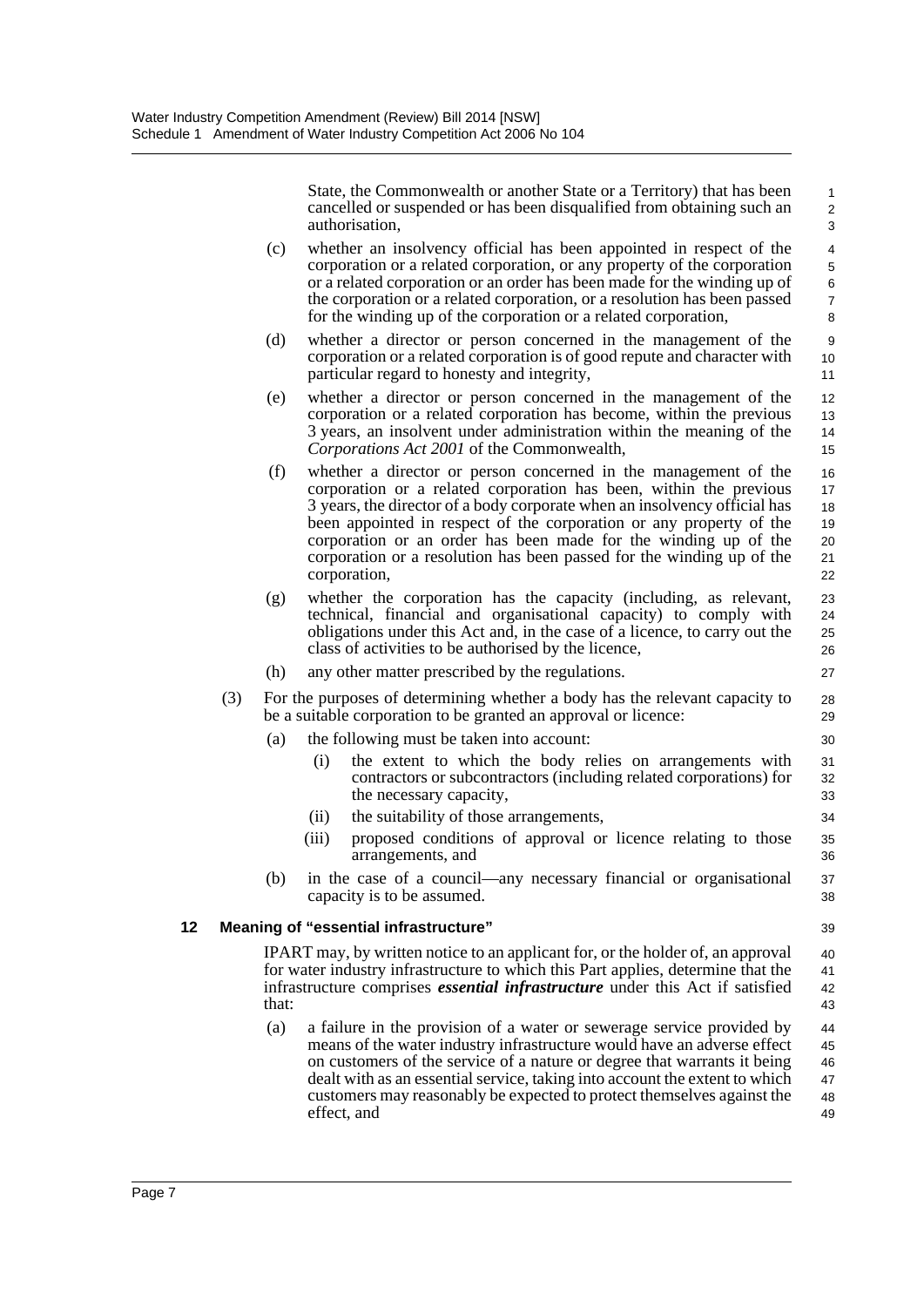State, the Commonwealth or another State or a Territory) that has been cancelled or suspended or has been disqualified from obtaining such an authorisation,

(c) whether an insolvency official has been appointed in respect of the corporation or a related corporation, or any property of the corporation or a related corporation or an order has been made for the winding up of the corporation or a related corporation, or a resolution has been passed for the winding up of the corporation or a related corporation,

(d) whether a director or person concerned in the management of the corporation or a related corporation is of good repute and character with particular regard to honesty and integrity,

(e) whether a director or person concerned in the management of the corporation or a related corporation has become, within the previous 3 years, an insolvent under administration within the meaning of the *Corporations Act 2001* of the Commonwealth,

(f) whether a director or person concerned in the management of the corporation or a related corporation has been, within the previous 3 years, the director of a body corporate when an insolvency official has been appointed in respect of the corporation or any property of the corporation or an order has been made for the winding up of the corporation or a resolution has been passed for the winding up of the corporation,

(g) whether the corporation has the capacity (including, as relevant, technical, financial and organisational capacity) to comply with obligations under this Act and, in the case of a licence, to carry out the class of activities to be authorised by the licence,

(h) any other matter prescribed by the regulations.

(3) For the purposes of determining whether a body has the relevant capacity to be a suitable corporation to be granted an approval or licence:

(a) the following must be taken into account:

(i) the extent to which the body relies on arrangements with contractors or subcontractors (including related corporations) for the necessary capacity,

(ii) the suitability of those arrangements,

(iii) proposed conditions of approval or licence relating to those arrangements, and

(b) in the case of a council—any necessary financial or organisational capacity is to be assumed.

### 12 Meaning of "essential infrastructure"

IPART may, by written notice to an applicant for, or the holder of, an approval for water industry infrastructure to which this Part applies, determine that the infrastructure comprises ***essential infrastructure*** under this Act if satisfied that:

(a) a failure in the provision of a water or sewerage service provided by means of the water industry infrastructure would have an adverse effect on customers of the service of a nature or degree that warrants it being dealt with as an essential service, taking into account the extent to which customers may reasonably be expected to protect themselves against the effect, and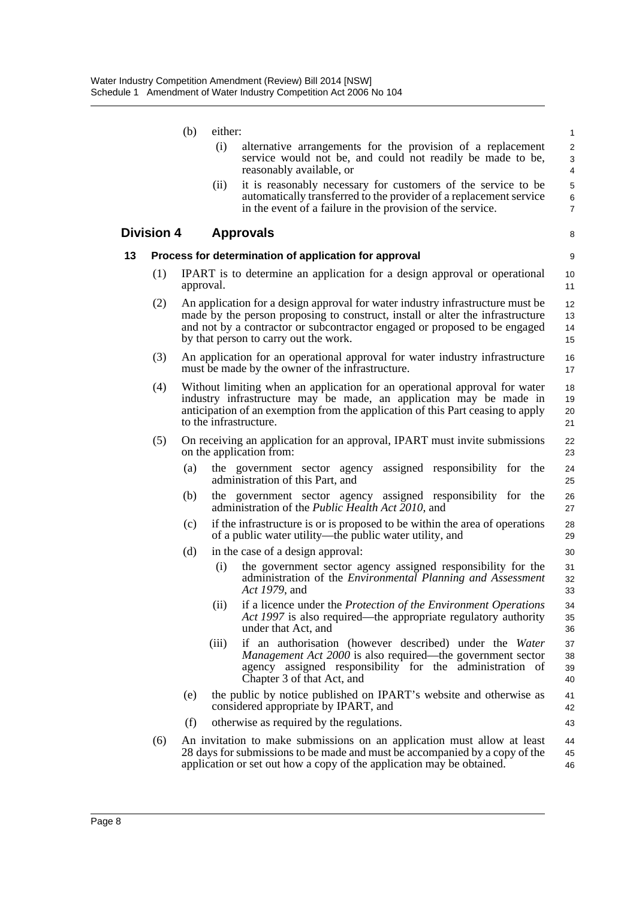(b) either:

(i) alternative arrangements for the provision of a replacement service would not be, and could not readily be made to be, reasonably available, or

(ii) it is reasonably necessary for customers of the service to be automatically transferred to the provider of a replacement service in the event of a failure in the provision of the service.

## Division 4 Approvals

### 13 Process for determination of application for approval

(1) IPART is to determine an application for a design approval or operational approval.

(2) An application for a design approval for water industry infrastructure must be made by the person proposing to construct, install or alter the infrastructure and not by a contractor or subcontractor engaged or proposed to be engaged by that person to carry out the work.

(3) An application for an operational approval for water industry infrastructure must be made by the owner of the infrastructure.

(4) Without limiting when an application for an operational approval for water industry infrastructure may be made, an application may be made in anticipation of an exemption from the application of this Part ceasing to apply to the infrastructure.

(5) On receiving an application for an approval, IPART must invite submissions on the application from:

(a) the government sector agency assigned responsibility for the administration of this Part, and

(b) the government sector agency assigned responsibility for the administration of the *Public Health Act 2010*, and

(c) if the infrastructure is or is proposed to be within the area of operations of a public water utility—the public water utility, and

(d) in the case of a design approval:

(i) the government sector agency assigned responsibility for the administration of the *Environmental Planning and Assessment Act 1979*, and

(ii) if a licence under the *Protection of the Environment Operations Act 1997* is also required—the appropriate regulatory authority under that Act, and

(iii) if an authorisation (however described) under the *Water Management Act 2000* is also required—the government sector agency assigned responsibility for the administration of Chapter 3 of that Act, and

(e) the public by notice published on IPART's website and otherwise as considered appropriate by IPART, and

(f) otherwise as required by the regulations.

(6) An invitation to make submissions on an application must allow at least 28 days for submissions to be made and must be accompanied by a copy of the application or set out how a copy of the application may be obtained.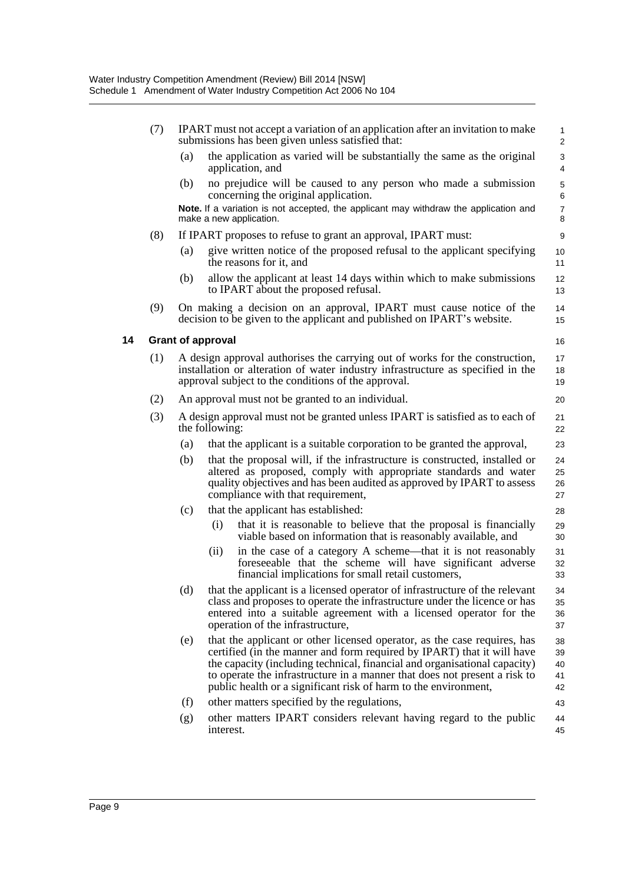(7) IPART must not accept a variation of an application after an invitation to make submissions has been given unless satisfied that:

(a) the application as varied will be substantially the same as the original application, and

(b) no prejudice will be caused to any person who made a submission concerning the original application.

**Note.** If a variation is not accepted, the applicant may withdraw the application and make a new application.

(8) If IPART proposes to refuse to grant an approval, IPART must:

(a) give written notice of the proposed refusal to the applicant specifying the reasons for it, and

(b) allow the applicant at least 14 days within which to make submissions to IPART about the proposed refusal.

(9) On making a decision on an approval, IPART must cause notice of the decision to be given to the applicant and published on IPART's website.

### 14 Grant of approval

(1) A design approval authorises the carrying out of works for the construction, installation or alteration of water industry infrastructure as specified in the approval subject to the conditions of the approval.

(2) An approval must not be granted to an individual.

(3) A design approval must not be granted unless IPART is satisfied as to each of the following:

(a) that the applicant is a suitable corporation to be granted the approval,

(b) that the proposal will, if the infrastructure is constructed, installed or altered as proposed, comply with appropriate standards and water quality objectives and has been audited as approved by IPART to assess compliance with that requirement,

(c) that the applicant has established:

(i) that it is reasonable to believe that the proposal is financially viable based on information that is reasonably available, and

(ii) in the case of a category A scheme—that it is not reasonably foreseeable that the scheme will have significant adverse financial implications for small retail customers,

(d) that the applicant is a licensed operator of infrastructure of the relevant class and proposes to operate the infrastructure under the licence or has entered into a suitable agreement with a licensed operator for the operation of the infrastructure,

(e) that the applicant or other licensed operator, as the case requires, has certified (in the manner and form required by IPART) that it will have the capacity (including technical, financial and organisational capacity) to operate the infrastructure in a manner that does not present a risk to public health or a significant risk of harm to the environment,

(f) other matters specified by the regulations,

(g) other matters IPART considers relevant having regard to the public interest.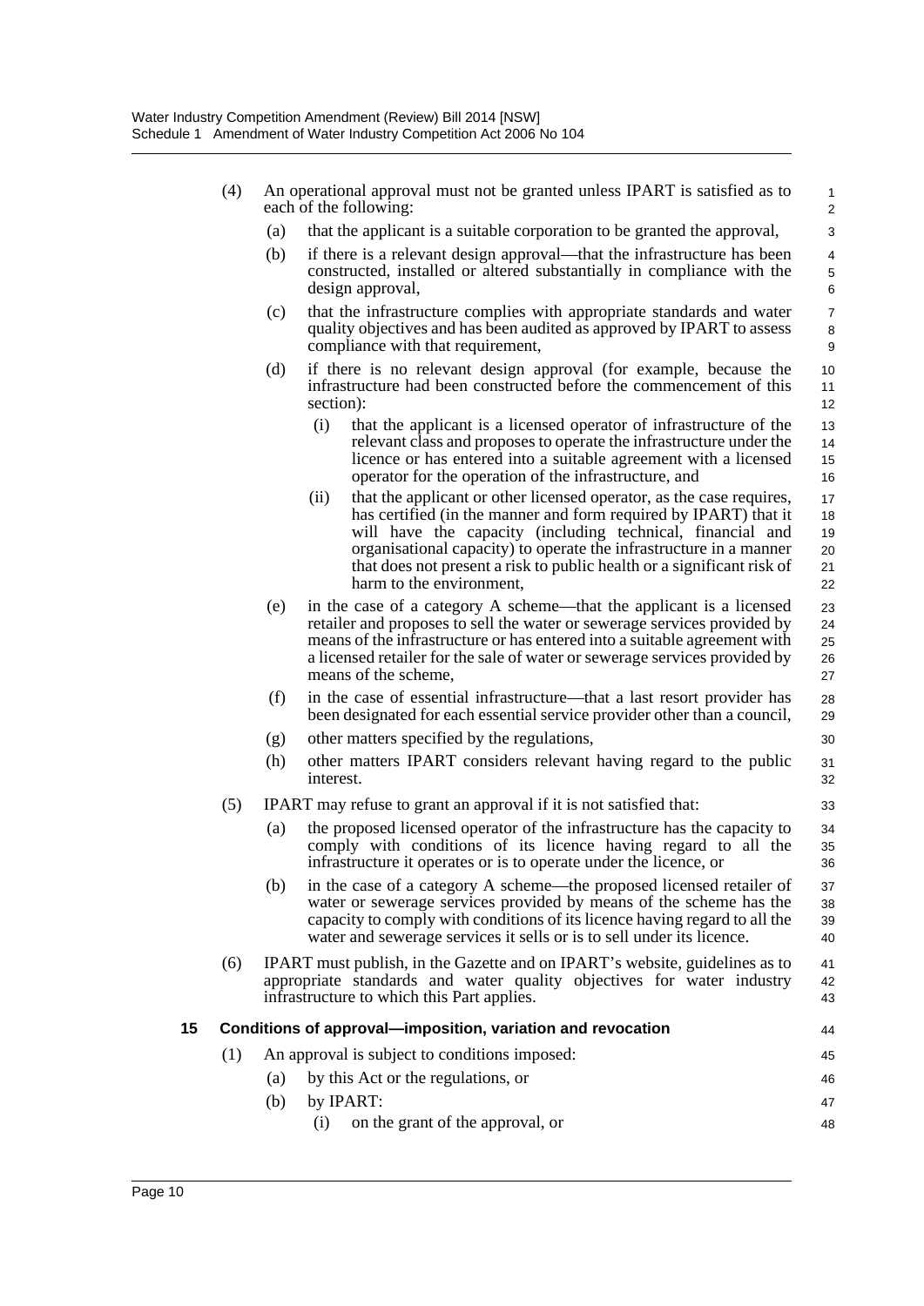(4) An operational approval must not be granted unless IPART is satisfied as to each of the following:

  (a) that the applicant is a suitable corporation to be granted the approval,

  (b) if there is a relevant design approval—that the infrastructure has been constructed, installed or altered substantially in compliance with the design approval,

  (c) that the infrastructure complies with appropriate standards and water quality objectives and has been audited as approved by IPART to assess compliance with that requirement,

  (d) if there is no relevant design approval (for example, because the infrastructure had been constructed before the commencement of this section):

    (i) that the applicant is a licensed operator of infrastructure of the relevant class and proposes to operate the infrastructure under the licence or has entered into a suitable agreement with a licensed operator for the operation of the infrastructure, and

    (ii) that the applicant or other licensed operator, as the case requires, has certified (in the manner and form required by IPART) that it will have the capacity (including technical, financial and organisational capacity) to operate the infrastructure in a manner that does not present a risk to public health or a significant risk of harm to the environment,

  (e) in the case of a category A scheme—that the applicant is a licensed retailer and proposes to sell the water or sewerage services provided by means of the infrastructure or has entered into a suitable agreement with a licensed retailer for the sale of water or sewerage services provided by means of the scheme,

  (f) in the case of essential infrastructure—that a last resort provider has been designated for each essential service provider other than a council,

  (g) other matters specified by the regulations,

  (h) other matters IPART considers relevant having regard to the public interest.

(5) IPART may refuse to grant an approval if it is not satisfied that:

  (a) the proposed licensed operator of the infrastructure has the capacity to comply with conditions of its licence having regard to all the infrastructure it operates or is to operate under the licence, or

  (b) in the case of a category A scheme—the proposed licensed retailer of water or sewerage services provided by means of the scheme has the capacity to comply with conditions of its licence having regard to all the water and sewerage services it sells or is to sell under its licence.

(6) IPART must publish, in the Gazette and on IPART's website, guidelines as to appropriate standards and water quality objectives for water industry infrastructure to which this Part applies.

### 15 Conditions of approval—imposition, variation and revocation

(1) An approval is subject to conditions imposed:

  (a) by this Act or the regulations, or

  (b) by IPART:

    (i) on the grant of the approval, or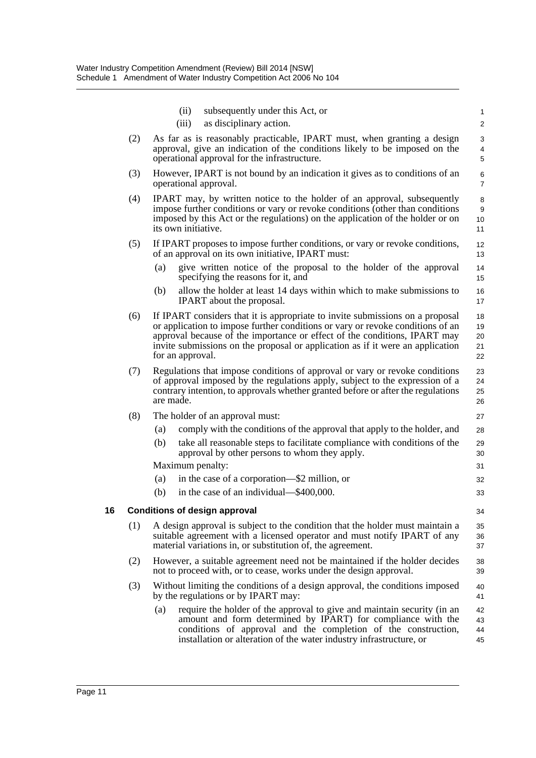(ii) subsequently under this Act, or

(iii) as disciplinary action.

(2) As far as is reasonably practicable, IPART must, when granting a design approval, give an indication of the conditions likely to be imposed on the operational approval for the infrastructure.

(3) However, IPART is not bound by an indication it gives as to conditions of an operational approval.

(4) IPART may, by written notice to the holder of an approval, subsequently impose further conditions or vary or revoke conditions (other than conditions imposed by this Act or the regulations) on the application of the holder or on its own initiative.

(5) If IPART proposes to impose further conditions, or vary or revoke conditions, of an approval on its own initiative, IPART must:

(a) give written notice of the proposal to the holder of the approval specifying the reasons for it, and

(b) allow the holder at least 14 days within which to make submissions to IPART about the proposal.

(6) If IPART considers that it is appropriate to invite submissions on a proposal or application to impose further conditions or vary or revoke conditions of an approval because of the importance or effect of the conditions, IPART may invite submissions on the proposal or application as if it were an application for an approval.

(7) Regulations that impose conditions of approval or vary or revoke conditions of approval imposed by the regulations apply, subject to the expression of a contrary intention, to approvals whether granted before or after the regulations are made.

(8) The holder of an approval must:

(a) comply with the conditions of the approval that apply to the holder, and

(b) take all reasonable steps to facilitate compliance with conditions of the approval by other persons to whom they apply.

Maximum penalty:

(a) in the case of a corporation—$2 million, or

(b) in the case of an individual—$400,000.

**16 Conditions of design approval**

(1) A design approval is subject to the condition that the holder must maintain a suitable agreement with a licensed operator and must notify IPART of any material variations in, or substitution of, the agreement.

(2) However, a suitable agreement need not be maintained if the holder decides not to proceed with, or to cease, works under the design approval.

(3) Without limiting the conditions of a design approval, the conditions imposed by the regulations or by IPART may:

(a) require the holder of the approval to give and maintain security (in an amount and form determined by IPART) for compliance with the conditions of approval and the completion of the construction, installation or alteration of the water industry infrastructure, or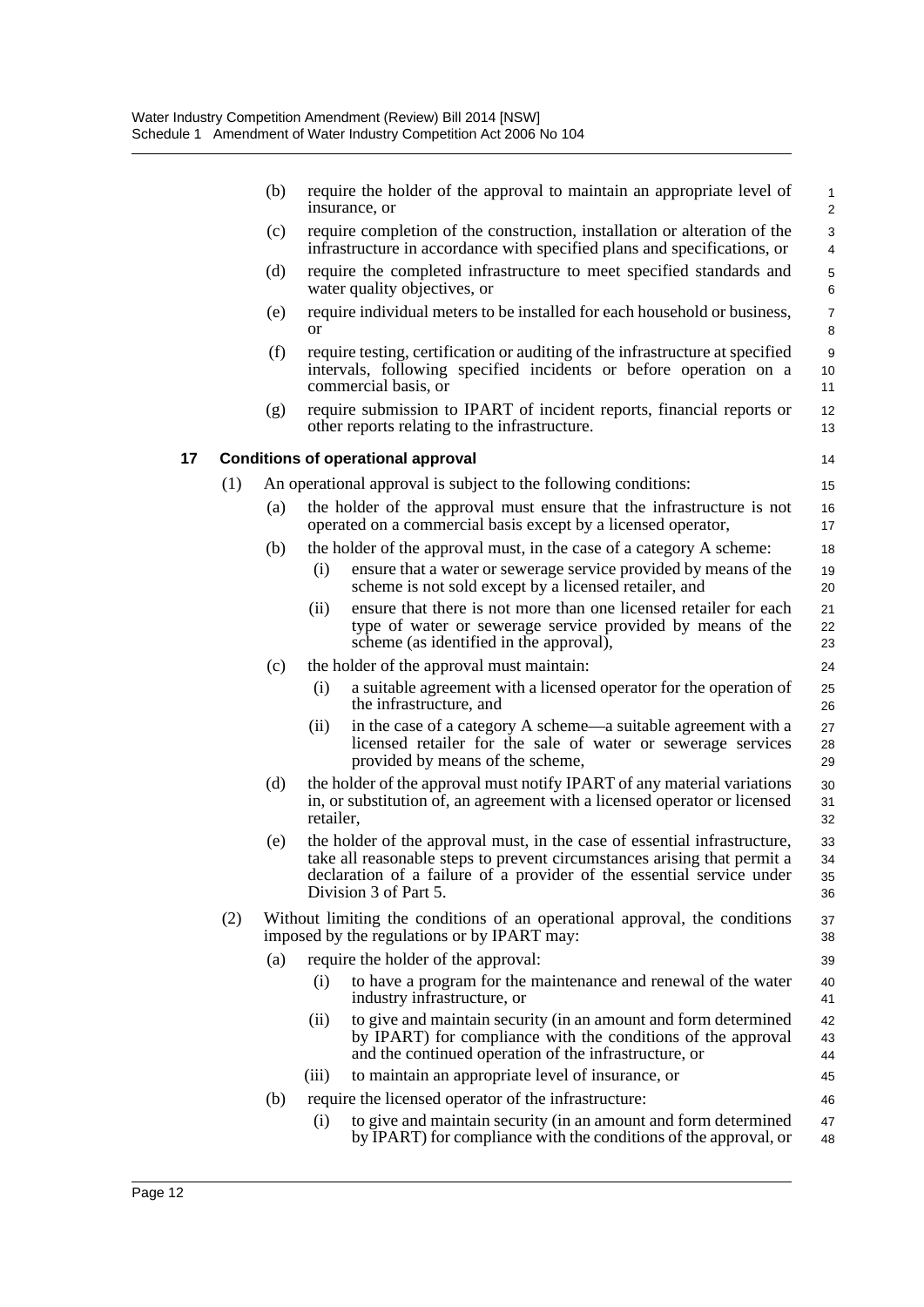(b) require the holder of the approval to maintain an appropriate level of insurance, or

(c) require completion of the construction, installation or alteration of the infrastructure in accordance with specified plans and specifications, or

(d) require the completed infrastructure to meet specified standards and water quality objectives, or

(e) require individual meters to be installed for each household or business, or

(f) require testing, certification or auditing of the infrastructure at specified intervals, following specified incidents or before operation on a commercial basis, or

(g) require submission to IPART of incident reports, financial reports or other reports relating to the infrastructure.

### 17 Conditions of operational approval

(1) An operational approval is subject to the following conditions:

(a) the holder of the approval must ensure that the infrastructure is not operated on a commercial basis except by a licensed operator,

(b) the holder of the approval must, in the case of a category A scheme:

(i) ensure that a water or sewerage service provided by means of the scheme is not sold except by a licensed retailer, and

(ii) ensure that there is not more than one licensed retailer for each type of water or sewerage service provided by means of the scheme (as identified in the approval),

(c) the holder of the approval must maintain:

(i) a suitable agreement with a licensed operator for the operation of the infrastructure, and

(ii) in the case of a category A scheme—a suitable agreement with a licensed retailer for the sale of water or sewerage services provided by means of the scheme,

(d) the holder of the approval must notify IPART of any material variations in, or substitution of, an agreement with a licensed operator or licensed retailer,

(e) the holder of the approval must, in the case of essential infrastructure, take all reasonable steps to prevent circumstances arising that permit a declaration of a failure of a provider of the essential service under Division 3 of Part 5.

(2) Without limiting the conditions of an operational approval, the conditions imposed by the regulations or by IPART may:

(a) require the holder of the approval:

(i) to have a program for the maintenance and renewal of the water industry infrastructure, or

(ii) to give and maintain security (in an amount and form determined by IPART) for compliance with the conditions of the approval and the continued operation of the infrastructure, or

(iii) to maintain an appropriate level of insurance, or

(b) require the licensed operator of the infrastructure:

(i) to give and maintain security (in an amount and form determined by IPART) for compliance with the conditions of the approval, or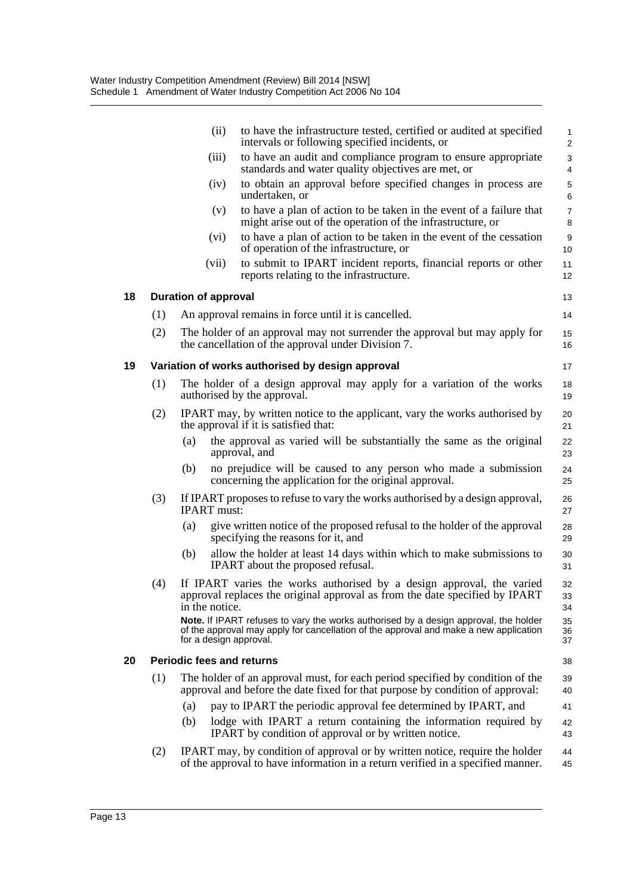(ii) to have the infrastructure tested, certified or audited at specified intervals or following specified incidents, or

(iii) to have an audit and compliance program to ensure appropriate standards and water quality objectives are met, or

(iv) to obtain an approval before specified changes in process are undertaken, or

(v) to have a plan of action to be taken in the event of a failure that might arise out of the operation of the infrastructure, or

(vi) to have a plan of action to be taken in the event of the cessation of operation of the infrastructure, or

(vii) to submit to IPART incident reports, financial reports or other reports relating to the infrastructure.

### 18 Duration of approval

(1) An approval remains in force until it is cancelled.

(2) The holder of an approval may not surrender the approval but may apply for the cancellation of the approval under Division 7.

### 19 Variation of works authorised by design approval

(1) The holder of a design approval may apply for a variation of the works authorised by the approval.

(2) IPART may, by written notice to the applicant, vary the works authorised by the approval if it is satisfied that:

(a) the approval as varied will be substantially the same as the original approval, and

(b) no prejudice will be caused to any person who made a submission concerning the application for the original approval.

(3) If IPART proposes to refuse to vary the works authorised by a design approval, IPART must:

(a) give written notice of the proposed refusal to the holder of the approval specifying the reasons for it, and

(b) allow the holder at least 14 days within which to make submissions to IPART about the proposed refusal.

(4) If IPART varies the works authorised by a design approval, the varied approval replaces the original approval as from the date specified by IPART in the notice.

**Note.** If IPART refuses to vary the works authorised by a design approval, the holder of the approval may apply for cancellation of the approval and make a new application for a design approval.

### 20 Periodic fees and returns

(1) The holder of an approval must, for each period specified by condition of the approval and before the date fixed for that purpose by condition of approval:

(a) pay to IPART the periodic approval fee determined by IPART, and

(b) lodge with IPART a return containing the information required by IPART by condition of approval or by written notice.

(2) IPART may, by condition of approval or by written notice, require the holder of the approval to have information in a return verified in a specified manner.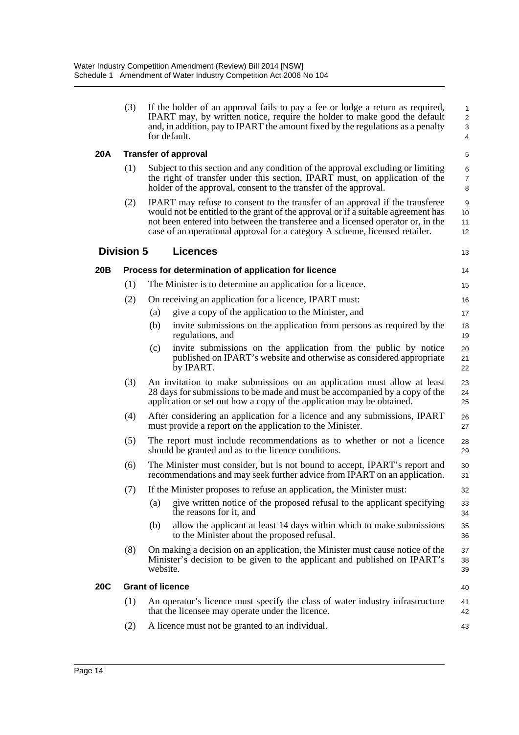(3) If the holder of an approval fails to pay a fee or lodge a return as required, IPART may, by written notice, require the holder to make good the default and, in addition, pay to IPART the amount fixed by the regulations as a penalty for default.

**20A Transfer of approval**

(1) Subject to this section and any condition of the approval excluding or limiting the right of transfer under this section, IPART must, on application of the holder of the approval, consent to the transfer of the approval.

(2) IPART may refuse to consent to the transfer of an approval if the transferee would not be entitled to the grant of the approval or if a suitable agreement has not been entered into between the transferee and a licensed operator or, in the case of an operational approval for a category A scheme, licensed retailer.

## Division 5 Licences

**20B Process for determination of application for licence**

(1) The Minister is to determine an application for a licence.

(2) On receiving an application for a licence, IPART must:

(a) give a copy of the application to the Minister, and

(b) invite submissions on the application from persons as required by the regulations, and

(c) invite submissions on the application from the public by notice published on IPART's website and otherwise as considered appropriate by IPART.

(3) An invitation to make submissions on an application must allow at least 28 days for submissions to be made and must be accompanied by a copy of the application or set out how a copy of the application may be obtained.

(4) After considering an application for a licence and any submissions, IPART must provide a report on the application to the Minister.

(5) The report must include recommendations as to whether or not a licence should be granted and as to the licence conditions.

(6) The Minister must consider, but is not bound to accept, IPART's report and recommendations and may seek further advice from IPART on an application.

(7) If the Minister proposes to refuse an application, the Minister must:

(a) give written notice of the proposed refusal to the applicant specifying the reasons for it, and

(b) allow the applicant at least 14 days within which to make submissions to the Minister about the proposed refusal.

(8) On making a decision on an application, the Minister must cause notice of the Minister's decision to be given to the applicant and published on IPART's website.

**20C Grant of licence**

(1) An operator's licence must specify the class of water industry infrastructure that the licensee may operate under the licence.

(2) A licence must not be granted to an individual.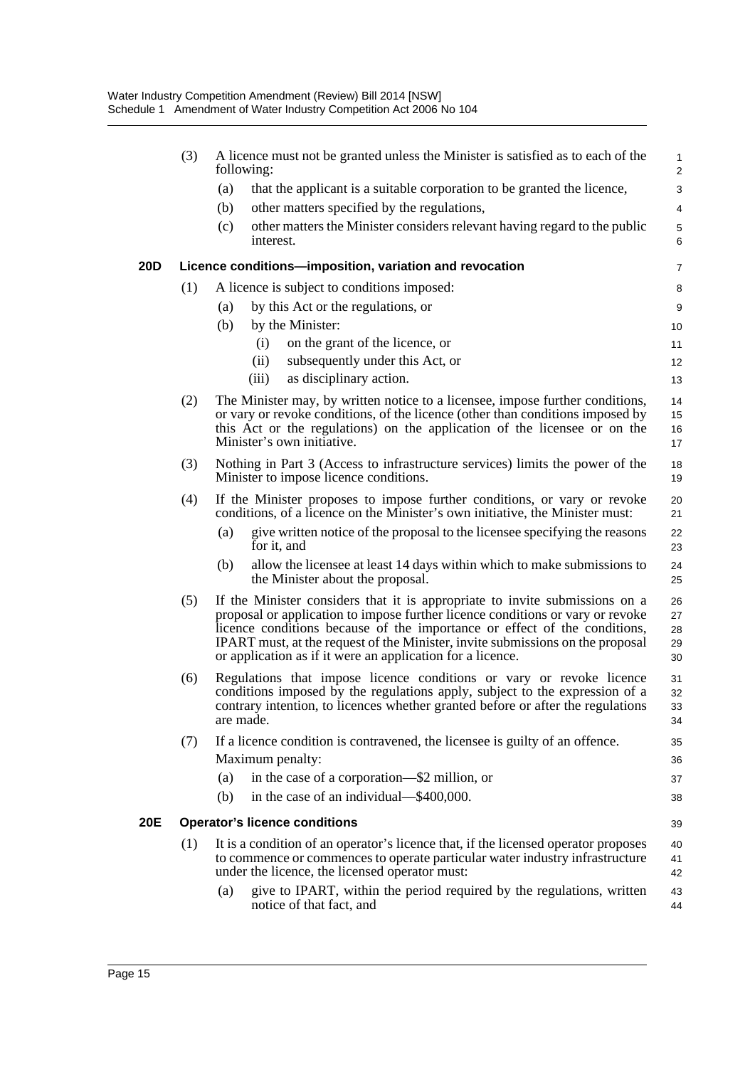(3) A licence must not be granted unless the Minister is satisfied as to each of the following:

   (a) that the applicant is a suitable corporation to be granted the licence,

   (b) other matters specified by the regulations,

   (c) other matters the Minister considers relevant having regard to the public interest.

### 20D Licence conditions—imposition, variation and revocation

(1) A licence is subject to conditions imposed:

   (a) by this Act or the regulations, or

   (b) by the Minister:

      (i) on the grant of the licence, or

      (ii) subsequently under this Act, or

      (iii) as disciplinary action.

(2) The Minister may, by written notice to a licensee, impose further conditions, or vary or revoke conditions, of the licence (other than conditions imposed by this Act or the regulations) on the application of the licensee or on the Minister's own initiative.

(3) Nothing in Part 3 (Access to infrastructure services) limits the power of the Minister to impose licence conditions.

(4) If the Minister proposes to impose further conditions, or vary or revoke conditions, of a licence on the Minister's own initiative, the Minister must:

   (a) give written notice of the proposal to the licensee specifying the reasons for it, and

   (b) allow the licensee at least 14 days within which to make submissions to the Minister about the proposal.

(5) If the Minister considers that it is appropriate to invite submissions on a proposal or application to impose further licence conditions or vary or revoke licence conditions because of the importance or effect of the conditions, IPART must, at the request of the Minister, invite submissions on the proposal or application as if it were an application for a licence.

(6) Regulations that impose licence conditions or vary or revoke licence conditions imposed by the regulations apply, subject to the expression of a contrary intention, to licences whether granted before or after the regulations are made.

(7) If a licence condition is contravened, the licensee is guilty of an offence.

   Maximum penalty:

   (a) in the case of a corporation—$2 million, or

   (b) in the case of an individual—$400,000.

### 20E Operator's licence conditions

(1) It is a condition of an operator's licence that, if the licensed operator proposes to commence or commences to operate particular water industry infrastructure under the licence, the licensed operator must:

   (a) give to IPART, within the period required by the regulations, written notice of that fact, and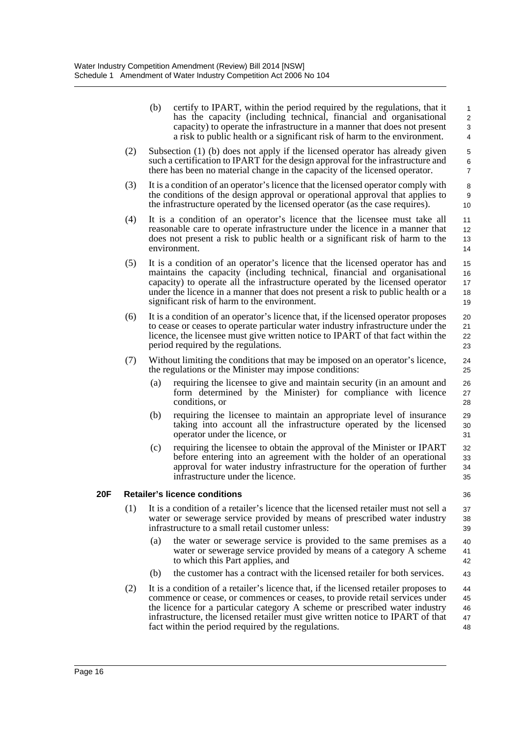(b) certify to IPART, within the period required by the regulations, that it has the capacity (including technical, financial and organisational capacity) to operate the infrastructure in a manner that does not present a risk to public health or a significant risk of harm to the environment.

(2) Subsection (1) (b) does not apply if the licensed operator has already given such a certification to IPART for the design approval for the infrastructure and there has been no material change in the capacity of the licensed operator.

(3) It is a condition of an operator's licence that the licensed operator comply with the conditions of the design approval or operational approval that applies to the infrastructure operated by the licensed operator (as the case requires).

(4) It is a condition of an operator's licence that the licensee must take all reasonable care to operate infrastructure under the licence in a manner that does not present a risk to public health or a significant risk of harm to the environment.

(5) It is a condition of an operator's licence that the licensed operator has and maintains the capacity (including technical, financial and organisational capacity) to operate all the infrastructure operated by the licensed operator under the licence in a manner that does not present a risk to public health or a significant risk of harm to the environment.

(6) It is a condition of an operator's licence that, if the licensed operator proposes to cease or ceases to operate particular water industry infrastructure under the licence, the licensee must give written notice to IPART of that fact within the period required by the regulations.

(7) Without limiting the conditions that may be imposed on an operator's licence, the regulations or the Minister may impose conditions:

(a) requiring the licensee to give and maintain security (in an amount and form determined by the Minister) for compliance with licence conditions, or

(b) requiring the licensee to maintain an appropriate level of insurance taking into account all the infrastructure operated by the licensed operator under the licence, or

(c) requiring the licensee to obtain the approval of the Minister or IPART before entering into an agreement with the holder of an operational approval for water industry infrastructure for the operation of further infrastructure under the licence.

**20F Retailer's licence conditions**

(1) It is a condition of a retailer's licence that the licensed retailer must not sell a water or sewerage service provided by means of prescribed water industry infrastructure to a small retail customer unless:

(a) the water or sewerage service is provided to the same premises as a water or sewerage service provided by means of a category A scheme to which this Part applies, and

(b) the customer has a contract with the licensed retailer for both services.

(2) It is a condition of a retailer's licence that, if the licensed retailer proposes to commence or cease, or commences or ceases, to provide retail services under the licence for a particular category A scheme or prescribed water industry infrastructure, the licensed retailer must give written notice to IPART of that fact within the period required by the regulations.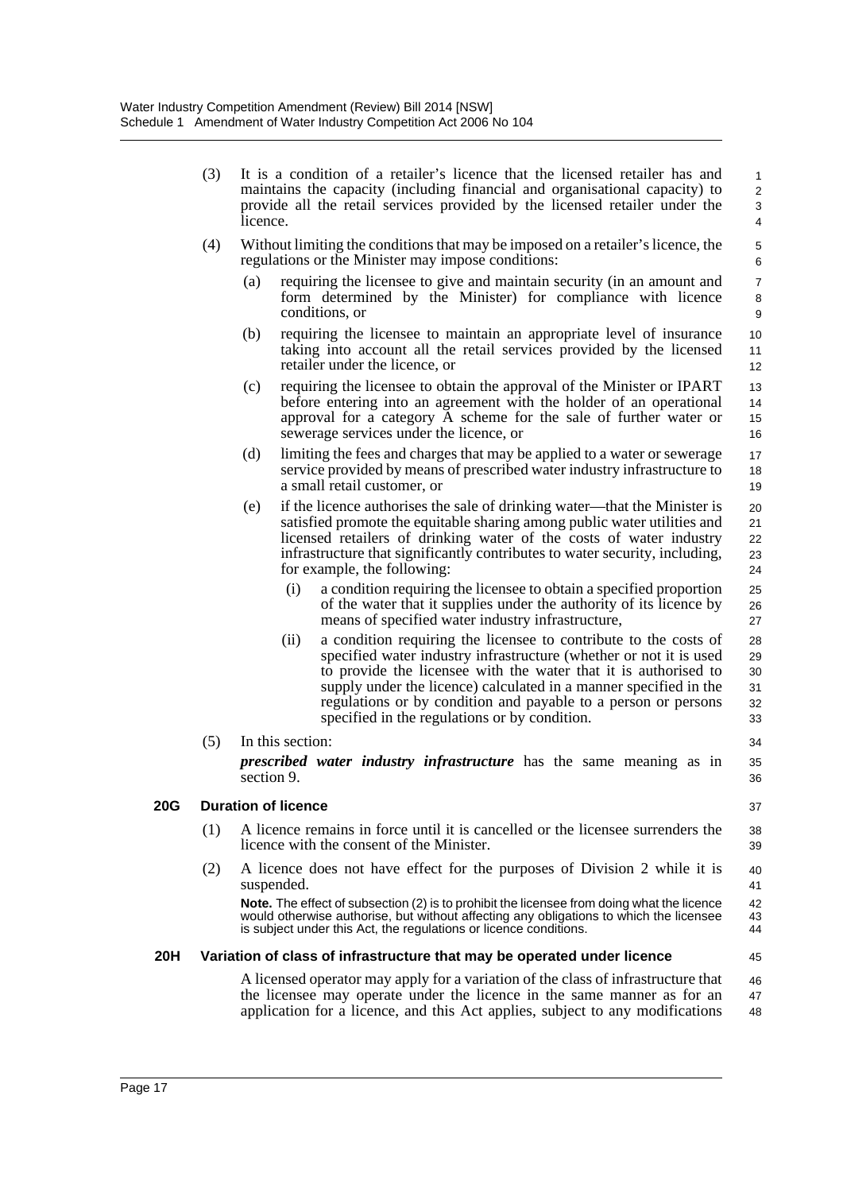(3) It is a condition of a retailer's licence that the licensed retailer has and maintains the capacity (including financial and organisational capacity) to provide all the retail services provided by the licensed retailer under the licence.

(4) Without limiting the conditions that may be imposed on a retailer's licence, the regulations or the Minister may impose conditions:

(a) requiring the licensee to give and maintain security (in an amount and form determined by the Minister) for compliance with licence conditions, or

(b) requiring the licensee to maintain an appropriate level of insurance taking into account all the retail services provided by the licensed retailer under the licence, or

(c) requiring the licensee to obtain the approval of the Minister or IPART before entering into an agreement with the holder of an operational approval for a category A scheme for the sale of further water or sewerage services under the licence, or

(d) limiting the fees and charges that may be applied to a water or sewerage service provided by means of prescribed water industry infrastructure to a small retail customer, or

(e) if the licence authorises the sale of drinking water—that the Minister is satisfied promote the equitable sharing among public water utilities and licensed retailers of drinking water of the costs of water industry infrastructure that significantly contributes to water security, including, for example, the following:

(i) a condition requiring the licensee to obtain a specified proportion of the water that it supplies under the authority of its licence by means of specified water industry infrastructure,

(ii) a condition requiring the licensee to contribute to the costs of specified water industry infrastructure (whether or not it is used to provide the licensee with the water that it is authorised to supply under the licence) calculated in a manner specified in the regulations or by condition and payable to a person or persons specified in the regulations or by condition.

(5) In this section:

***prescribed water industry infrastructure*** has the same meaning as in section 9.

### 20G Duration of licence

(1) A licence remains in force until it is cancelled or the licensee surrenders the licence with the consent of the Minister.

(2) A licence does not have effect for the purposes of Division 2 while it is suspended.

**Note.** The effect of subsection (2) is to prohibit the licensee from doing what the licence would otherwise authorise, but without affecting any obligations to which the licensee is subject under this Act, the regulations or licence conditions.

### 20H Variation of class of infrastructure that may be operated under licence

A licensed operator may apply for a variation of the class of infrastructure that the licensee may operate under the licence in the same manner as for an application for a licence, and this Act applies, subject to any modifications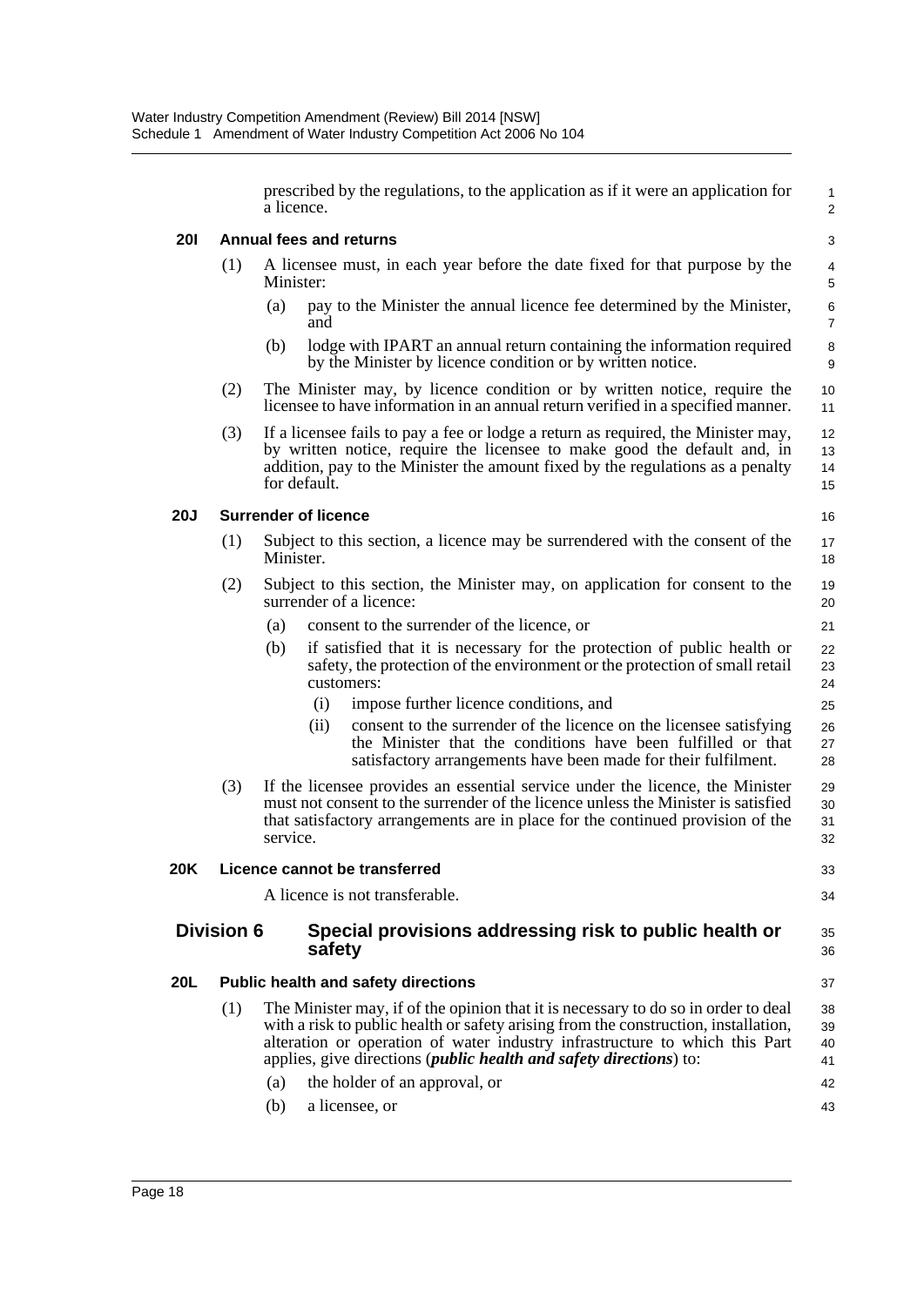prescribed by the regulations, to the application as if it were an application for a licence.

#### 20I Annual fees and returns

(1) A licensee must, in each year before the date fixed for that purpose by the Minister:

(a) pay to the Minister the annual licence fee determined by the Minister, and

(b) lodge with IPART an annual return containing the information required by the Minister by licence condition or by written notice.

(2) The Minister may, by licence condition or by written notice, require the licensee to have information in an annual return verified in a specified manner.

(3) If a licensee fails to pay a fee or lodge a return as required, the Minister may, by written notice, require the licensee to make good the default and, in addition, pay to the Minister the amount fixed by the regulations as a penalty for default.

#### 20J Surrender of licence

(1) Subject to this section, a licence may be surrendered with the consent of the Minister.

(2) Subject to this section, the Minister may, on application for consent to the surrender of a licence:

(a) consent to the surrender of the licence, or

(b) if satisfied that it is necessary for the protection of public health or safety, the protection of the environment or the protection of small retail customers:

(i) impose further licence conditions, and

(ii) consent to the surrender of the licence on the licensee satisfying the Minister that the conditions have been fulfilled or that satisfactory arrangements have been made for their fulfilment.

(3) If the licensee provides an essential service under the licence, the Minister must not consent to the surrender of the licence unless the Minister is satisfied that satisfactory arrangements are in place for the continued provision of the service.

#### 20K Licence cannot be transferred

A licence is not transferable.

### Division 6 Special provisions addressing risk to public health or safety

#### 20L Public health and safety directions

(1) The Minister may, if of the opinion that it is necessary to do so in order to deal with a risk to public health or safety arising from the construction, installation, alteration or operation of water industry infrastructure to which this Part applies, give directions (***public health and safety directions***) to:

(a) the holder of an approval, or

(b) a licensee, or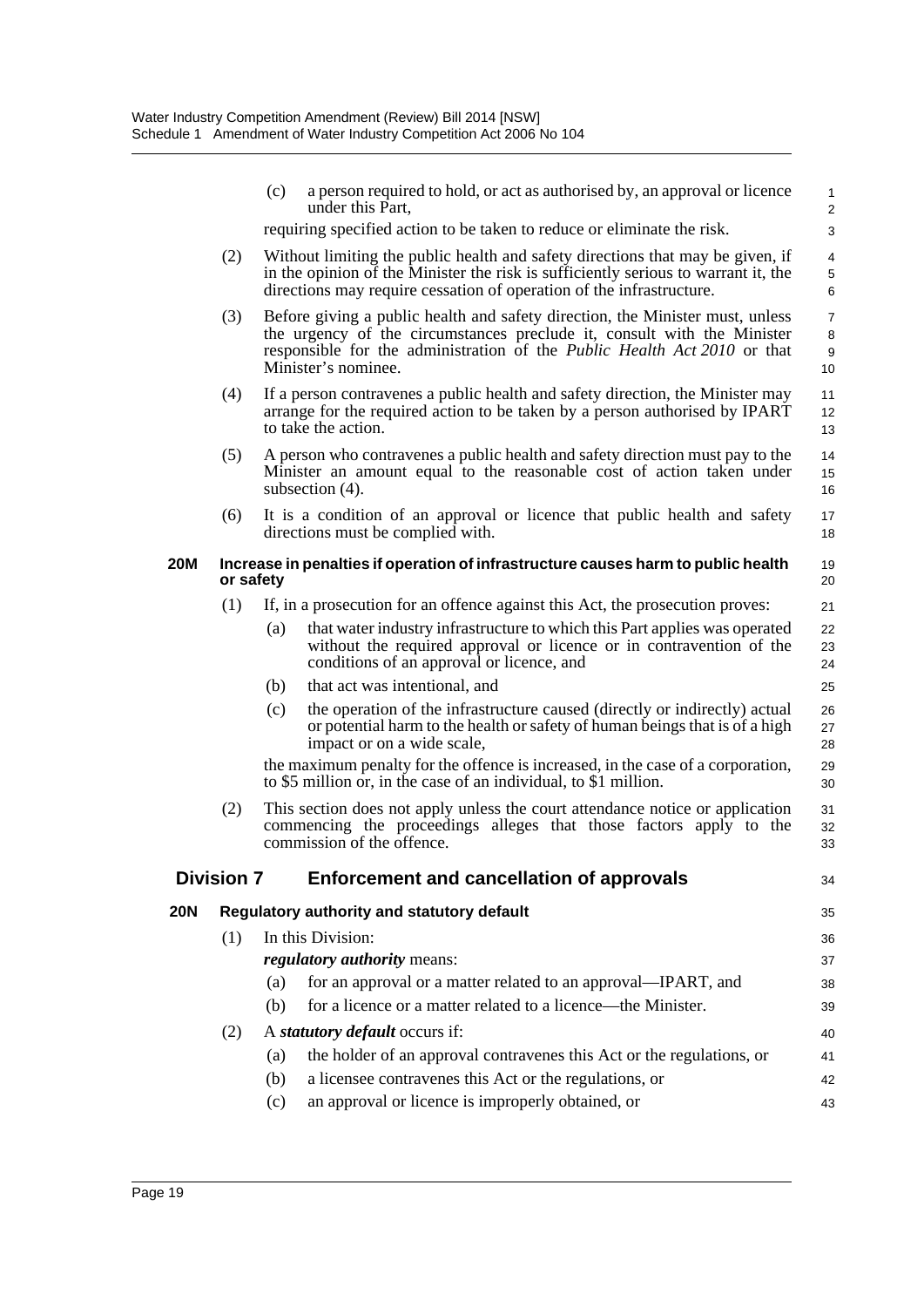(c) a person required to hold, or act as authorised by, an approval or licence under this Part,

requiring specified action to be taken to reduce or eliminate the risk.

(2) Without limiting the public health and safety directions that may be given, if in the opinion of the Minister the risk is sufficiently serious to warrant it, the directions may require cessation of operation of the infrastructure.

(3) Before giving a public health and safety direction, the Minister must, unless the urgency of the circumstances preclude it, consult with the Minister responsible for the administration of the *Public Health Act 2010* or that Minister's nominee.

(4) If a person contravenes a public health and safety direction, the Minister may arrange for the required action to be taken by a person authorised by IPART to take the action.

(5) A person who contravenes a public health and safety direction must pay to the Minister an amount equal to the reasonable cost of action taken under subsection (4).

(6) It is a condition of an approval or licence that public health and safety directions must be complied with.

### 20M Increase in penalties if operation of infrastructure causes harm to public health or safety

(1) If, in a prosecution for an offence against this Act, the prosecution proves:

(a) that water industry infrastructure to which this Part applies was operated without the required approval or licence or in contravention of the conditions of an approval or licence, and

(b) that act was intentional, and

(c) the operation of the infrastructure caused (directly or indirectly) actual or potential harm to the health or safety of human beings that is of a high impact or on a wide scale,

the maximum penalty for the offence is increased, in the case of a corporation, to \$5 million or, in the case of an individual, to \$1 million.

(2) This section does not apply unless the court attendance notice or application commencing the proceedings alleges that those factors apply to the commission of the offence.

## Division 7 Enforcement and cancellation of approvals

### 20N Regulatory authority and statutory default

(1) In this Division:

***regulatory authority*** means:

(a) for an approval or a matter related to an approval—IPART, and

(b) for a licence or a matter related to a licence—the Minister.

(2) A ***statutory default*** occurs if:

(a) the holder of an approval contravenes this Act or the regulations, or

(b) a licensee contravenes this Act or the regulations, or

(c) an approval or licence is improperly obtained, or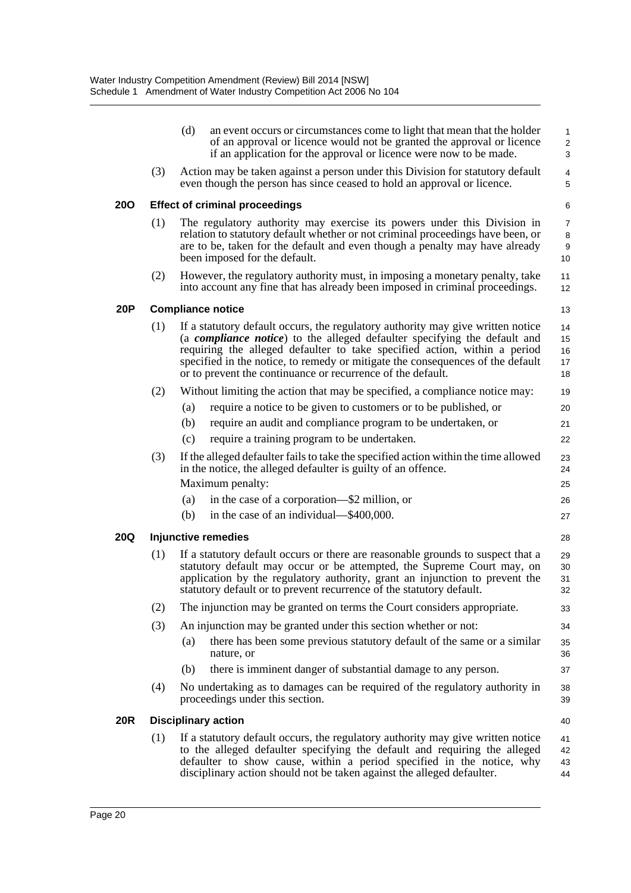(d) an event occurs or circumstances come to light that mean that the holder of an approval or licence would not be granted the approval or licence if an application for the approval or licence were now to be made.

(3) Action may be taken against a person under this Division for statutory default even though the person has since ceased to hold an approval or licence.

### 20O Effect of criminal proceedings

(1) The regulatory authority may exercise its powers under this Division in relation to statutory default whether or not criminal proceedings have been, or are to be, taken for the default and even though a penalty may have already been imposed for the default.

(2) However, the regulatory authority must, in imposing a monetary penalty, take into account any fine that has already been imposed in criminal proceedings.

### 20P Compliance notice

(1) If a statutory default occurs, the regulatory authority may give written notice (a ***compliance notice***) to the alleged defaulter specifying the default and requiring the alleged defaulter to take specified action, within a period specified in the notice, to remedy or mitigate the consequences of the default or to prevent the continuance or recurrence of the default.

(2) Without limiting the action that may be specified, a compliance notice may:

(a) require a notice to be given to customers or to be published, or

(b) require an audit and compliance program to be undertaken, or

(c) require a training program to be undertaken.

(3) If the alleged defaulter fails to take the specified action within the time allowed in the notice, the alleged defaulter is guilty of an offence.

Maximum penalty:

(a) in the case of a corporation—$2 million, or

(b) in the case of an individual—$400,000.

### 20Q Injunctive remedies

(1) If a statutory default occurs or there are reasonable grounds to suspect that a statutory default may occur or be attempted, the Supreme Court may, on application by the regulatory authority, grant an injunction to prevent the statutory default or to prevent recurrence of the statutory default.

(2) The injunction may be granted on terms the Court considers appropriate.

(3) An injunction may be granted under this section whether or not:

(a) there has been some previous statutory default of the same or a similar nature, or

(b) there is imminent danger of substantial damage to any person.

(4) No undertaking as to damages can be required of the regulatory authority in proceedings under this section.

### 20R Disciplinary action

(1) If a statutory default occurs, the regulatory authority may give written notice to the alleged defaulter specifying the default and requiring the alleged defaulter to show cause, within a period specified in the notice, why disciplinary action should not be taken against the alleged defaulter.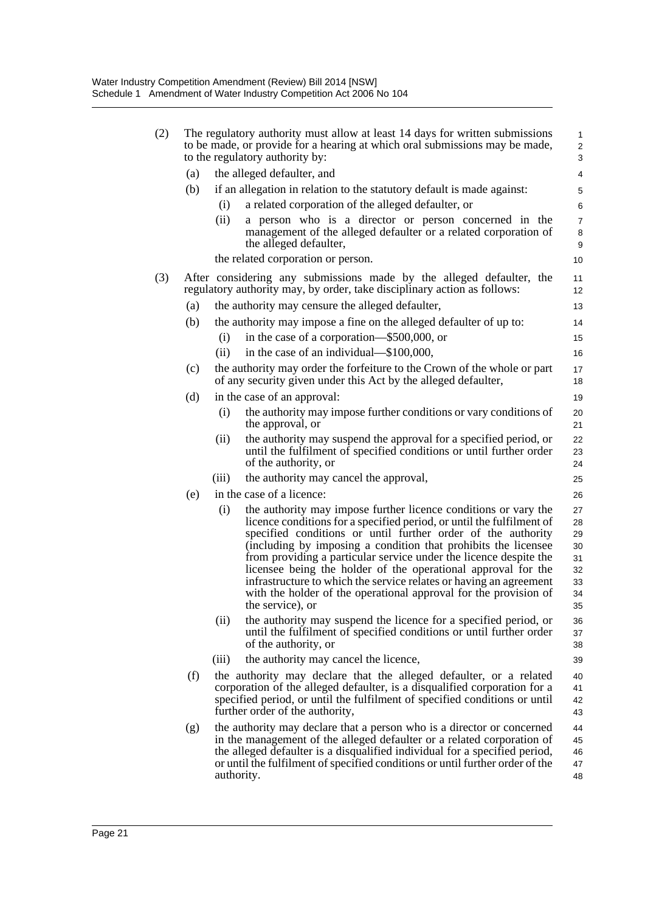(2) The regulatory authority must allow at least 14 days for written submissions to be made, or provide for a hearing at which oral submissions may be made, to the regulatory authority by:

  (a) the alleged defaulter, and

  (b) if an allegation in relation to the statutory default is made against:

    (i) a related corporation of the alleged defaulter, or

    (ii) a person who is a director or person concerned in the management of the alleged defaulter or a related corporation of the alleged defaulter,

  the related corporation or person.

(3) After considering any submissions made by the alleged defaulter, the regulatory authority may, by order, take disciplinary action as follows:

  (a) the authority may censure the alleged defaulter,

  (b) the authority may impose a fine on the alleged defaulter of up to:

    (i) in the case of a corporation—$500,000, or

    (ii) in the case of an individual—$100,000,

  (c) the authority may order the forfeiture to the Crown of the whole or part of any security given under this Act by the alleged defaulter,

  (d) in the case of an approval:

    (i) the authority may impose further conditions or vary conditions of the approval, or

    (ii) the authority may suspend the approval for a specified period, or until the fulfilment of specified conditions or until further order of the authority, or

    (iii) the authority may cancel the approval,

  (e) in the case of a licence:

    (i) the authority may impose further licence conditions or vary the licence conditions for a specified period, or until the fulfilment of specified conditions or until further order of the authority (including by imposing a condition that prohibits the licensee from providing a particular service under the licence despite the licensee being the holder of the operational approval for the infrastructure to which the service relates or having an agreement with the holder of the operational approval for the provision of the service), or

    (ii) the authority may suspend the licence for a specified period, or until the fulfilment of specified conditions or until further order of the authority, or

    (iii) the authority may cancel the licence,

  (f) the authority may declare that the alleged defaulter, or a related corporation of the alleged defaulter, is a disqualified corporation for a specified period, or until the fulfilment of specified conditions or until further order of the authority,

  (g) the authority may declare that a person who is a director or concerned in the management of the alleged defaulter or a related corporation of the alleged defaulter is a disqualified individual for a specified period, or until the fulfilment of specified conditions or until further order of the authority.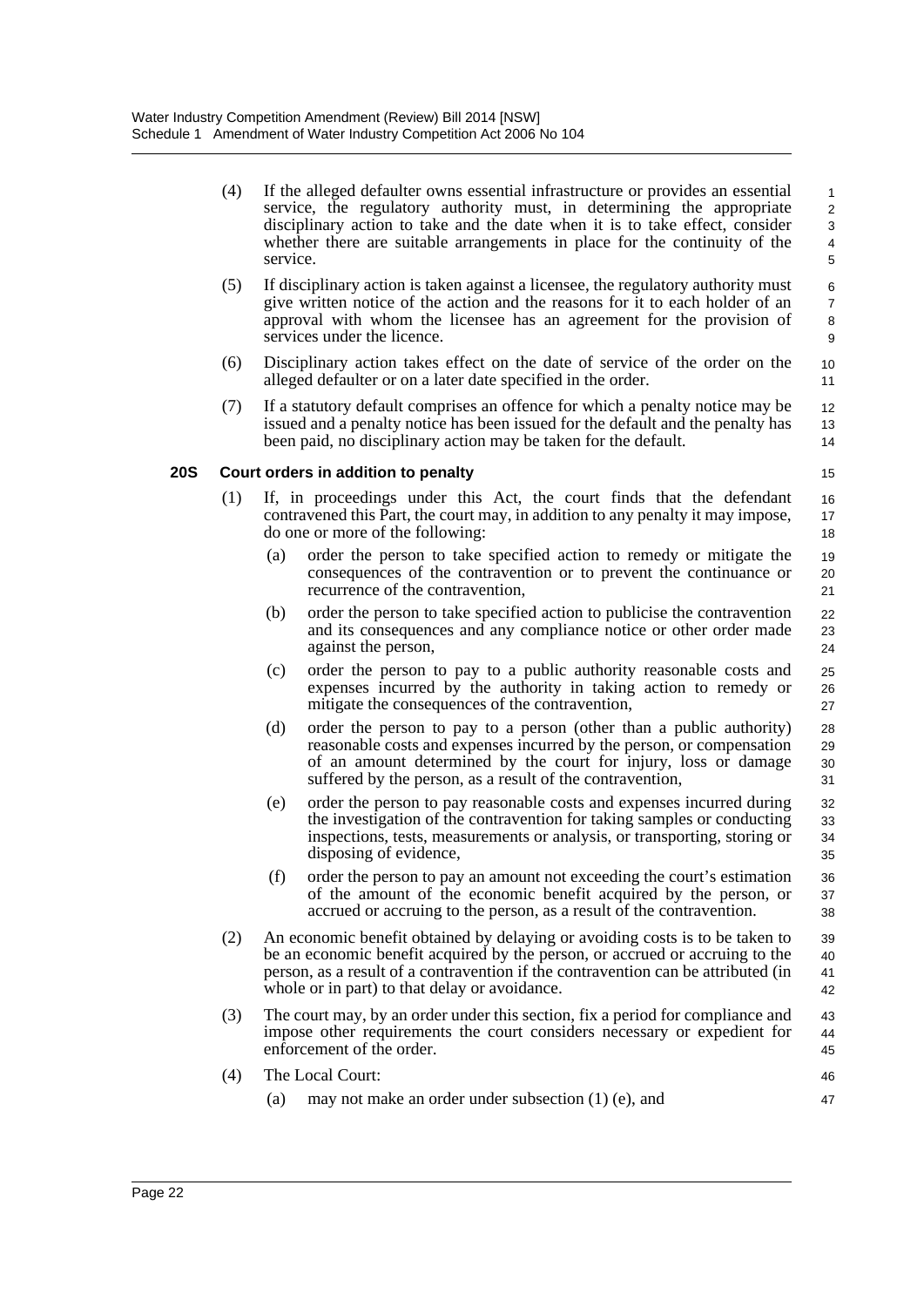(4) If the alleged defaulter owns essential infrastructure or provides an essential service, the regulatory authority must, in determining the appropriate disciplinary action to take and the date when it is to take effect, consider whether there are suitable arrangements in place for the continuity of the service.

(5) If disciplinary action is taken against a licensee, the regulatory authority must give written notice of the action and the reasons for it to each holder of an approval with whom the licensee has an agreement for the provision of services under the licence.

(6) Disciplinary action takes effect on the date of service of the order on the alleged defaulter or on a later date specified in the order.

(7) If a statutory default comprises an offence for which a penalty notice may be issued and a penalty notice has been issued for the default and the penalty has been paid, no disciplinary action may be taken for the default.

### 20S Court orders in addition to penalty

(1) If, in proceedings under this Act, the court finds that the defendant contravened this Part, the court may, in addition to any penalty it may impose, do one or more of the following:

- (a) order the person to take specified action to remedy or mitigate the consequences of the contravention or to prevent the continuance or recurrence of the contravention,
- (b) order the person to take specified action to publicise the contravention and its consequences and any compliance notice or other order made against the person,
- (c) order the person to pay to a public authority reasonable costs and expenses incurred by the authority in taking action to remedy or mitigate the consequences of the contravention,
- (d) order the person to pay to a person (other than a public authority) reasonable costs and expenses incurred by the person, or compensation of an amount determined by the court for injury, loss or damage suffered by the person, as a result of the contravention,
- (e) order the person to pay reasonable costs and expenses incurred during the investigation of the contravention for taking samples or conducting inspections, tests, measurements or analysis, or transporting, storing or disposing of evidence,
- (f) order the person to pay an amount not exceeding the court's estimation of the amount of the economic benefit acquired by the person, or accrued or accruing to the person, as a result of the contravention.

(2) An economic benefit obtained by delaying or avoiding costs is to be taken to be an economic benefit acquired by the person, or accrued or accruing to the person, as a result of a contravention if the contravention can be attributed (in whole or in part) to that delay or avoidance.

(3) The court may, by an order under this section, fix a period for compliance and impose other requirements the court considers necessary or expedient for enforcement of the order.

(4) The Local Court:

- (a) may not make an order under subsection (1) (e), and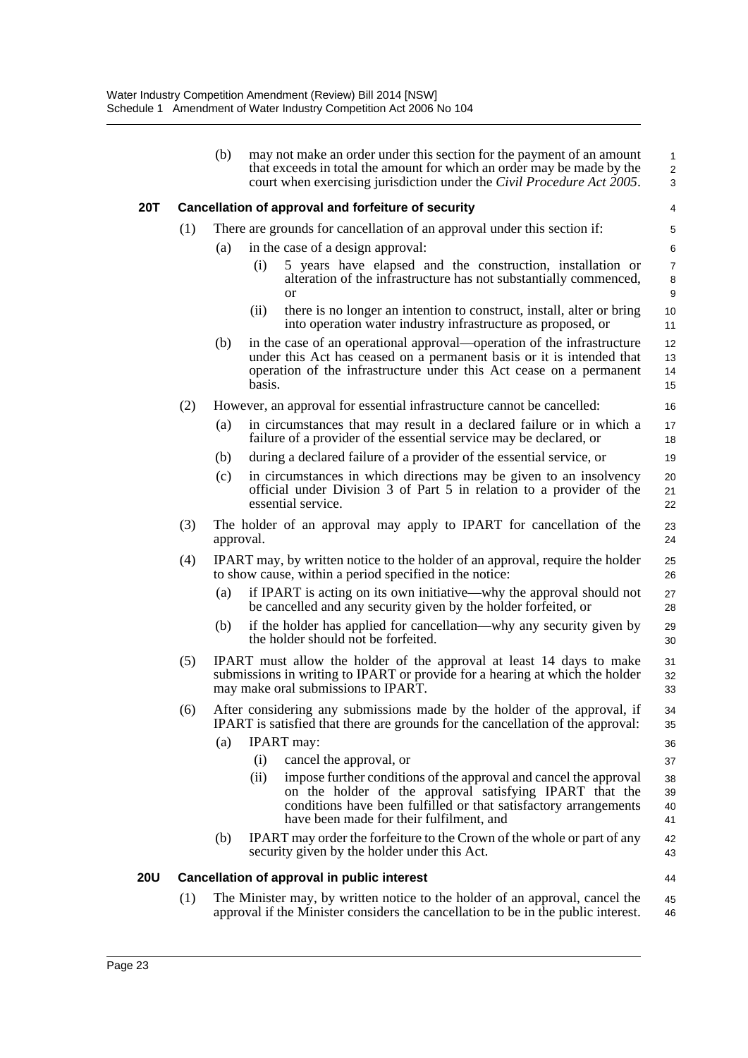(b) may not make an order under this section for the payment of an amount that exceeds in total the amount for which an order may be made by the court when exercising jurisdiction under the *Civil Procedure Act 2005*.

### 20T Cancellation of approval and forfeiture of security

(1) There are grounds for cancellation of an approval under this section if:

(a) in the case of a design approval:

(i) 5 years have elapsed and the construction, installation or alteration of the infrastructure has not substantially commenced, or

(ii) there is no longer an intention to construct, install, alter or bring into operation water industry infrastructure as proposed, or

(b) in the case of an operational approval—operation of the infrastructure under this Act has ceased on a permanent basis or it is intended that operation of the infrastructure under this Act cease on a permanent basis.

(2) However, an approval for essential infrastructure cannot be cancelled:

(a) in circumstances that may result in a declared failure or in which a failure of a provider of the essential service may be declared, or

(b) during a declared failure of a provider of the essential service, or

(c) in circumstances in which directions may be given to an insolvency official under Division 3 of Part 5 in relation to a provider of the essential service.

(3) The holder of an approval may apply to IPART for cancellation of the approval.

(4) IPART may, by written notice to the holder of an approval, require the holder to show cause, within a period specified in the notice:

(a) if IPART is acting on its own initiative—why the approval should not be cancelled and any security given by the holder forfeited, or

(b) if the holder has applied for cancellation—why any security given by the holder should not be forfeited.

(5) IPART must allow the holder of the approval at least 14 days to make submissions in writing to IPART or provide for a hearing at which the holder may make oral submissions to IPART.

(6) After considering any submissions made by the holder of the approval, if IPART is satisfied that there are grounds for the cancellation of the approval:

(a) IPART may:

(i) cancel the approval, or

(ii) impose further conditions of the approval and cancel the approval on the holder of the approval satisfying IPART that the conditions have been fulfilled or that satisfactory arrangements have been made for their fulfilment, and

(b) IPART may order the forfeiture to the Crown of the whole or part of any security given by the holder under this Act.

### 20U Cancellation of approval in public interest

(1) The Minister may, by written notice to the holder of an approval, cancel the approval if the Minister considers the cancellation to be in the public interest.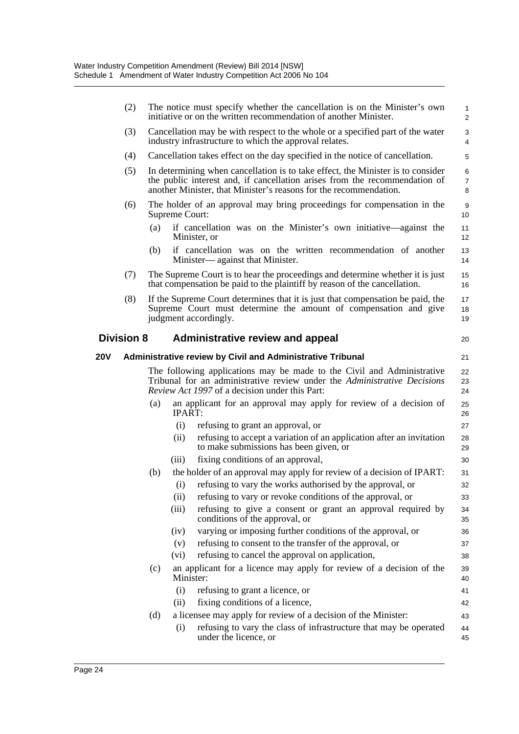(2) The notice must specify whether the cancellation is on the Minister's own initiative or on the written recommendation of another Minister.

(3) Cancellation may be with respect to the whole or a specified part of the water industry infrastructure to which the approval relates.

(4) Cancellation takes effect on the day specified in the notice of cancellation.

(5) In determining when cancellation is to take effect, the Minister is to consider the public interest and, if cancellation arises from the recommendation of another Minister, that Minister's reasons for the recommendation.

(6) The holder of an approval may bring proceedings for compensation in the Supreme Court:

- (a) if cancellation was on the Minister's own initiative—against the Minister, or
- (b) if cancellation was on the written recommendation of another Minister— against that Minister.

(7) The Supreme Court is to hear the proceedings and determine whether it is just that compensation be paid to the plaintiff by reason of the cancellation.

(8) If the Supreme Court determines that it is just that compensation be paid, the Supreme Court must determine the amount of compensation and give judgment accordingly.

## Division 8 Administrative review and appeal

### 20V Administrative review by Civil and Administrative Tribunal

The following applications may be made to the Civil and Administrative Tribunal for an administrative review under the *Administrative Decisions Review Act 1997* of a decision under this Part:

- (a) an applicant for an approval may apply for review of a decision of IPART:
  - (i) refusing to grant an approval, or
  - (ii) refusing to accept a variation of an application after an invitation to make submissions has been given, or
  - (iii) fixing conditions of an approval,
- (b) the holder of an approval may apply for review of a decision of IPART:
  - (i) refusing to vary the works authorised by the approval, or
  - (ii) refusing to vary or revoke conditions of the approval, or
  - (iii) refusing to give a consent or grant an approval required by conditions of the approval, or
  - (iv) varying or imposing further conditions of the approval, or
  - (v) refusing to consent to the transfer of the approval, or
  - (vi) refusing to cancel the approval on application,
- (c) an applicant for a licence may apply for review of a decision of the Minister:
  - (i) refusing to grant a licence, or
  - (ii) fixing conditions of a licence,
- (d) a licensee may apply for review of a decision of the Minister:
  - (i) refusing to vary the class of infrastructure that may be operated under the licence, or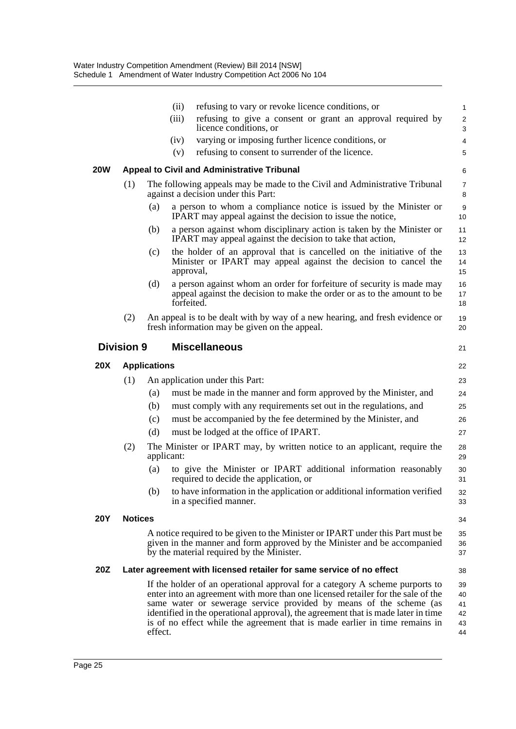(ii) refusing to vary or revoke licence conditions, or

(iii) refusing to give a consent or grant an approval required by licence conditions, or

(iv) varying or imposing further licence conditions, or

(v) refusing to consent to surrender of the licence.

#### 20W Appeal to Civil and Administrative Tribunal

(1) The following appeals may be made to the Civil and Administrative Tribunal against a decision under this Part:

(a) a person to whom a compliance notice is issued by the Minister or IPART may appeal against the decision to issue the notice,

(b) a person against whom disciplinary action is taken by the Minister or IPART may appeal against the decision to take that action,

(c) the holder of an approval that is cancelled on the initiative of the Minister or IPART may appeal against the decision to cancel the approval,

(d) a person against whom an order for forfeiture of security is made may appeal against the decision to make the order or as to the amount to be forfeited.

(2) An appeal is to be dealt with by way of a new hearing, and fresh evidence or fresh information may be given on the appeal.

### Division 9 Miscellaneous

#### 20X Applications

(1) An application under this Part:

(a) must be made in the manner and form approved by the Minister, and

(b) must comply with any requirements set out in the regulations, and

(c) must be accompanied by the fee determined by the Minister, and

(d) must be lodged at the office of IPART.

(2) The Minister or IPART may, by written notice to an applicant, require the applicant:

(a) to give the Minister or IPART additional information reasonably required to decide the application, or

(b) to have information in the application or additional information verified in a specified manner.

#### 20Y Notices

A notice required to be given to the Minister or IPART under this Part must be given in the manner and form approved by the Minister and be accompanied by the material required by the Minister.

#### 20Z Later agreement with licensed retailer for same service of no effect

If the holder of an operational approval for a category A scheme purports to enter into an agreement with more than one licensed retailer for the sale of the same water or sewerage service provided by means of the scheme (as identified in the operational approval), the agreement that is made later in time is of no effect while the agreement that is made earlier in time remains in effect.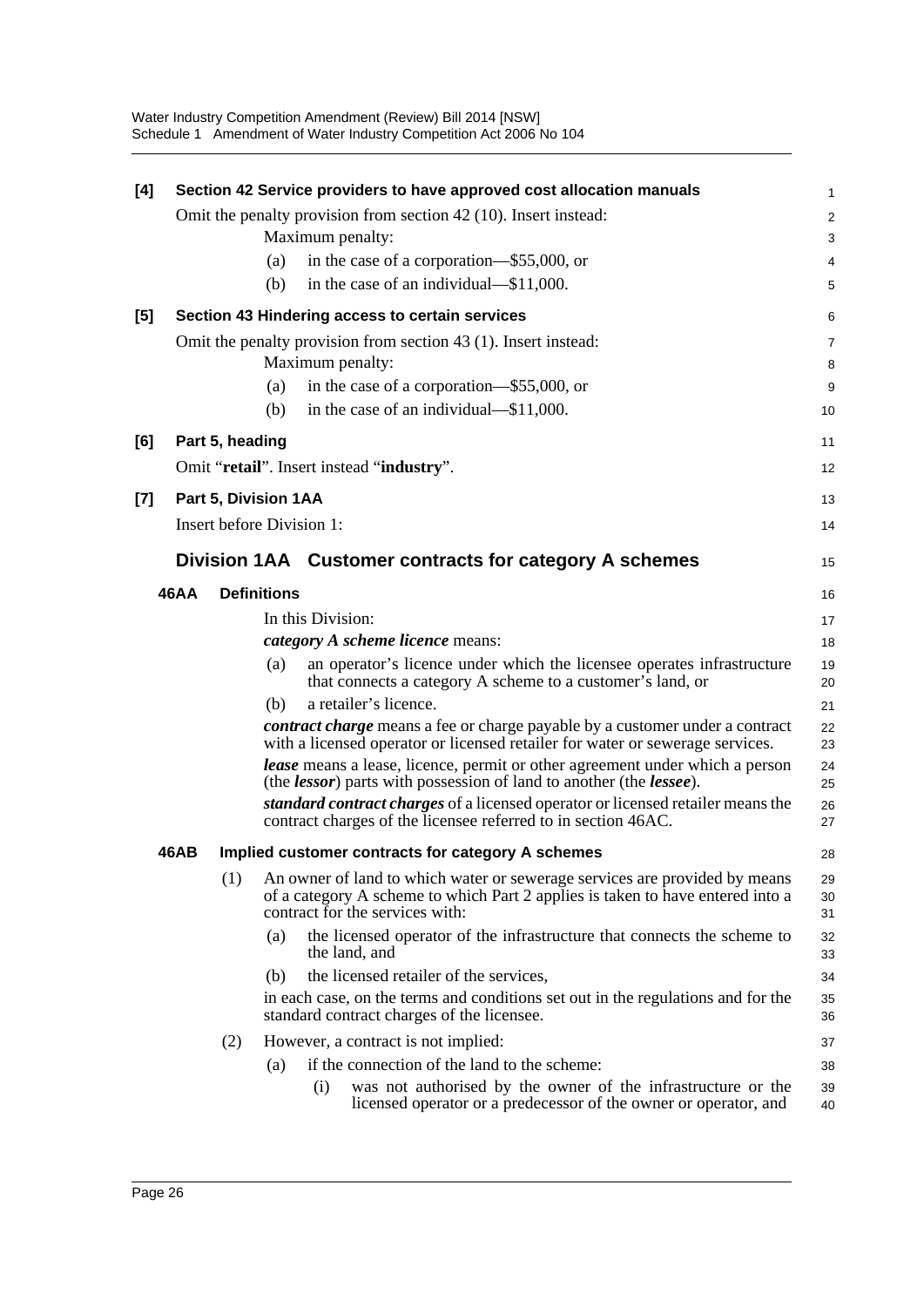**[4] Section 42 Service providers to have approved cost allocation manuals**

Omit the penalty provision from section 42 (10). Insert instead:

Maximum penalty:

(a) in the case of a corporation—$55,000, or

(b) in the case of an individual—$11,000.

**[5] Section 43 Hindering access to certain services**

Omit the penalty provision from section 43 (1). Insert instead:

Maximum penalty:

(a) in the case of a corporation—$55,000, or

(b) in the case of an individual—$11,000.

**[6] Part 5, heading**

Omit "**retail**". Insert instead "**industry**".

**[7] Part 5, Division 1AA**

Insert before Division 1:

## Division 1AA Customer contracts for category A schemes

**46AA Definitions**

In this Division:

***category A scheme licence*** means:

(a) an operator's licence under which the licensee operates infrastructure that connects a category A scheme to a customer's land, or

(b) a retailer's licence.

***contract charge*** means a fee or charge payable by a customer under a contract with a licensed operator or licensed retailer for water or sewerage services.

***lease*** means a lease, licence, permit or other agreement under which a person (the ***lessor***) parts with possession of land to another (the ***lessee***).

***standard contract charges*** of a licensed operator or licensed retailer means the contract charges of the licensee referred to in section 46AC.

**46AB Implied customer contracts for category A schemes**

(1) An owner of land to which water or sewerage services are provided by means of a category A scheme to which Part 2 applies is taken to have entered into a contract for the services with:

(a) the licensed operator of the infrastructure that connects the scheme to the land, and

(b) the licensed retailer of the services,

in each case, on the terms and conditions set out in the regulations and for the standard contract charges of the licensee.

(2) However, a contract is not implied:

(a) if the connection of the land to the scheme:

(i) was not authorised by the owner of the infrastructure or the licensed operator or a predecessor of the owner or operator, and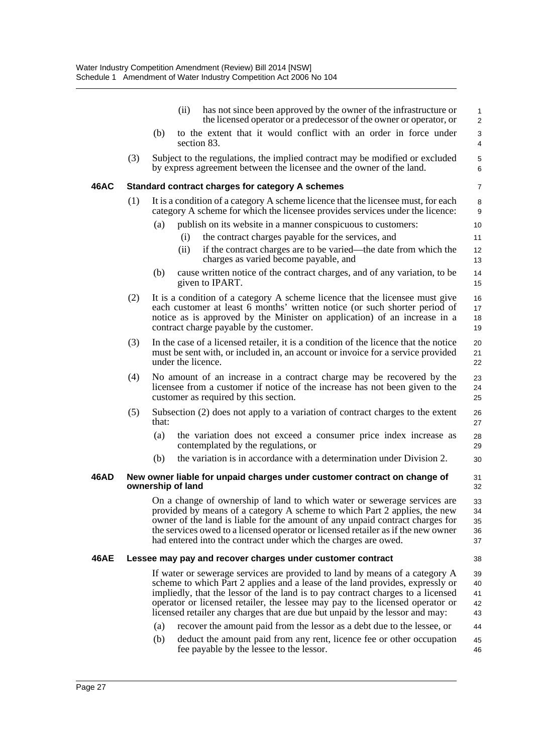(ii) has not since been approved by the owner of the infrastructure or the licensed operator or a predecessor of the owner or operator, or

(b) to the extent that it would conflict with an order in force under section 83.

(3) Subject to the regulations, the implied contract may be modified or excluded by express agreement between the licensee and the owner of the land.

**46AC Standard contract charges for category A schemes**

(1) It is a condition of a category A scheme licence that the licensee must, for each category A scheme for which the licensee provides services under the licence:

(a) publish on its website in a manner conspicuous to customers:

(i) the contract charges payable for the services, and

(ii) if the contract charges are to be varied—the date from which the charges as varied become payable, and

(b) cause written notice of the contract charges, and of any variation, to be given to IPART.

(2) It is a condition of a category A scheme licence that the licensee must give each customer at least 6 months' written notice (or such shorter period of notice as is approved by the Minister on application) of an increase in a contract charge payable by the customer.

(3) In the case of a licensed retailer, it is a condition of the licence that the notice must be sent with, or included in, an account or invoice for a service provided under the licence.

(4) No amount of an increase in a contract charge may be recovered by the licensee from a customer if notice of the increase has not been given to the customer as required by this section.

(5) Subsection (2) does not apply to a variation of contract charges to the extent that:

(a) the variation does not exceed a consumer price index increase as contemplated by the regulations, or

(b) the variation is in accordance with a determination under Division 2.

**46AD New owner liable for unpaid charges under customer contract on change of ownership of land**

On a change of ownership of land to which water or sewerage services are provided by means of a category A scheme to which Part 2 applies, the new owner of the land is liable for the amount of any unpaid contract charges for the services owed to a licensed operator or licensed retailer as if the new owner had entered into the contract under which the charges are owed.

**46AE Lessee may pay and recover charges under customer contract**

If water or sewerage services are provided to land by means of a category A scheme to which Part 2 applies and a lease of the land provides, expressly or impliedly, that the lessor of the land is to pay contract charges to a licensed operator or licensed retailer, the lessee may pay to the licensed operator or licensed retailer any charges that are due but unpaid by the lessor and may:

(a) recover the amount paid from the lessor as a debt due to the lessee, or

(b) deduct the amount paid from any rent, licence fee or other occupation fee payable by the lessee to the lessor.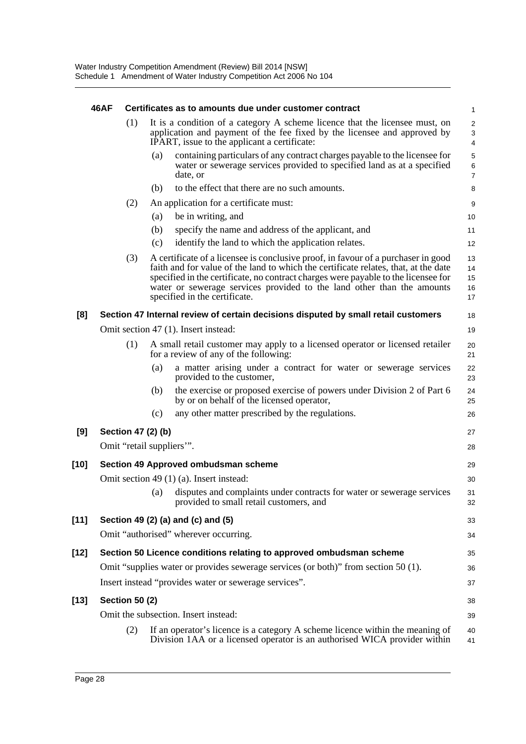**46AF Certificates as to amounts due under customer contract**

(1) It is a condition of a category A scheme licence that the licensee must, on application and payment of the fee fixed by the licensee and approved by IPART, issue to the applicant a certificate:

(a) containing particulars of any contract charges payable to the licensee for water or sewerage services provided to specified land as at a specified date, or

(b) to the effect that there are no such amounts.

(2) An application for a certificate must:

(a) be in writing, and

(b) specify the name and address of the applicant, and

(c) identify the land to which the application relates.

(3) A certificate of a licensee is conclusive proof, in favour of a purchaser in good faith and for value of the land to which the certificate relates, that, at the date specified in the certificate, no contract charges were payable to the licensee for water or sewerage services provided to the land other than the amounts specified in the certificate.

**[8] Section 47 Internal review of certain decisions disputed by small retail customers**

Omit section 47 (1). Insert instead:

(1) A small retail customer may apply to a licensed operator or licensed retailer for a review of any of the following:

(a) a matter arising under a contract for water or sewerage services provided to the customer,

(b) the exercise or proposed exercise of powers under Division 2 of Part 6 by or on behalf of the licensed operator,

(c) any other matter prescribed by the regulations.

**[9] Section 47 (2) (b)**

Omit "retail suppliers'".

**[10] Section 49 Approved ombudsman scheme**

Omit section 49 (1) (a). Insert instead:

(a) disputes and complaints under contracts for water or sewerage services provided to small retail customers, and

**[11] Section 49 (2) (a) and (c) and (5)**

Omit "authorised" wherever occurring.

**[12] Section 50 Licence conditions relating to approved ombudsman scheme**

Omit "supplies water or provides sewerage services (or both)" from section 50 (1).

Insert instead "provides water or sewerage services".

**[13] Section 50 (2)**

Omit the subsection. Insert instead:

(2) If an operator's licence is a category A scheme licence within the meaning of Division 1AA or a licensed operator is an authorised WICA provider within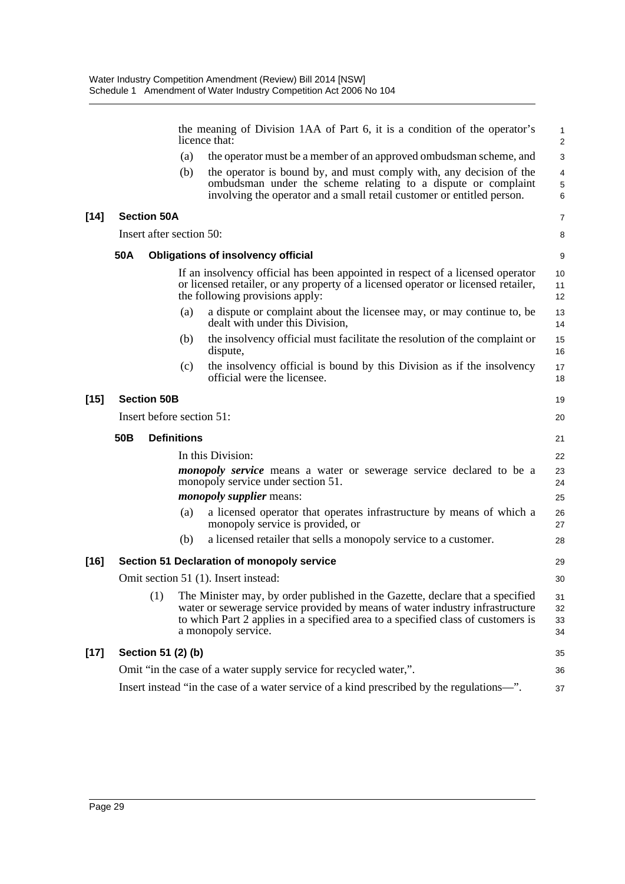the meaning of Division 1AA of Part 6, it is a condition of the operator's licence that:

(a) the operator must be a member of an approved ombudsman scheme, and

(b) the operator is bound by, and must comply with, any decision of the ombudsman under the scheme relating to a dispute or complaint involving the operator and a small retail customer or entitled person.

**[14] Section 50A**

Insert after section 50:

**50A Obligations of insolvency official**

If an insolvency official has been appointed in respect of a licensed operator or licensed retailer, or any property of a licensed operator or licensed retailer, the following provisions apply:

(a) a dispute or complaint about the licensee may, or may continue to, be dealt with under this Division,

(b) the insolvency official must facilitate the resolution of the complaint or dispute,

(c) the insolvency official is bound by this Division as if the insolvency official were the licensee.

**[15] Section 50B**

Insert before section 51:

**50B Definitions**

In this Division:

***monopoly service*** means a water or sewerage service declared to be a monopoly service under section 51.

***monopoly supplier*** means:

(a) a licensed operator that operates infrastructure by means of which a monopoly service is provided, or

(b) a licensed retailer that sells a monopoly service to a customer.

**[16] Section 51 Declaration of monopoly service**

Omit section 51 (1). Insert instead:

(1) The Minister may, by order published in the Gazette, declare that a specified water or sewerage service provided by means of water industry infrastructure to which Part 2 applies in a specified area to a specified class of customers is a monopoly service.

**[17] Section 51 (2) (b)**

Omit "in the case of a water supply service for recycled water,".

Insert instead "in the case of a water service of a kind prescribed by the regulations—".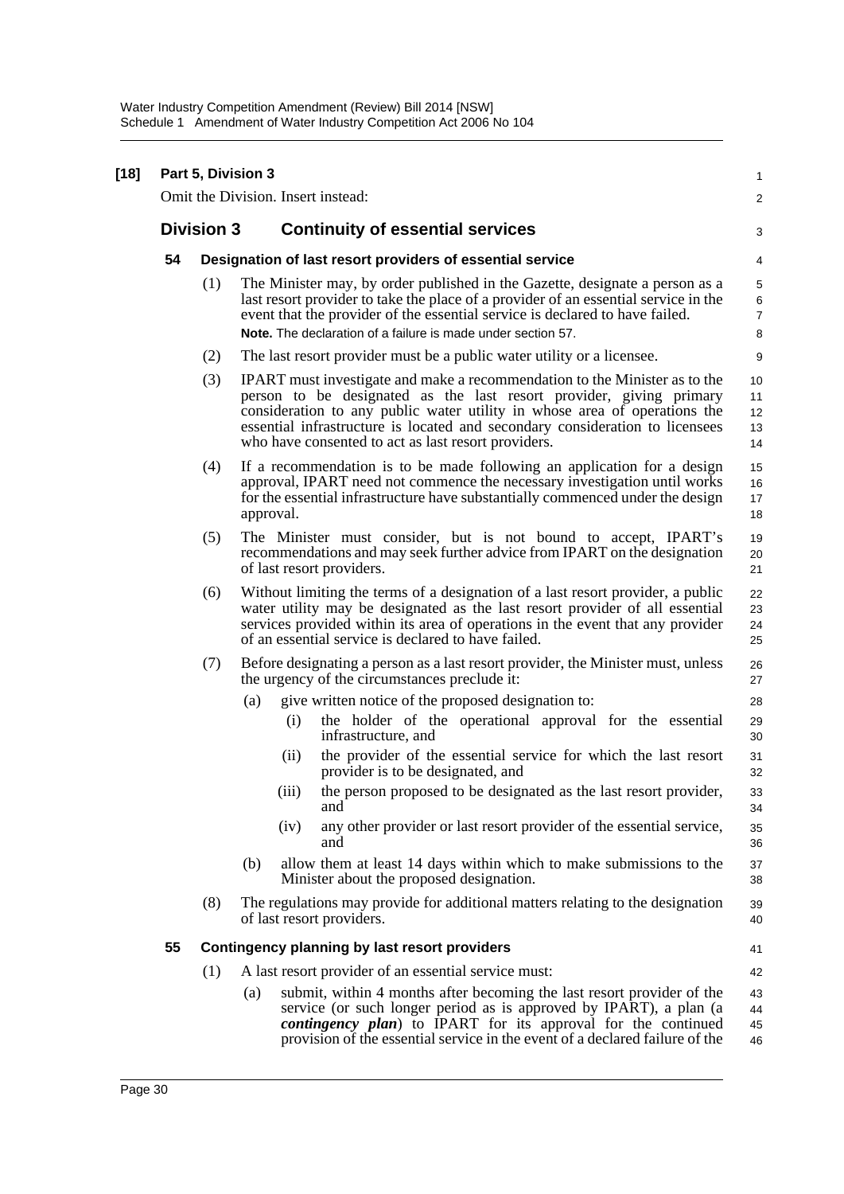**[18] Part 5, Division 3**

Omit the Division. Insert instead:

## Division 3 Continuity of essential services

### 54 Designation of last resort providers of essential service

(1) The Minister may, by order published in the Gazette, designate a person as a last resort provider to take the place of a provider of an essential service in the event that the provider of the essential service is declared to have failed.

**Note.** The declaration of a failure is made under section 57.

(2) The last resort provider must be a public water utility or a licensee.

(3) IPART must investigate and make a recommendation to the Minister as to the person to be designated as the last resort provider, giving primary consideration to any public water utility in whose area of operations the essential infrastructure is located and secondary consideration to licensees who have consented to act as last resort providers.

(4) If a recommendation is to be made following an application for a design approval, IPART need not commence the necessary investigation until works for the essential infrastructure have substantially commenced under the design approval.

(5) The Minister must consider, but is not bound to accept, IPART's recommendations and may seek further advice from IPART on the designation of last resort providers.

(6) Without limiting the terms of a designation of a last resort provider, a public water utility may be designated as the last resort provider of all essential services provided within its area of operations in the event that any provider of an essential service is declared to have failed.

(7) Before designating a person as a last resort provider, the Minister must, unless the urgency of the circumstances preclude it:

- (a) give written notice of the proposed designation to:
  - (i) the holder of the operational approval for the essential infrastructure, and
  - (ii) the provider of the essential service for which the last resort provider is to be designated, and
  - (iii) the person proposed to be designated as the last resort provider, and
  - (iv) any other provider or last resort provider of the essential service, and
- (b) allow them at least 14 days within which to make submissions to the Minister about the proposed designation.

(8) The regulations may provide for additional matters relating to the designation of last resort providers.

### 55 Contingency planning by last resort providers

(1) A last resort provider of an essential service must:

- (a) submit, within 4 months after becoming the last resort provider of the service (or such longer period as is approved by IPART), a plan (a ***contingency plan***) to IPART for its approval for the continued provision of the essential service in the event of a declared failure of the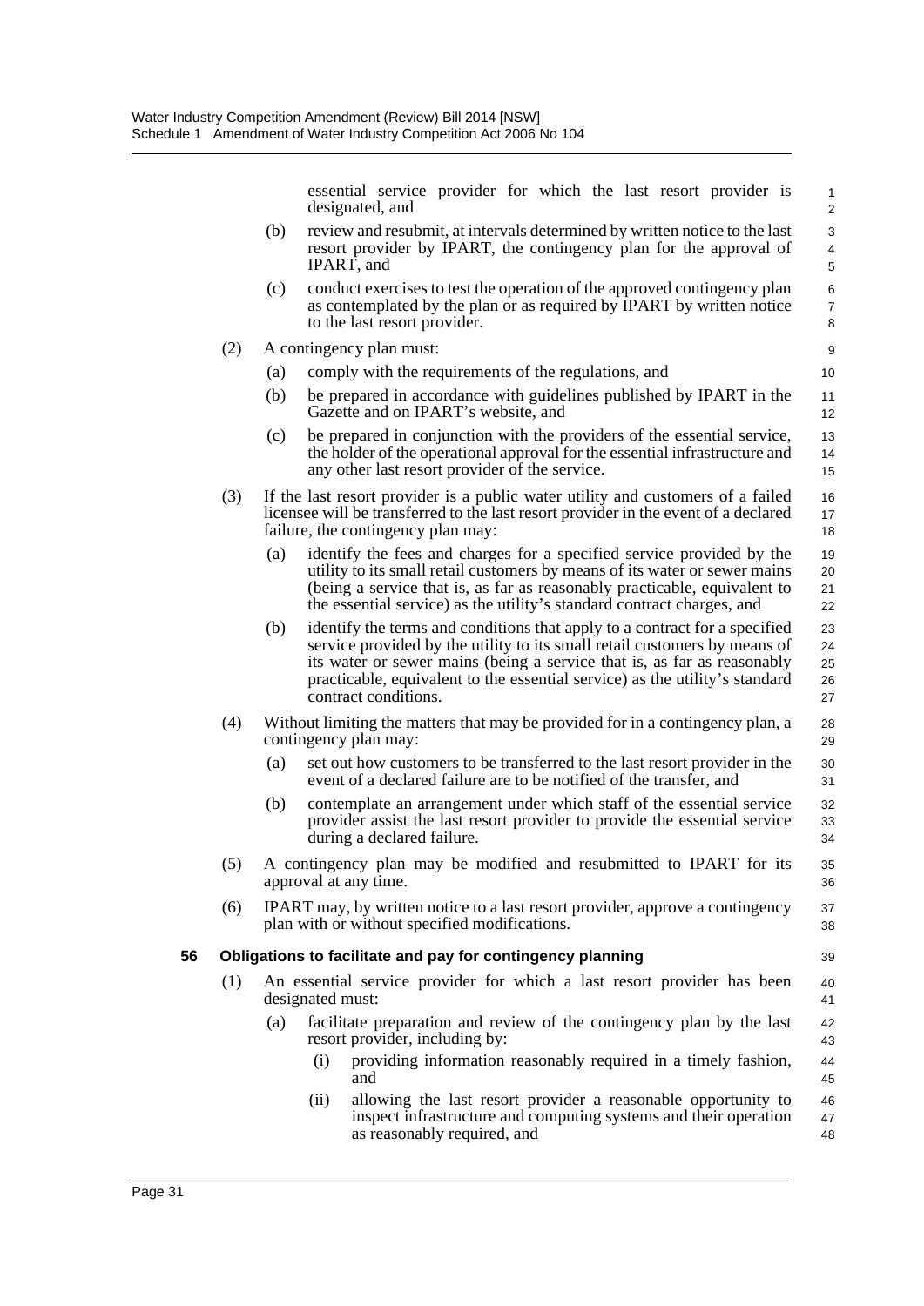essential service provider for which the last resort provider is designated, and

(b) review and resubmit, at intervals determined by written notice to the last resort provider by IPART, the contingency plan for the approval of IPART, and

(c) conduct exercises to test the operation of the approved contingency plan as contemplated by the plan or as required by IPART by written notice to the last resort provider.

(2) A contingency plan must:

(a) comply with the requirements of the regulations, and

(b) be prepared in accordance with guidelines published by IPART in the Gazette and on IPART's website, and

(c) be prepared in conjunction with the providers of the essential service, the holder of the operational approval for the essential infrastructure and any other last resort provider of the service.

(3) If the last resort provider is a public water utility and customers of a failed licensee will be transferred to the last resort provider in the event of a declared failure, the contingency plan may:

(a) identify the fees and charges for a specified service provided by the utility to its small retail customers by means of its water or sewer mains (being a service that is, as far as reasonably practicable, equivalent to the essential service) as the utility's standard contract charges, and

(b) identify the terms and conditions that apply to a contract for a specified service provided by the utility to its small retail customers by means of its water or sewer mains (being a service that is, as far as reasonably practicable, equivalent to the essential service) as the utility's standard contract conditions.

(4) Without limiting the matters that may be provided for in a contingency plan, a contingency plan may:

(a) set out how customers to be transferred to the last resort provider in the event of a declared failure are to be notified of the transfer, and

(b) contemplate an arrangement under which staff of the essential service provider assist the last resort provider to provide the essential service during a declared failure.

(5) A contingency plan may be modified and resubmitted to IPART for its approval at any time.

(6) IPART may, by written notice to a last resort provider, approve a contingency plan with or without specified modifications.

**56 Obligations to facilitate and pay for contingency planning**

(1) An essential service provider for which a last resort provider has been designated must:

(a) facilitate preparation and review of the contingency plan by the last resort provider, including by:

(i) providing information reasonably required in a timely fashion, and

(ii) allowing the last resort provider a reasonable opportunity to inspect infrastructure and computing systems and their operation as reasonably required, and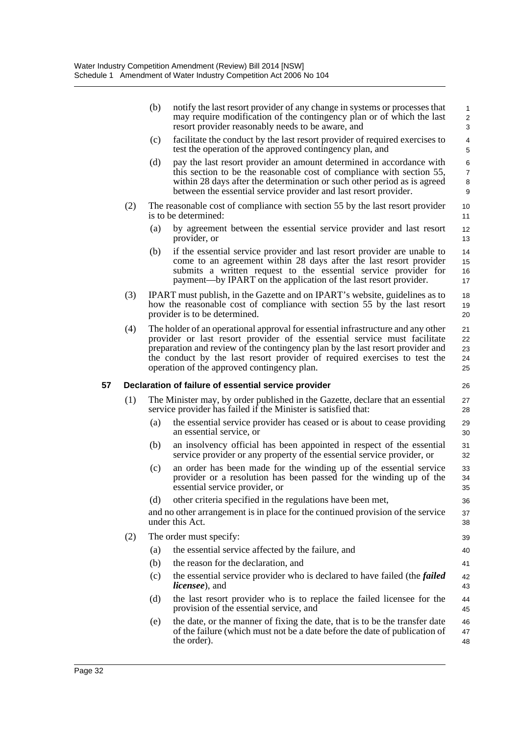(b) notify the last resort provider of any change in systems or processes that may require modification of the contingency plan or of which the last resort provider reasonably needs to be aware, and

(c) facilitate the conduct by the last resort provider of required exercises to test the operation of the approved contingency plan, and

(d) pay the last resort provider an amount determined in accordance with this section to be the reasonable cost of compliance with section 55, within 28 days after the determination or such other period as is agreed between the essential service provider and last resort provider.

(2) The reasonable cost of compliance with section 55 by the last resort provider is to be determined:

(a) by agreement between the essential service provider and last resort provider, or

(b) if the essential service provider and last resort provider are unable to come to an agreement within 28 days after the last resort provider submits a written request to the essential service provider for payment—by IPART on the application of the last resort provider.

(3) IPART must publish, in the Gazette and on IPART's website, guidelines as to how the reasonable cost of compliance with section 55 by the last resort provider is to be determined.

(4) The holder of an operational approval for essential infrastructure and any other provider or last resort provider of the essential service must facilitate preparation and review of the contingency plan by the last resort provider and the conduct by the last resort provider of required exercises to test the operation of the approved contingency plan.

**57 Declaration of failure of essential service provider**

(1) The Minister may, by order published in the Gazette, declare that an essential service provider has failed if the Minister is satisfied that:

(a) the essential service provider has ceased or is about to cease providing an essential service, or

(b) an insolvency official has been appointed in respect of the essential service provider or any property of the essential service provider, or

(c) an order has been made for the winding up of the essential service provider or a resolution has been passed for the winding up of the essential service provider, or

(d) other criteria specified in the regulations have been met,

and no other arrangement is in place for the continued provision of the service under this Act.

(2) The order must specify:

(a) the essential service affected by the failure, and

(b) the reason for the declaration, and

(c) the essential service provider who is declared to have failed (the ***failed licensee***), and

(d) the last resort provider who is to replace the failed licensee for the provision of the essential service, and

(e) the date, or the manner of fixing the date, that is to be the transfer date of the failure (which must not be a date before the date of publication of the order).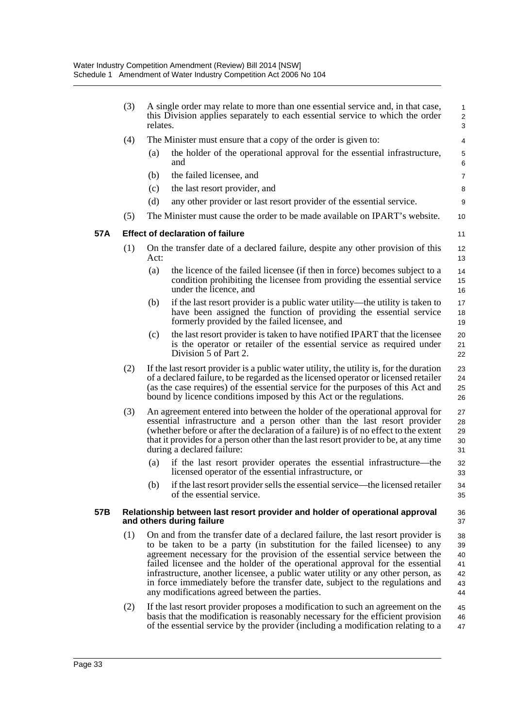(3) A single order may relate to more than one essential service and, in that case, this Division applies separately to each essential service to which the order relates.

(4) The Minister must ensure that a copy of the order is given to:

- (a) the holder of the operational approval for the essential infrastructure, and
- (b) the failed licensee, and
- (c) the last resort provider, and
- (d) any other provider or last resort provider of the essential service.

(5) The Minister must cause the order to be made available on IPART's website.

### 57A Effect of declaration of failure

(1) On the transfer date of a declared failure, despite any other provision of this Act:

- (a) the licence of the failed licensee (if then in force) becomes subject to a condition prohibiting the licensee from providing the essential service under the licence, and
- (b) if the last resort provider is a public water utility—the utility is taken to have been assigned the function of providing the essential service formerly provided by the failed licensee, and
- (c) the last resort provider is taken to have notified IPART that the licensee is the operator or retailer of the essential service as required under Division 5 of Part 2.

(2) If the last resort provider is a public water utility, the utility is, for the duration of a declared failure, to be regarded as the licensed operator or licensed retailer (as the case requires) of the essential service for the purposes of this Act and bound by licence conditions imposed by this Act or the regulations.

(3) An agreement entered into between the holder of the operational approval for essential infrastructure and a person other than the last resort provider (whether before or after the declaration of a failure) is of no effect to the extent that it provides for a person other than the last resort provider to be, at any time during a declared failure:

- (a) if the last resort provider operates the essential infrastructure—the licensed operator of the essential infrastructure, or
- (b) if the last resort provider sells the essential service—the licensed retailer of the essential service.

### 57B Relationship between last resort provider and holder of operational approval and others during failure

(1) On and from the transfer date of a declared failure, the last resort provider is to be taken to be a party (in substitution for the failed licensee) to any agreement necessary for the provision of the essential service between the failed licensee and the holder of the operational approval for the essential infrastructure, another licensee, a public water utility or any other person, as in force immediately before the transfer date, subject to the regulations and any modifications agreed between the parties.

(2) If the last resort provider proposes a modification to such an agreement on the basis that the modification is reasonably necessary for the efficient provision of the essential service by the provider (including a modification relating to a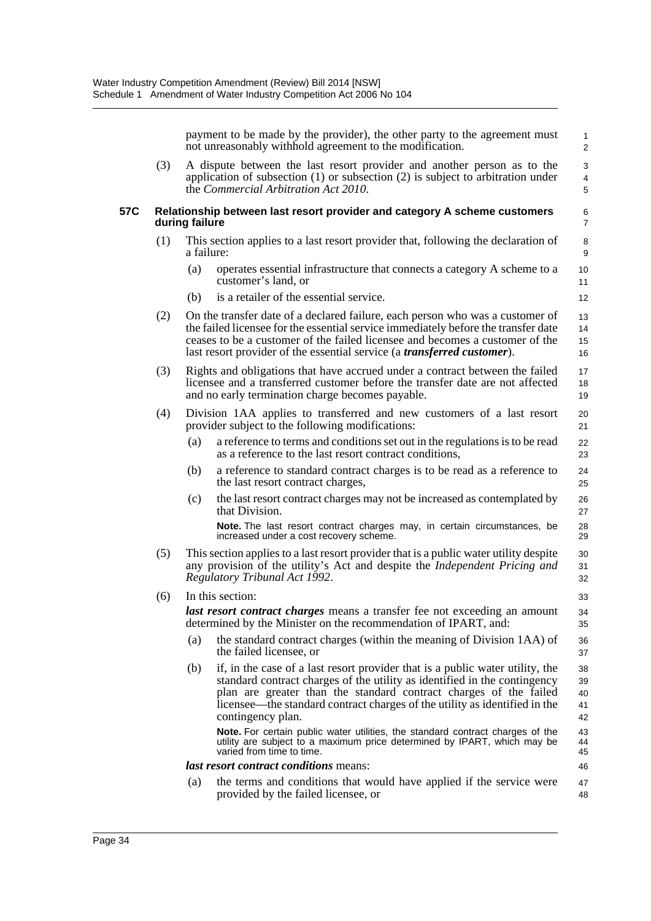payment to be made by the provider), the other party to the agreement must not unreasonably withhold agreement to the modification.

(3) A dispute between the last resort provider and another person as to the application of subsection (1) or subsection (2) is subject to arbitration under the *Commercial Arbitration Act 2010*.

### 57C Relationship between last resort provider and category A scheme customers during failure

(1) This section applies to a last resort provider that, following the declaration of a failure:

(a) operates essential infrastructure that connects a category A scheme to a customer's land, or

(b) is a retailer of the essential service.

(2) On the transfer date of a declared failure, each person who was a customer of the failed licensee for the essential service immediately before the transfer date ceases to be a customer of the failed licensee and becomes a customer of the last resort provider of the essential service (a ***transferred customer***).

(3) Rights and obligations that have accrued under a contract between the failed licensee and a transferred customer before the transfer date are not affected and no early termination charge becomes payable.

(4) Division 1AA applies to transferred and new customers of a last resort provider subject to the following modifications:

(a) a reference to terms and conditions set out in the regulations is to be read as a reference to the last resort contract conditions,

(b) a reference to standard contract charges is to be read as a reference to the last resort contract charges,

(c) the last resort contract charges may not be increased as contemplated by that Division.

**Note.** The last resort contract charges may, in certain circumstances, be increased under a cost recovery scheme.

(5) This section applies to a last resort provider that is a public water utility despite any provision of the utility's Act and despite the *Independent Pricing and Regulatory Tribunal Act 1992*.

(6) In this section:

***last resort contract charges*** means a transfer fee not exceeding an amount determined by the Minister on the recommendation of IPART, and:

(a) the standard contract charges (within the meaning of Division 1AA) of the failed licensee, or

(b) if, in the case of a last resort provider that is a public water utility, the standard contract charges of the utility as identified in the contingency plan are greater than the standard contract charges of the failed licensee—the standard contract charges of the utility as identified in the contingency plan.

**Note.** For certain public water utilities, the standard contract charges of the utility are subject to a maximum price determined by IPART, which may be varied from time to time.

***last resort contract conditions*** means:

(a) the terms and conditions that would have applied if the service were provided by the failed licensee, or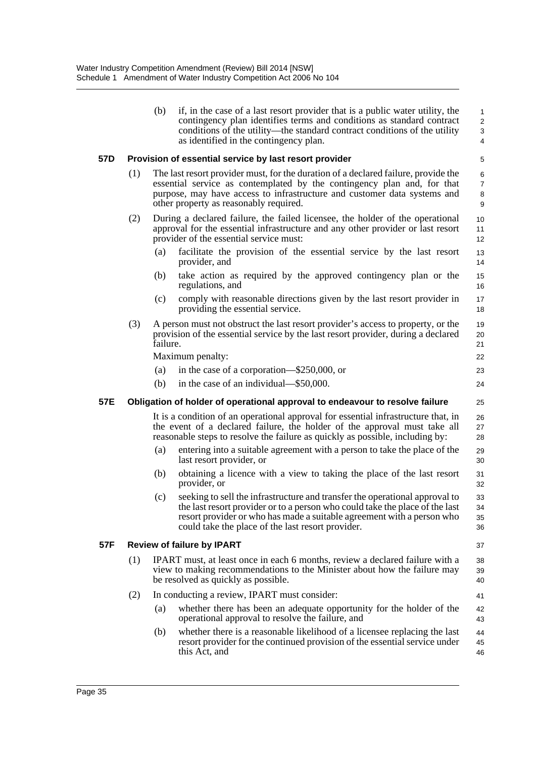(b) if, in the case of a last resort provider that is a public water utility, the contingency plan identifies terms and conditions as standard contract conditions of the utility—the standard contract conditions of the utility as identified in the contingency plan.

### 57D Provision of essential service by last resort provider

(1) The last resort provider must, for the duration of a declared failure, provide the essential service as contemplated by the contingency plan and, for that purpose, may have access to infrastructure and customer data systems and other property as reasonably required.

(2) During a declared failure, the failed licensee, the holder of the operational approval for the essential infrastructure and any other provider or last resort provider of the essential service must:

(a) facilitate the provision of the essential service by the last resort provider, and

(b) take action as required by the approved contingency plan or the regulations, and

(c) comply with reasonable directions given by the last resort provider in providing the essential service.

(3) A person must not obstruct the last resort provider's access to property, or the provision of the essential service by the last resort provider, during a declared failure.

Maximum penalty:

(a) in the case of a corporation—$250,000, or

(b) in the case of an individual—$50,000.

### 57E Obligation of holder of operational approval to endeavour to resolve failure

It is a condition of an operational approval for essential infrastructure that, in the event of a declared failure, the holder of the approval must take all reasonable steps to resolve the failure as quickly as possible, including by:

(a) entering into a suitable agreement with a person to take the place of the last resort provider, or

(b) obtaining a licence with a view to taking the place of the last resort provider, or

(c) seeking to sell the infrastructure and transfer the operational approval to the last resort provider or to a person who could take the place of the last resort provider or who has made a suitable agreement with a person who could take the place of the last resort provider.

### 57F Review of failure by IPART

(1) IPART must, at least once in each 6 months, review a declared failure with a view to making recommendations to the Minister about how the failure may be resolved as quickly as possible.

(2) In conducting a review, IPART must consider:

(a) whether there has been an adequate opportunity for the holder of the operational approval to resolve the failure, and

(b) whether there is a reasonable likelihood of a licensee replacing the last resort provider for the continued provision of the essential service under this Act, and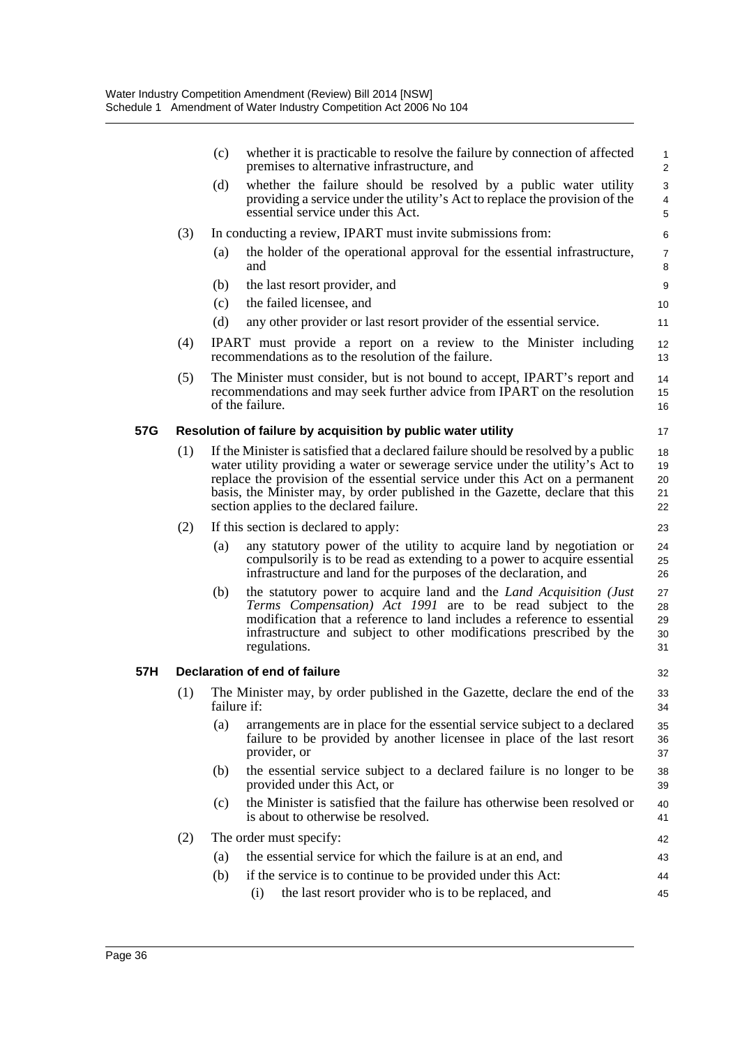(c) whether it is practicable to resolve the failure by connection of affected premises to alternative infrastructure, and

(d) whether the failure should be resolved by a public water utility providing a service under the utility's Act to replace the provision of the essential service under this Act.

(3) In conducting a review, IPART must invite submissions from:

(a) the holder of the operational approval for the essential infrastructure, and

(b) the last resort provider, and

(c) the failed licensee, and

(d) any other provider or last resort provider of the essential service.

(4) IPART must provide a report on a review to the Minister including recommendations as to the resolution of the failure.

(5) The Minister must consider, but is not bound to accept, IPART's report and recommendations and may seek further advice from IPART on the resolution of the failure.

### 57G Resolution of failure by acquisition by public water utility

(1) If the Minister is satisfied that a declared failure should be resolved by a public water utility providing a water or sewerage service under the utility's Act to replace the provision of the essential service under this Act on a permanent basis, the Minister may, by order published in the Gazette, declare that this section applies to the declared failure.

(2) If this section is declared to apply:

(a) any statutory power of the utility to acquire land by negotiation or compulsorily is to be read as extending to a power to acquire essential infrastructure and land for the purposes of the declaration, and

(b) the statutory power to acquire land and the *Land Acquisition (Just Terms Compensation) Act 1991* are to be read subject to the modification that a reference to land includes a reference to essential infrastructure and subject to other modifications prescribed by the regulations.

### 57H Declaration of end of failure

(1) The Minister may, by order published in the Gazette, declare the end of the failure if:

(a) arrangements are in place for the essential service subject to a declared failure to be provided by another licensee in place of the last resort provider, or

(b) the essential service subject to a declared failure is no longer to be provided under this Act, or

(c) the Minister is satisfied that the failure has otherwise been resolved or is about to otherwise be resolved.

(2) The order must specify:

(a) the essential service for which the failure is at an end, and

(b) if the service is to continue to be provided under this Act:

(i) the last resort provider who is to be replaced, and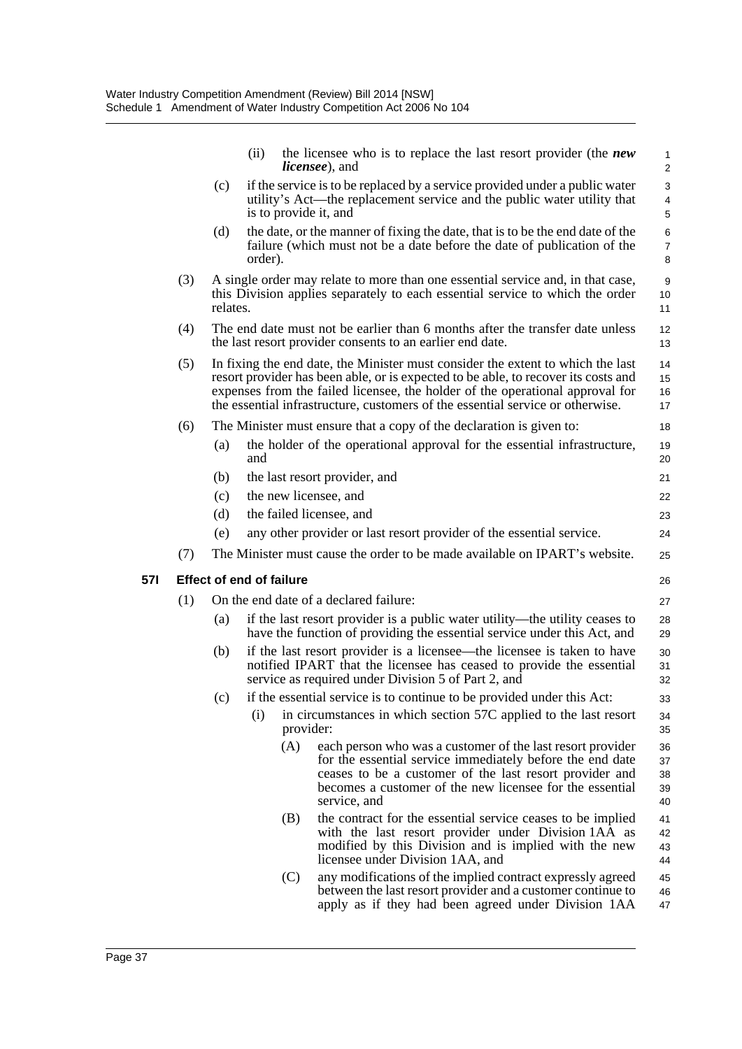(ii) the licensee who is to replace the last resort provider (the ***new licensee***), and

(c) if the service is to be replaced by a service provided under a public water utility's Act—the replacement service and the public water utility that is to provide it, and

(d) the date, or the manner of fixing the date, that is to be the end date of the failure (which must not be a date before the date of publication of the order).

(3) A single order may relate to more than one essential service and, in that case, this Division applies separately to each essential service to which the order relates.

(4) The end date must not be earlier than 6 months after the transfer date unless the last resort provider consents to an earlier end date.

(5) In fixing the end date, the Minister must consider the extent to which the last resort provider has been able, or is expected to be able, to recover its costs and expenses from the failed licensee, the holder of the operational approval for the essential infrastructure, customers of the essential service or otherwise.

(6) The Minister must ensure that a copy of the declaration is given to:

(a) the holder of the operational approval for the essential infrastructure, and

(b) the last resort provider, and

(c) the new licensee, and

(d) the failed licensee, and

(e) any other provider or last resort provider of the essential service.

(7) The Minister must cause the order to be made available on IPART's website.

**57I Effect of end of failure**

(1) On the end date of a declared failure:

(a) if the last resort provider is a public water utility—the utility ceases to have the function of providing the essential service under this Act, and

(b) if the last resort provider is a licensee—the licensee is taken to have notified IPART that the licensee has ceased to provide the essential service as required under Division 5 of Part 2, and

(c) if the essential service is to continue to be provided under this Act:

(i) in circumstances in which section 57C applied to the last resort provider:

(A) each person who was a customer of the last resort provider for the essential service immediately before the end date ceases to be a customer of the last resort provider and becomes a customer of the new licensee for the essential service, and

(B) the contract for the essential service ceases to be implied with the last resort provider under Division 1AA as modified by this Division and is implied with the new licensee under Division 1AA, and

(C) any modifications of the implied contract expressly agreed between the last resort provider and a customer continue to apply as if they had been agreed under Division 1AA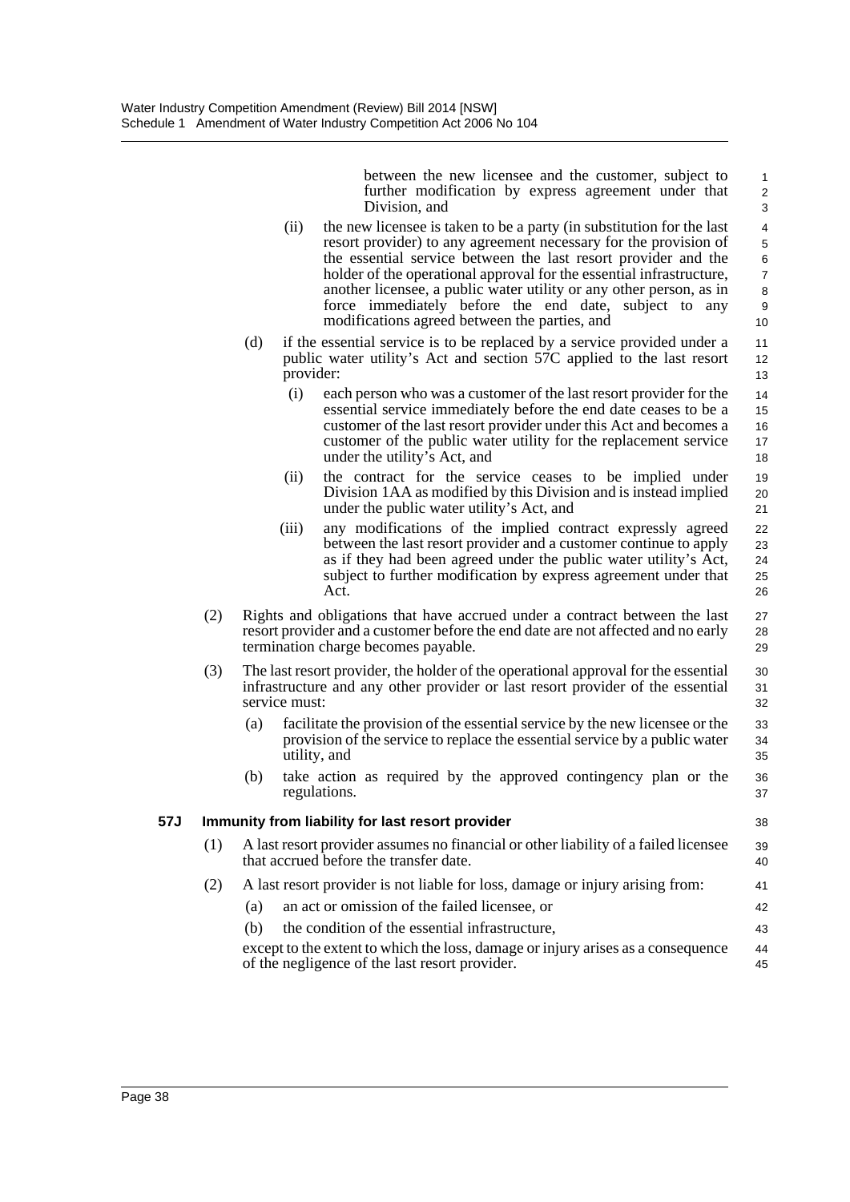between the new licensee and the customer, subject to further modification by express agreement under that Division, and

(ii) the new licensee is taken to be a party (in substitution for the last resort provider) to any agreement necessary for the provision of the essential service between the last resort provider and the holder of the operational approval for the essential infrastructure, another licensee, a public water utility or any other person, as in force immediately before the end date, subject to any modifications agreed between the parties, and

(d) if the essential service is to be replaced by a service provided under a public water utility's Act and section 57C applied to the last resort provider:

(i) each person who was a customer of the last resort provider for the essential service immediately before the end date ceases to be a customer of the last resort provider under this Act and becomes a customer of the public water utility for the replacement service under the utility's Act, and

(ii) the contract for the service ceases to be implied under Division 1AA as modified by this Division and is instead implied under the public water utility's Act, and

(iii) any modifications of the implied contract expressly agreed between the last resort provider and a customer continue to apply as if they had been agreed under the public water utility's Act, subject to further modification by express agreement under that Act.

(2) Rights and obligations that have accrued under a contract between the last resort provider and a customer before the end date are not affected and no early termination charge becomes payable.

(3) The last resort provider, the holder of the operational approval for the essential infrastructure and any other provider or last resort provider of the essential service must:

(a) facilitate the provision of the essential service by the new licensee or the provision of the service to replace the essential service by a public water utility, and

(b) take action as required by the approved contingency plan or the regulations.

**57J Immunity from liability for last resort provider**

(1) A last resort provider assumes no financial or other liability of a failed licensee that accrued before the transfer date.

(2) A last resort provider is not liable for loss, damage or injury arising from:

(a) an act or omission of the failed licensee, or

(b) the condition of the essential infrastructure,

except to the extent to which the loss, damage or injury arises as a consequence of the negligence of the last resort provider.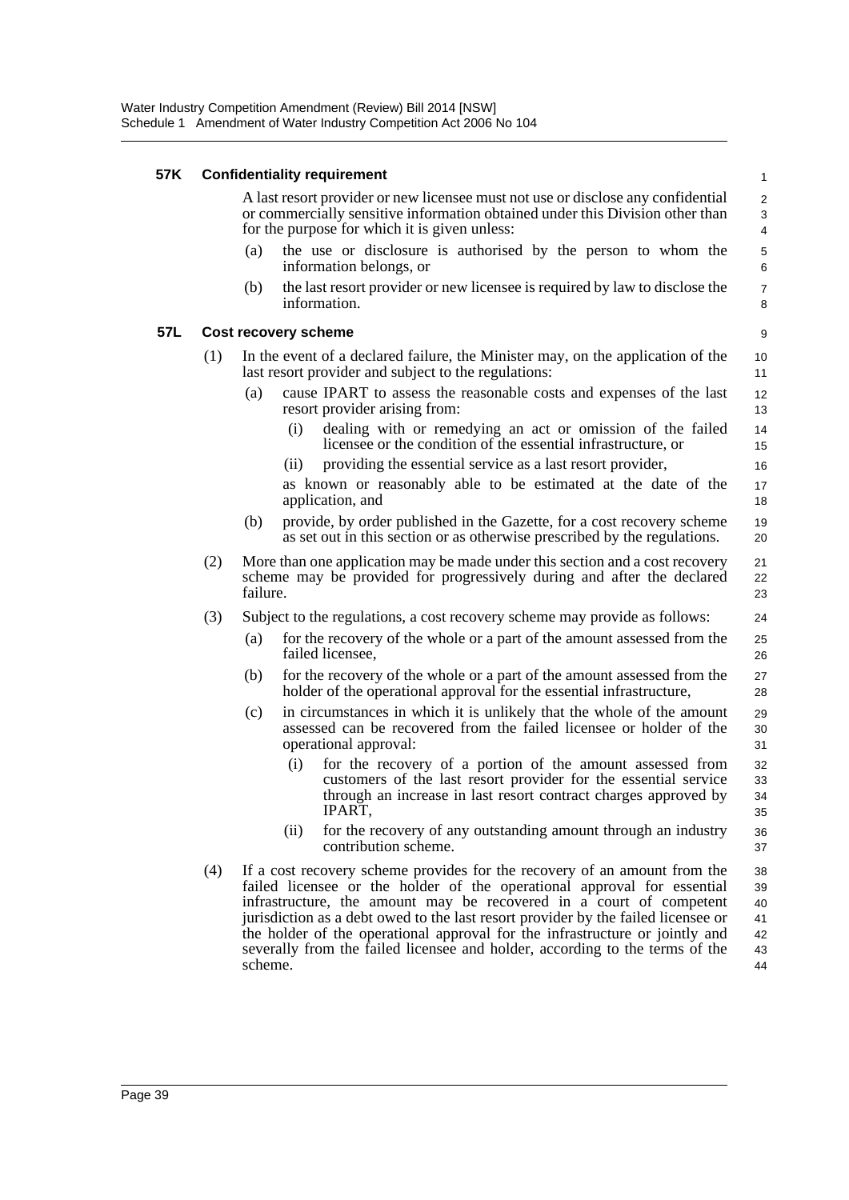#### 57K Confidentiality requirement

A last resort provider or new licensee must not use or disclose any confidential or commercially sensitive information obtained under this Division other than for the purpose for which it is given unless:

(a) the use or disclosure is authorised by the person to whom the information belongs, or

(b) the last resort provider or new licensee is required by law to disclose the information.

#### 57L Cost recovery scheme

(1) In the event of a declared failure, the Minister may, on the application of the last resort provider and subject to the regulations:

(a) cause IPART to assess the reasonable costs and expenses of the last resort provider arising from:

(i) dealing with or remedying an act or omission of the failed licensee or the condition of the essential infrastructure, or

(ii) providing the essential service as a last resort provider,

as known or reasonably able to be estimated at the date of the application, and

(b) provide, by order published in the Gazette, for a cost recovery scheme as set out in this section or as otherwise prescribed by the regulations.

(2) More than one application may be made under this section and a cost recovery scheme may be provided for progressively during and after the declared failure.

(3) Subject to the regulations, a cost recovery scheme may provide as follows:

(a) for the recovery of the whole or a part of the amount assessed from the failed licensee,

(b) for the recovery of the whole or a part of the amount assessed from the holder of the operational approval for the essential infrastructure,

(c) in circumstances in which it is unlikely that the whole of the amount assessed can be recovered from the failed licensee or holder of the operational approval:

(i) for the recovery of a portion of the amount assessed from customers of the last resort provider for the essential service through an increase in last resort contract charges approved by IPART,

(ii) for the recovery of any outstanding amount through an industry contribution scheme.

(4) If a cost recovery scheme provides for the recovery of an amount from the failed licensee or the holder of the operational approval for essential infrastructure, the amount may be recovered in a court of competent jurisdiction as a debt owed to the last resort provider by the failed licensee or the holder of the operational approval for the infrastructure or jointly and severally from the failed licensee and holder, according to the terms of the scheme.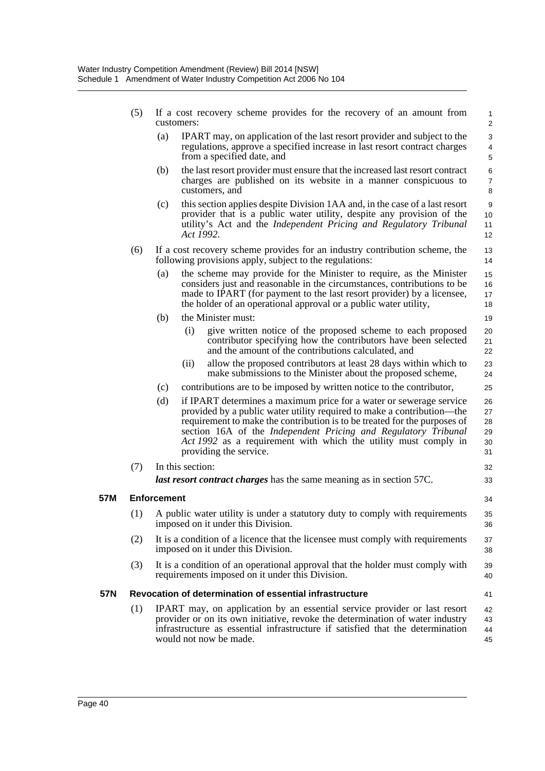(5) If a cost recovery scheme provides for the recovery of an amount from customers:

(a) IPART may, on application of the last resort provider and subject to the regulations, approve a specified increase in last resort contract charges from a specified date, and

(b) the last resort provider must ensure that the increased last resort contract charges are published on its website in a manner conspicuous to customers, and

(c) this section applies despite Division 1AA and, in the case of a last resort provider that is a public water utility, despite any provision of the utility's Act and the *Independent Pricing and Regulatory Tribunal Act 1992*.

(6) If a cost recovery scheme provides for an industry contribution scheme, the following provisions apply, subject to the regulations:

(a) the scheme may provide for the Minister to require, as the Minister considers just and reasonable in the circumstances, contributions to be made to IPART (for payment to the last resort provider) by a licensee, the holder of an operational approval or a public water utility,

(b) the Minister must:

(i) give written notice of the proposed scheme to each proposed contributor specifying how the contributors have been selected and the amount of the contributions calculated, and

(ii) allow the proposed contributors at least 28 days within which to make submissions to the Minister about the proposed scheme,

(c) contributions are to be imposed by written notice to the contributor,

(d) if IPART determines a maximum price for a water or sewerage service provided by a public water utility required to make a contribution—the requirement to make the contribution is to be treated for the purposes of section 16A of the *Independent Pricing and Regulatory Tribunal Act 1992* as a requirement with which the utility must comply in providing the service.

(7) In this section:

***last resort contract charges*** has the same meaning as in section 57C.

**57M Enforcement**

(1) A public water utility is under a statutory duty to comply with requirements imposed on it under this Division.

(2) It is a condition of a licence that the licensee must comply with requirements imposed on it under this Division.

(3) It is a condition of an operational approval that the holder must comply with requirements imposed on it under this Division.

**57N Revocation of determination of essential infrastructure**

(1) IPART may, on application by an essential service provider or last resort provider or on its own initiative, revoke the determination of water industry infrastructure as essential infrastructure if satisfied that the determination would not now be made.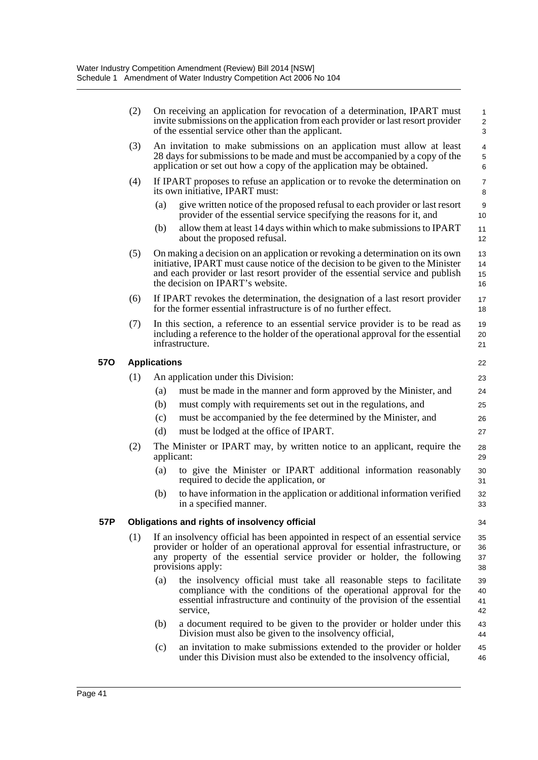(2) On receiving an application for revocation of a determination, IPART must invite submissions on the application from each provider or last resort provider of the essential service other than the applicant.

(3) An invitation to make submissions on an application must allow at least 28 days for submissions to be made and must be accompanied by a copy of the application or set out how a copy of the application may be obtained.

(4) If IPART proposes to refuse an application or to revoke the determination on its own initiative, IPART must:

- (a) give written notice of the proposed refusal to each provider or last resort provider of the essential service specifying the reasons for it, and
- (b) allow them at least 14 days within which to make submissions to IPART about the proposed refusal.

(5) On making a decision on an application or revoking a determination on its own initiative, IPART must cause notice of the decision to be given to the Minister and each provider or last resort provider of the essential service and publish the decision on IPART's website.

(6) If IPART revokes the determination, the designation of a last resort provider for the former essential infrastructure is of no further effect.

(7) In this section, a reference to an essential service provider is to be read as including a reference to the holder of the operational approval for the essential infrastructure.

### 57O Applications

(1) An application under this Division:

- (a) must be made in the manner and form approved by the Minister, and
- (b) must comply with requirements set out in the regulations, and
- (c) must be accompanied by the fee determined by the Minister, and
- (d) must be lodged at the office of IPART.

(2) The Minister or IPART may, by written notice to an applicant, require the applicant:

- (a) to give the Minister or IPART additional information reasonably required to decide the application, or
- (b) to have information in the application or additional information verified in a specified manner.

### 57P Obligations and rights of insolvency official

(1) If an insolvency official has been appointed in respect of an essential service provider or holder of an operational approval for essential infrastructure, or any property of the essential service provider or holder, the following provisions apply:

- (a) the insolvency official must take all reasonable steps to facilitate compliance with the conditions of the operational approval for the essential infrastructure and continuity of the provision of the essential service,
- (b) a document required to be given to the provider or holder under this Division must also be given to the insolvency official,
- (c) an invitation to make submissions extended to the provider or holder under this Division must also be extended to the insolvency official,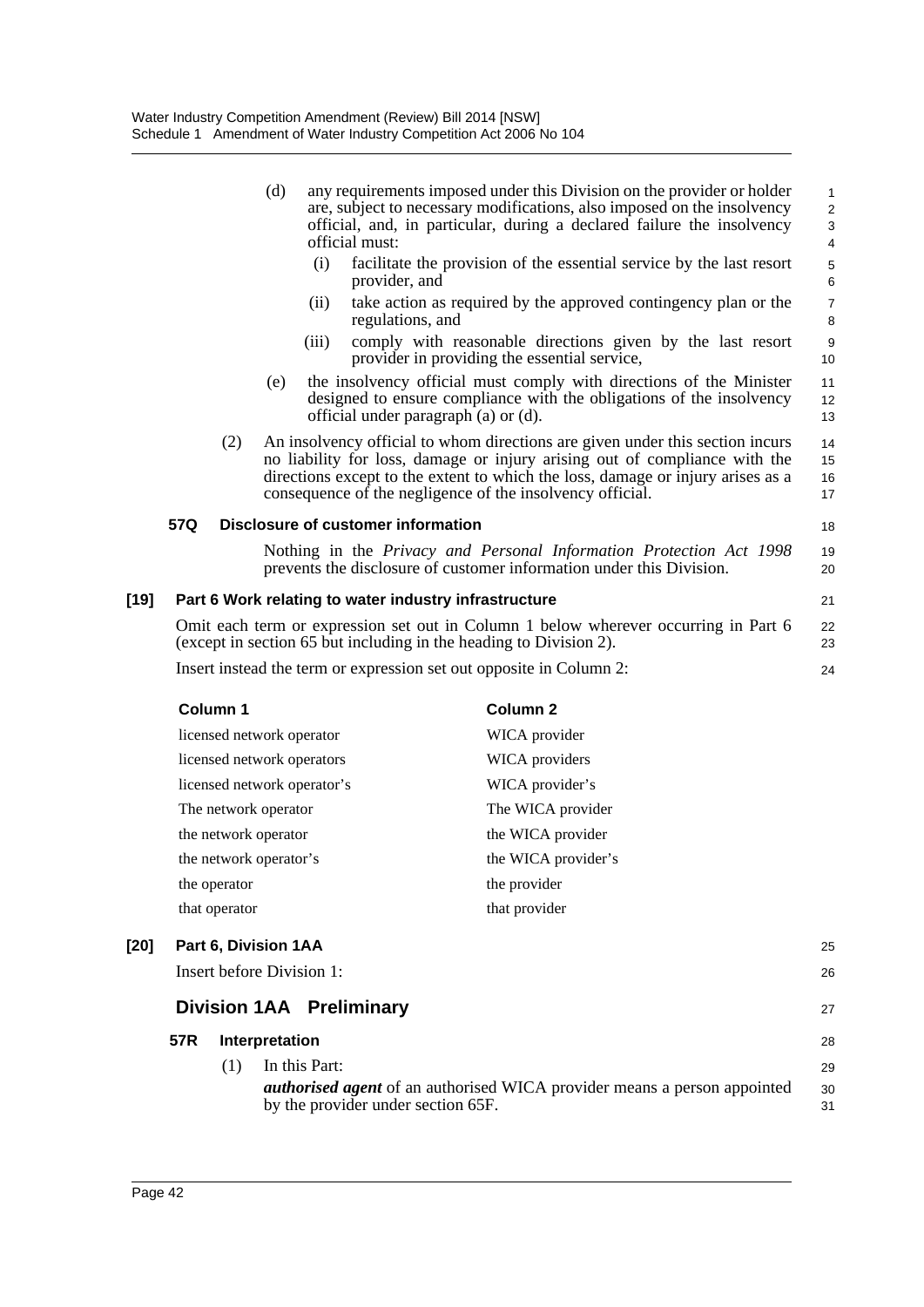(d) any requirements imposed under this Division on the provider or holder are, subject to necessary modifications, also imposed on the insolvency official, and, in particular, during a declared failure the insolvency official must:

(i) facilitate the provision of the essential service by the last resort provider, and

(ii) take action as required by the approved contingency plan or the regulations, and

(iii) comply with reasonable directions given by the last resort provider in providing the essential service,

(e) the insolvency official must comply with directions of the Minister designed to ensure compliance with the obligations of the insolvency official under paragraph (a) or (d).

(2) An insolvency official to whom directions are given under this section incurs no liability for loss, damage or injury arising out of compliance with the directions except to the extent to which the loss, damage or injury arises as a consequence of the negligence of the insolvency official.

**57Q Disclosure of customer information**

Nothing in the *Privacy and Personal Information Protection Act 1998* prevents the disclosure of customer information under this Division.

**[19] Part 6 Work relating to water industry infrastructure**

Omit each term or expression set out in Column 1 below wherever occurring in Part 6 (except in section 65 but including in the heading to Division 2).

Insert instead the term or expression set out opposite in Column 2:

| Column 1 | Column 2 |
|---|---|
| licensed network operator | WICA provider |
| licensed network operators | WICA providers |
| licensed network operator's | WICA provider's |
| The network operator | The WICA provider |
| the network operator | the WICA provider |
| the network operator's | the WICA provider's |
| the operator | the provider |
| that operator | that provider |

**[20] Part 6, Division 1AA**

Insert before Division 1:

## Division 1AA Preliminary

**57R Interpretation**

(1) In this Part:

***authorised agent*** of an authorised WICA provider means a person appointed by the provider under section 65F.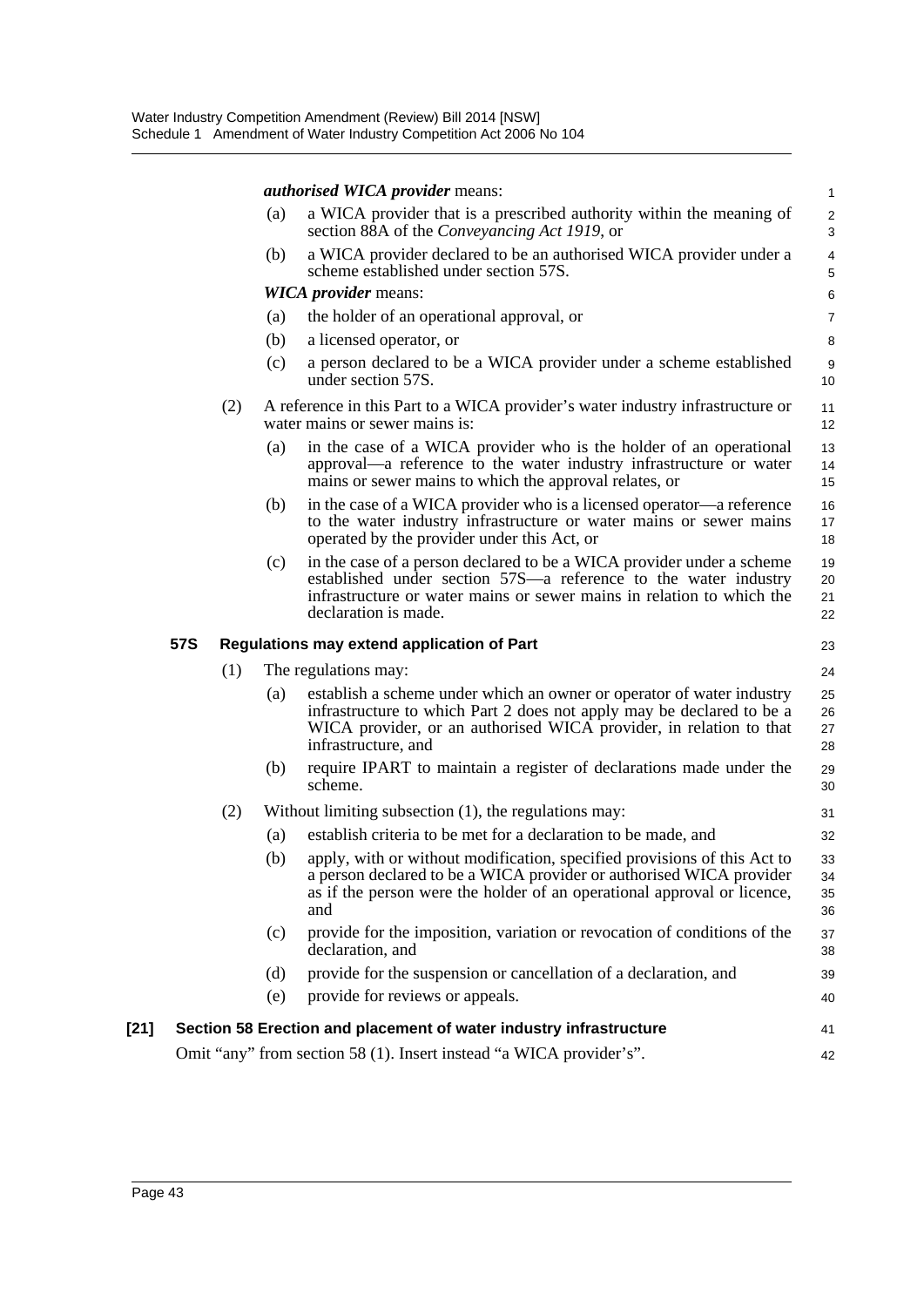***authorised WICA provider*** means:

(a) a WICA provider that is a prescribed authority within the meaning of section 88A of the *Conveyancing Act 1919*, or

(b) a WICA provider declared to be an authorised WICA provider under a scheme established under section 57S.

***WICA provider*** means:

(a) the holder of an operational approval, or

(b) a licensed operator, or

(c) a person declared to be a WICA provider under a scheme established under section 57S.

(2) A reference in this Part to a WICA provider's water industry infrastructure or water mains or sewer mains is:

(a) in the case of a WICA provider who is the holder of an operational approval—a reference to the water industry infrastructure or water mains or sewer mains to which the approval relates, or

(b) in the case of a WICA provider who is a licensed operator—a reference to the water industry infrastructure or water mains or sewer mains operated by the provider under this Act, or

(c) in the case of a person declared to be a WICA provider under a scheme established under section 57S—a reference to the water industry infrastructure or water mains or sewer mains in relation to which the declaration is made.

**57S Regulations may extend application of Part**

(1) The regulations may:

(a) establish a scheme under which an owner or operator of water industry infrastructure to which Part 2 does not apply may be declared to be a WICA provider, or an authorised WICA provider, in relation to that infrastructure, and

(b) require IPART to maintain a register of declarations made under the scheme.

(2) Without limiting subsection (1), the regulations may:

(a) establish criteria to be met for a declaration to be made, and

(b) apply, with or without modification, specified provisions of this Act to a person declared to be a WICA provider or authorised WICA provider as if the person were the holder of an operational approval or licence, and

(c) provide for the imposition, variation or revocation of conditions of the declaration, and

(d) provide for the suspension or cancellation of a declaration, and

(e) provide for reviews or appeals.

**[21] Section 58 Erection and placement of water industry infrastructure**

Omit "any" from section 58 (1). Insert instead "a WICA provider's".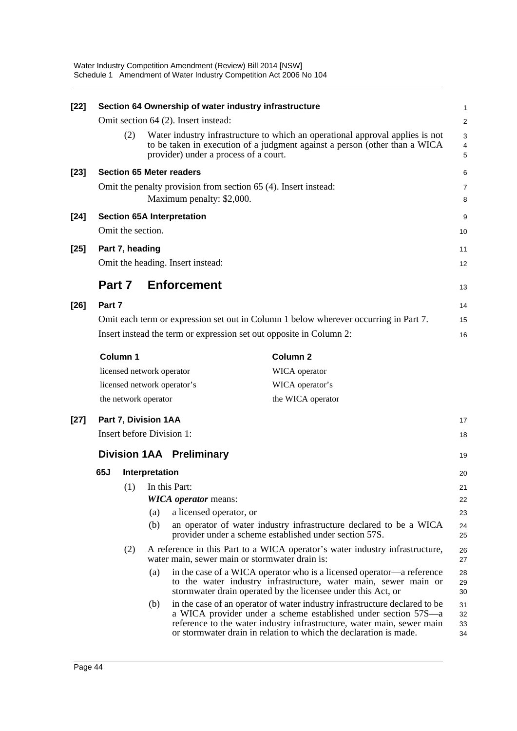**[22] Section 64 Ownership of water industry infrastructure**

Omit section 64 (2). Insert instead:

(2) Water industry infrastructure to which an operational approval applies is not to be taken in execution of a judgment against a person (other than a WICA provider) under a process of a court.

**[23] Section 65 Meter readers**

Omit the penalty provision from section 65 (4). Insert instead:

Maximum penalty: $2,000.

**[24] Section 65A Interpretation**

Omit the section.

**[25] Part 7, heading**

Omit the heading. Insert instead:

## Part 7 Enforcement

**[26] Part 7**

Omit each term or expression set out in Column 1 below wherever occurring in Part 7.

Insert instead the term or expression set out opposite in Column 2:

| Column 1 | Column 2 |
| --- | --- |
| licensed network operator | WICA operator |
| licensed network operator's | WICA operator's |
| the network operator | the WICA operator |

**[27] Part 7, Division 1AA**

Insert before Division 1:

### Division 1AA Preliminary

**65J Interpretation**

(1) In this Part:

***WICA operator*** means:

(a) a licensed operator, or

(b) an operator of water industry infrastructure declared to be a WICA provider under a scheme established under section 57S.

(2) A reference in this Part to a WICA operator's water industry infrastructure, water main, sewer main or stormwater drain is:

(a) in the case of a WICA operator who is a licensed operator—a reference to the water industry infrastructure, water main, sewer main or stormwater drain operated by the licensee under this Act, or

(b) in the case of an operator of water industry infrastructure declared to be a WICA provider under a scheme established under section 57S—a reference to the water industry infrastructure, water main, sewer main or stormwater drain in relation to which the declaration is made.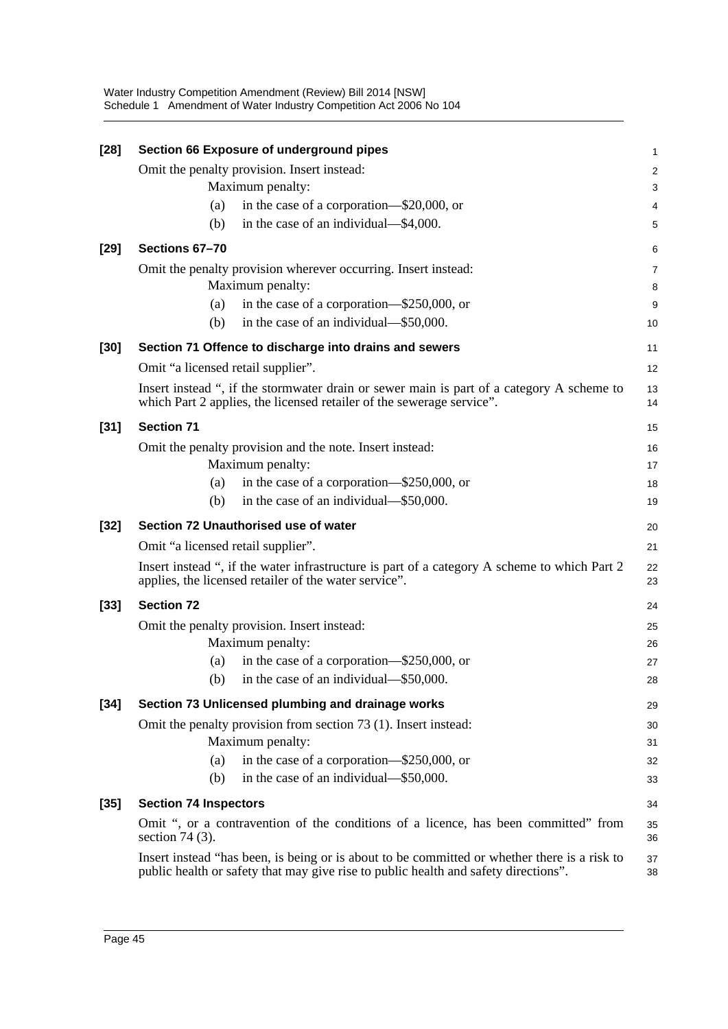**[28] Section 66 Exposure of underground pipes**

Omit the penalty provision. Insert instead:

Maximum penalty:

(a) in the case of a corporation—$20,000, or

(b) in the case of an individual—$4,000.

**[29] Sections 67–70**

Omit the penalty provision wherever occurring. Insert instead:

Maximum penalty:

(a) in the case of a corporation—$250,000, or

(b) in the case of an individual—$50,000.

**[30] Section 71 Offence to discharge into drains and sewers**

Omit "a licensed retail supplier".

Insert instead ", if the stormwater drain or sewer main is part of a category A scheme to which Part 2 applies, the licensed retailer of the sewerage service".

**[31] Section 71**

Omit the penalty provision and the note. Insert instead:

Maximum penalty:

(a) in the case of a corporation—$250,000, or

(b) in the case of an individual—$50,000.

**[32] Section 72 Unauthorised use of water**

Omit "a licensed retail supplier".

Insert instead ", if the water infrastructure is part of a category A scheme to which Part 2 applies, the licensed retailer of the water service".

**[33] Section 72**

Omit the penalty provision. Insert instead:

Maximum penalty:

(a) in the case of a corporation—$250,000, or

(b) in the case of an individual—$50,000.

**[34] Section 73 Unlicensed plumbing and drainage works**

Omit the penalty provision from section 73 (1). Insert instead:

Maximum penalty:

(a) in the case of a corporation—$250,000, or

(b) in the case of an individual—$50,000.

**[35] Section 74 Inspectors**

Omit ", or a contravention of the conditions of a licence, has been committed" from section 74 (3).

Insert instead "has been, is being or is about to be committed or whether there is a risk to public health or safety that may give rise to public health and safety directions".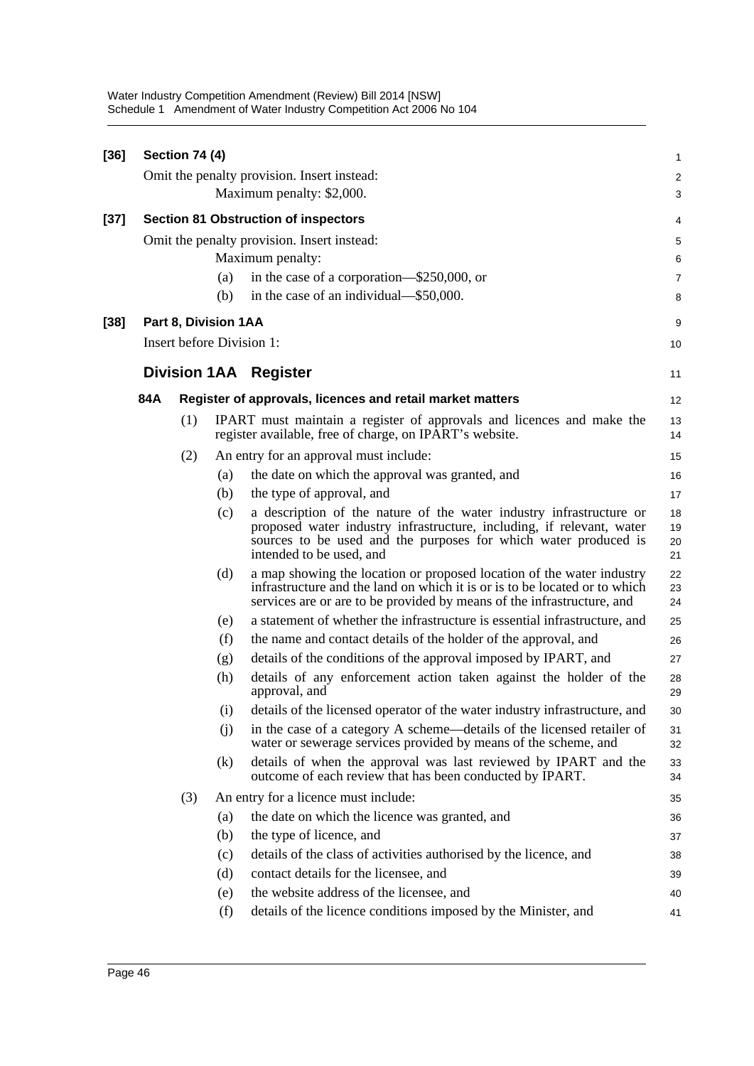**[36] Section 74 (4)**

Omit the penalty provision. Insert instead:

Maximum penalty: $2,000.

**[37] Section 81 Obstruction of inspectors**

Omit the penalty provision. Insert instead:

Maximum penalty:

(a) in the case of a corporation—$250,000, or

(b) in the case of an individual—$50,000.

**[38] Part 8, Division 1AA**

Insert before Division 1:

## Division 1AA Register

**84A Register of approvals, licences and retail market matters**

(1) IPART must maintain a register of approvals and licences and make the register available, free of charge, on IPART's website.

(2) An entry for an approval must include:

(a) the date on which the approval was granted, and

(b) the type of approval, and

(c) a description of the nature of the water industry infrastructure or proposed water industry infrastructure, including, if relevant, water sources to be used and the purposes for which water produced is intended to be used, and

(d) a map showing the location or proposed location of the water industry infrastructure and the land on which it is or is to be located or to which services are or are to be provided by means of the infrastructure, and

(e) a statement of whether the infrastructure is essential infrastructure, and

(f) the name and contact details of the holder of the approval, and

(g) details of the conditions of the approval imposed by IPART, and

(h) details of any enforcement action taken against the holder of the approval, and

(i) details of the licensed operator of the water industry infrastructure, and

(j) in the case of a category A scheme—details of the licensed retailer of water or sewerage services provided by means of the scheme, and

(k) details of when the approval was last reviewed by IPART and the outcome of each review that has been conducted by IPART.

(3) An entry for a licence must include:

(a) the date on which the licence was granted, and

(b) the type of licence, and

(c) details of the class of activities authorised by the licence, and

(d) contact details for the licensee, and

(e) the website address of the licensee, and

(f) details of the licence conditions imposed by the Minister, and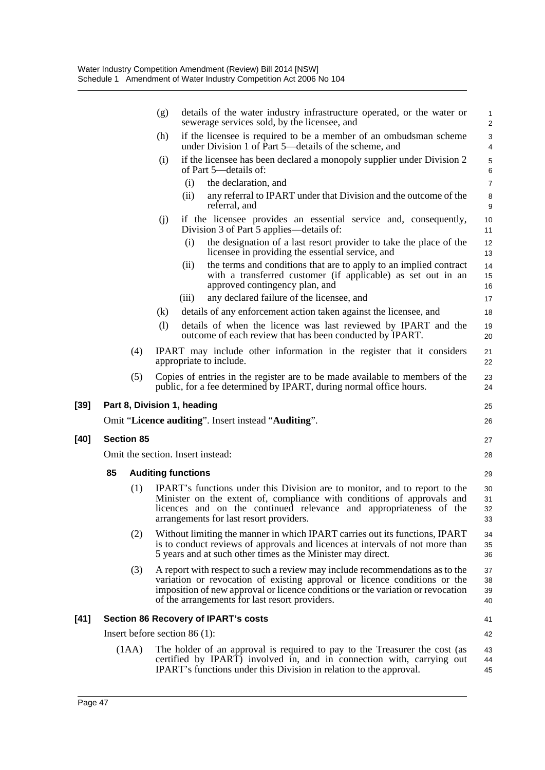(g) details of the water industry infrastructure operated, or the water or sewerage services sold, by the licensee, and

(h) if the licensee is required to be a member of an ombudsman scheme under Division 1 of Part 5—details of the scheme, and

(i) if the licensee has been declared a monopoly supplier under Division 2 of Part 5—details of:

  (i) the declaration, and

  (ii) any referral to IPART under that Division and the outcome of the referral, and

(j) if the licensee provides an essential service and, consequently, Division 3 of Part 5 applies—details of:

  (i) the designation of a last resort provider to take the place of the licensee in providing the essential service, and

  (ii) the terms and conditions that are to apply to an implied contract with a transferred customer (if applicable) as set out in an approved contingency plan, and

  (iii) any declared failure of the licensee, and

(k) details of any enforcement action taken against the licensee, and

(l) details of when the licence was last reviewed by IPART and the outcome of each review that has been conducted by IPART.

(4) IPART may include other information in the register that it considers appropriate to include.

(5) Copies of entries in the register are to be made available to members of the public, for a fee determined by IPART, during normal office hours.

**[39] Part 8, Division 1, heading**

Omit "**Licence auditing**". Insert instead "**Auditing**".

**[40] Section 85**

Omit the section. Insert instead:

**85 Auditing functions**

(1) IPART's functions under this Division are to monitor, and to report to the Minister on the extent of, compliance with conditions of approvals and licences and on the continued relevance and appropriateness of the arrangements for last resort providers.

(2) Without limiting the manner in which IPART carries out its functions, IPART is to conduct reviews of approvals and licences at intervals of not more than 5 years and at such other times as the Minister may direct.

(3) A report with respect to such a review may include recommendations as to the variation or revocation of existing approval or licence conditions or the imposition of new approval or licence conditions or the variation or revocation of the arrangements for last resort providers.

**[41] Section 86 Recovery of IPART's costs**

Insert before section 86 (1):

(1AA) The holder of an approval is required to pay to the Treasurer the cost (as certified by IPART) involved in, and in connection with, carrying out IPART's functions under this Division in relation to the approval.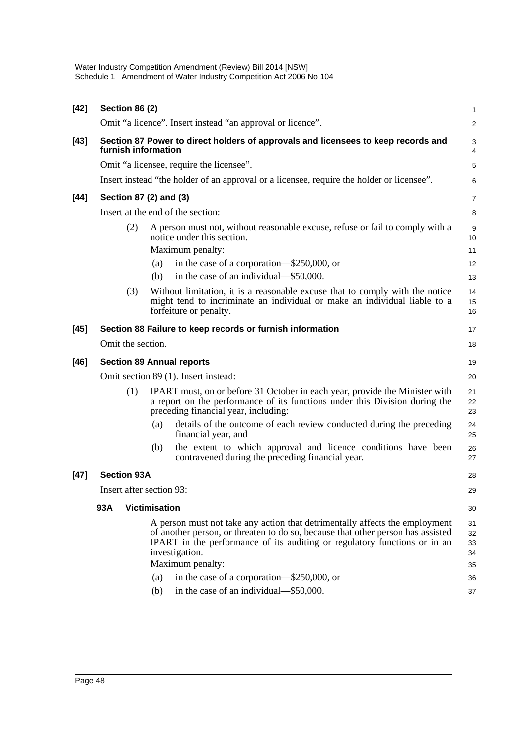**[42] Section 86 (2)**

Omit "a licence". Insert instead "an approval or licence".

**[43] Section 87 Power to direct holders of approvals and licensees to keep records and furnish information**

Omit "a licensee, require the licensee".

Insert instead "the holder of an approval or a licensee, require the holder or licensee".

**[44] Section 87 (2) and (3)**

Insert at the end of the section:

(2) A person must not, without reasonable excuse, refuse or fail to comply with a notice under this section.

Maximum penalty:

(a) in the case of a corporation—$250,000, or

(b) in the case of an individual—$50,000.

(3) Without limitation, it is a reasonable excuse that to comply with the notice might tend to incriminate an individual or make an individual liable to a forfeiture or penalty.

**[45] Section 88 Failure to keep records or furnish information**

Omit the section.

**[46] Section 89 Annual reports**

Omit section 89 (1). Insert instead:

(1) IPART must, on or before 31 October in each year, provide the Minister with a report on the performance of its functions under this Division during the preceding financial year, including:

(a) details of the outcome of each review conducted during the preceding financial year, and

(b) the extent to which approval and licence conditions have been contravened during the preceding financial year.

**[47] Section 93A**

Insert after section 93:

**93A Victimisation**

A person must not take any action that detrimentally affects the employment of another person, or threaten to do so, because that other person has assisted IPART in the performance of its auditing or regulatory functions or in an investigation.

Maximum penalty:

(a) in the case of a corporation—$250,000, or

(b) in the case of an individual—$50,000.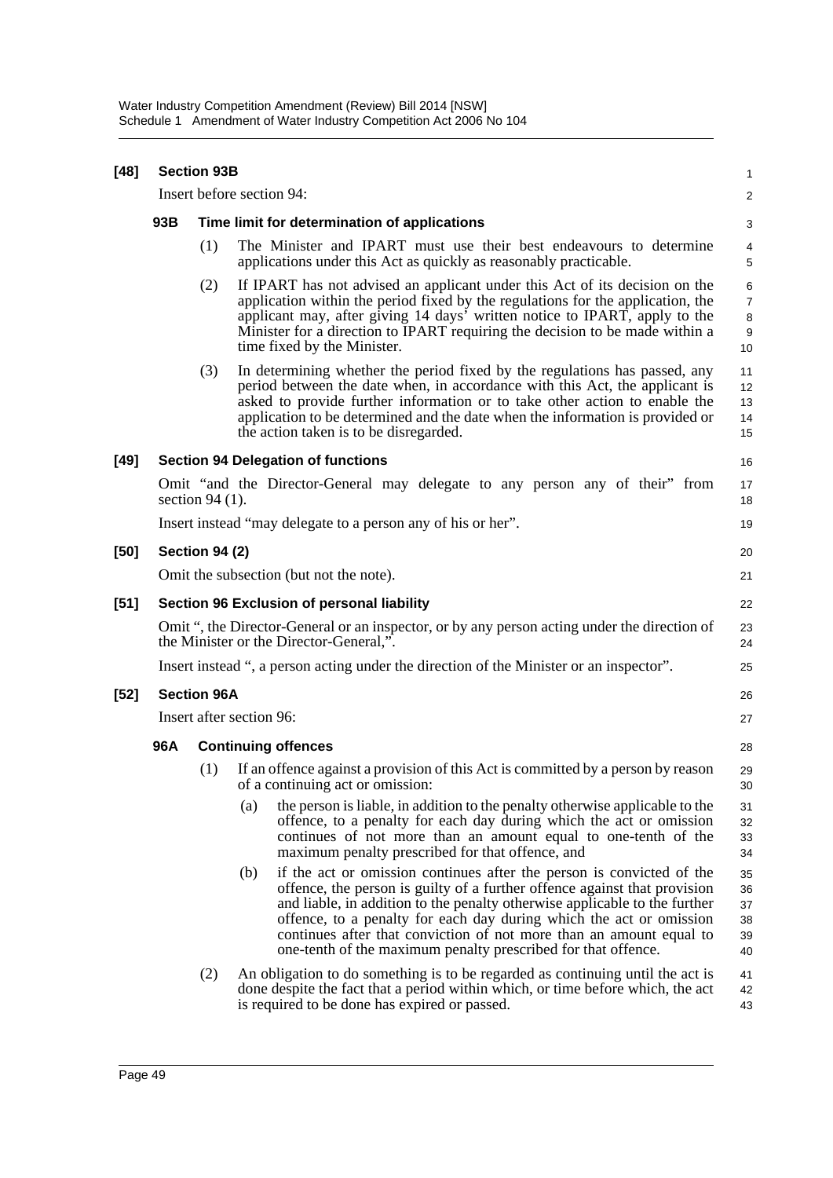**[48] Section 93B**

Insert before section 94:

**93B Time limit for determination of applications**

(1) The Minister and IPART must use their best endeavours to determine applications under this Act as quickly as reasonably practicable.

(2) If IPART has not advised an applicant under this Act of its decision on the application within the period fixed by the regulations for the application, the applicant may, after giving 14 days' written notice to IPART, apply to the Minister for a direction to IPART requiring the decision to be made within a time fixed by the Minister.

(3) In determining whether the period fixed by the regulations has passed, any period between the date when, in accordance with this Act, the applicant is asked to provide further information or to take other action to enable the application to be determined and the date when the information is provided or the action taken is to be disregarded.

**[49] Section 94 Delegation of functions**

Omit "and the Director-General may delegate to any person any of their" from section 94 (1).

Insert instead "may delegate to a person any of his or her".

**[50] Section 94 (2)**

Omit the subsection (but not the note).

**[51] Section 96 Exclusion of personal liability**

Omit ", the Director-General or an inspector, or by any person acting under the direction of the Minister or the Director-General,".

Insert instead ", a person acting under the direction of the Minister or an inspector".

**[52] Section 96A**

Insert after section 96:

**96A Continuing offences**

(1) If an offence against a provision of this Act is committed by a person by reason of a continuing act or omission:

(a) the person is liable, in addition to the penalty otherwise applicable to the offence, to a penalty for each day during which the act or omission continues of not more than an amount equal to one-tenth of the maximum penalty prescribed for that offence, and

(b) if the act or omission continues after the person is convicted of the offence, the person is guilty of a further offence against that provision and liable, in addition to the penalty otherwise applicable to the further offence, to a penalty for each day during which the act or omission continues after that conviction of not more than an amount equal to one-tenth of the maximum penalty prescribed for that offence.

(2) An obligation to do something is to be regarded as continuing until the act is done despite the fact that a period within which, or time before which, the act is required to be done has expired or passed.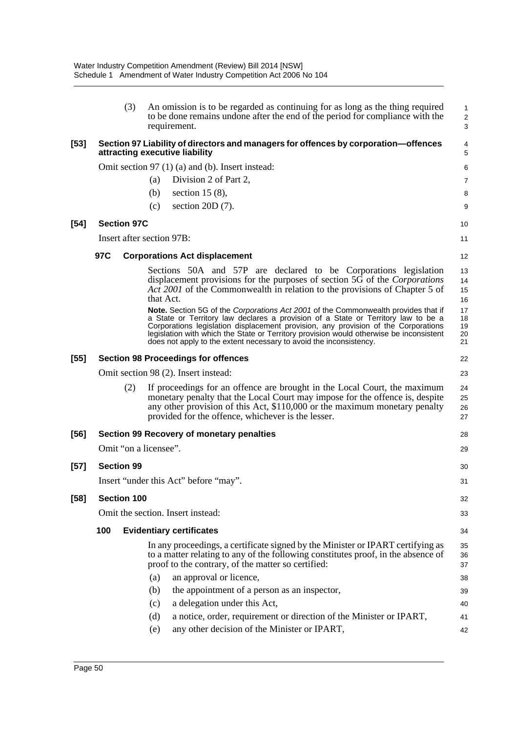(3) An omission is to be regarded as continuing for as long as the thing required to be done remains undone after the end of the period for compliance with the requirement.

**[53] Section 97 Liability of directors and managers for offences by corporation—offences attracting executive liability**

Omit section 97 (1) (a) and (b). Insert instead:

(a) Division 2 of Part 2,

(b) section 15 (8),

(c) section 20D (7).

**[54] Section 97C**

Insert after section 97B:

**97C Corporations Act displacement**

Sections 50A and 57P are declared to be Corporations legislation displacement provisions for the purposes of section 5G of the *Corporations Act 2001* of the Commonwealth in relation to the provisions of Chapter 5 of that Act.

**Note.** Section 5G of the *Corporations Act 2001* of the Commonwealth provides that if a State or Territory law declares a provision of a State or Territory law to be a Corporations legislation displacement provision, any provision of the Corporations legislation with which the State or Territory provision would otherwise be inconsistent does not apply to the extent necessary to avoid the inconsistency.

**[55] Section 98 Proceedings for offences**

Omit section 98 (2). Insert instead:

(2) If proceedings for an offence are brought in the Local Court, the maximum monetary penalty that the Local Court may impose for the offence is, despite any other provision of this Act, $110,000 or the maximum monetary penalty provided for the offence, whichever is the lesser.

**[56] Section 99 Recovery of monetary penalties**

Omit "on a licensee".

**[57] Section 99**

Insert "under this Act" before "may".

**[58] Section 100**

Omit the section. Insert instead:

**100 Evidentiary certificates**

In any proceedings, a certificate signed by the Minister or IPART certifying as to a matter relating to any of the following constitutes proof, in the absence of proof to the contrary, of the matter so certified:

(a) an approval or licence,

(b) the appointment of a person as an inspector,

(c) a delegation under this Act,

(d) a notice, order, requirement or direction of the Minister or IPART,

(e) any other decision of the Minister or IPART,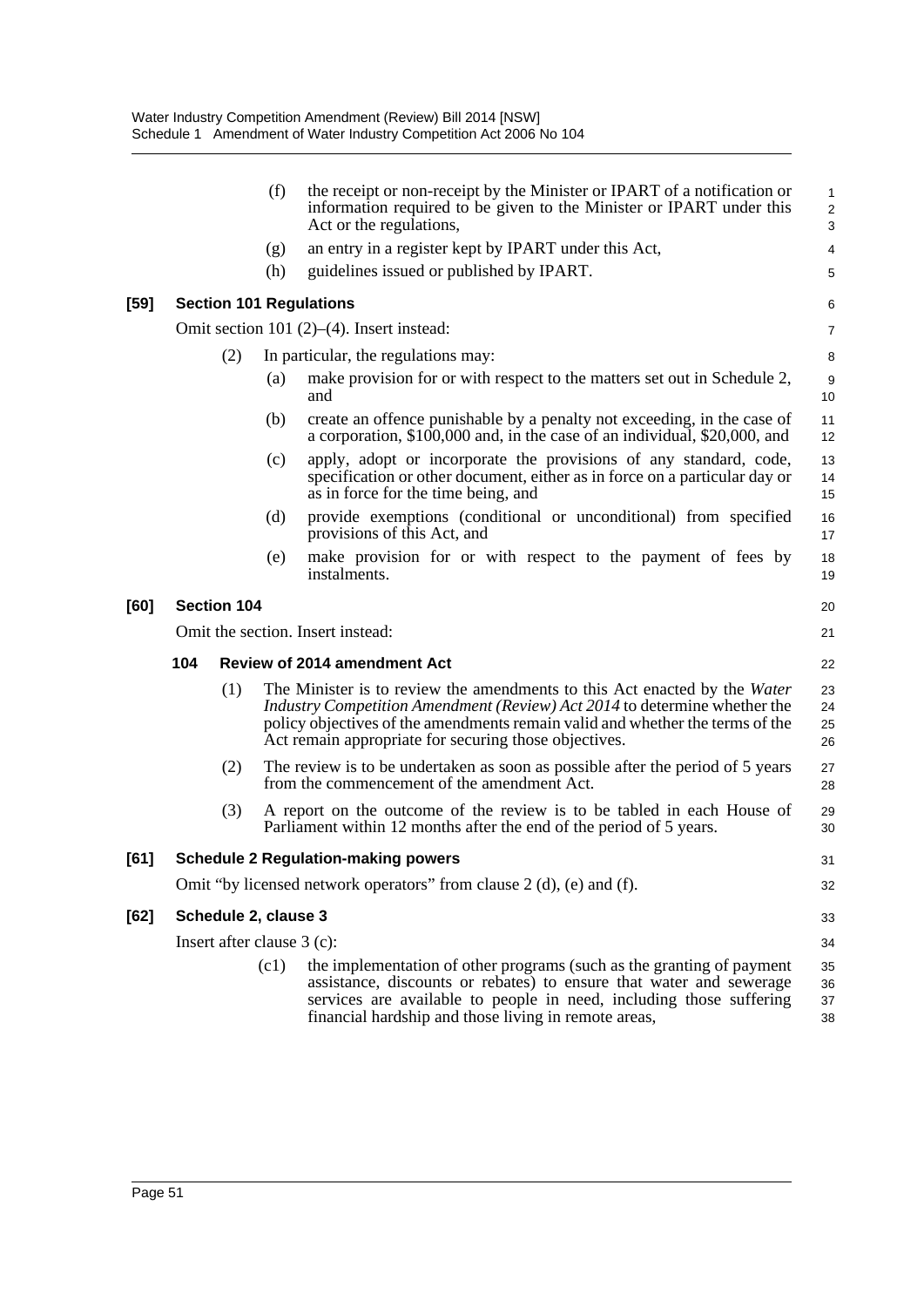(f) the receipt or non-receipt by the Minister or IPART of a notification or information required to be given to the Minister or IPART under this Act or the regulations,

(g) an entry in a register kept by IPART under this Act,

(h) guidelines issued or published by IPART.

**[59] Section 101 Regulations**

Omit section 101 (2)–(4). Insert instead:

(2) In particular, the regulations may:

(a) make provision for or with respect to the matters set out in Schedule 2, and

(b) create an offence punishable by a penalty not exceeding, in the case of a corporation, $100,000 and, in the case of an individual, $20,000, and

(c) apply, adopt or incorporate the provisions of any standard, code, specification or other document, either as in force on a particular day or as in force for the time being, and

(d) provide exemptions (conditional or unconditional) from specified provisions of this Act, and

(e) make provision for or with respect to the payment of fees by instalments.

**[60] Section 104**

Omit the section. Insert instead:

**104 Review of 2014 amendment Act**

(1) The Minister is to review the amendments to this Act enacted by the *Water Industry Competition Amendment (Review) Act 2014* to determine whether the policy objectives of the amendments remain valid and whether the terms of the Act remain appropriate for securing those objectives.

(2) The review is to be undertaken as soon as possible after the period of 5 years from the commencement of the amendment Act.

(3) A report on the outcome of the review is to be tabled in each House of Parliament within 12 months after the end of the period of 5 years.

**[61] Schedule 2 Regulation-making powers**

Omit "by licensed network operators" from clause 2 (d), (e) and (f).

**[62] Schedule 2, clause 3**

Insert after clause 3 (c):

(c1) the implementation of other programs (such as the granting of payment assistance, discounts or rebates) to ensure that water and sewerage services are available to people in need, including those suffering financial hardship and those living in remote areas,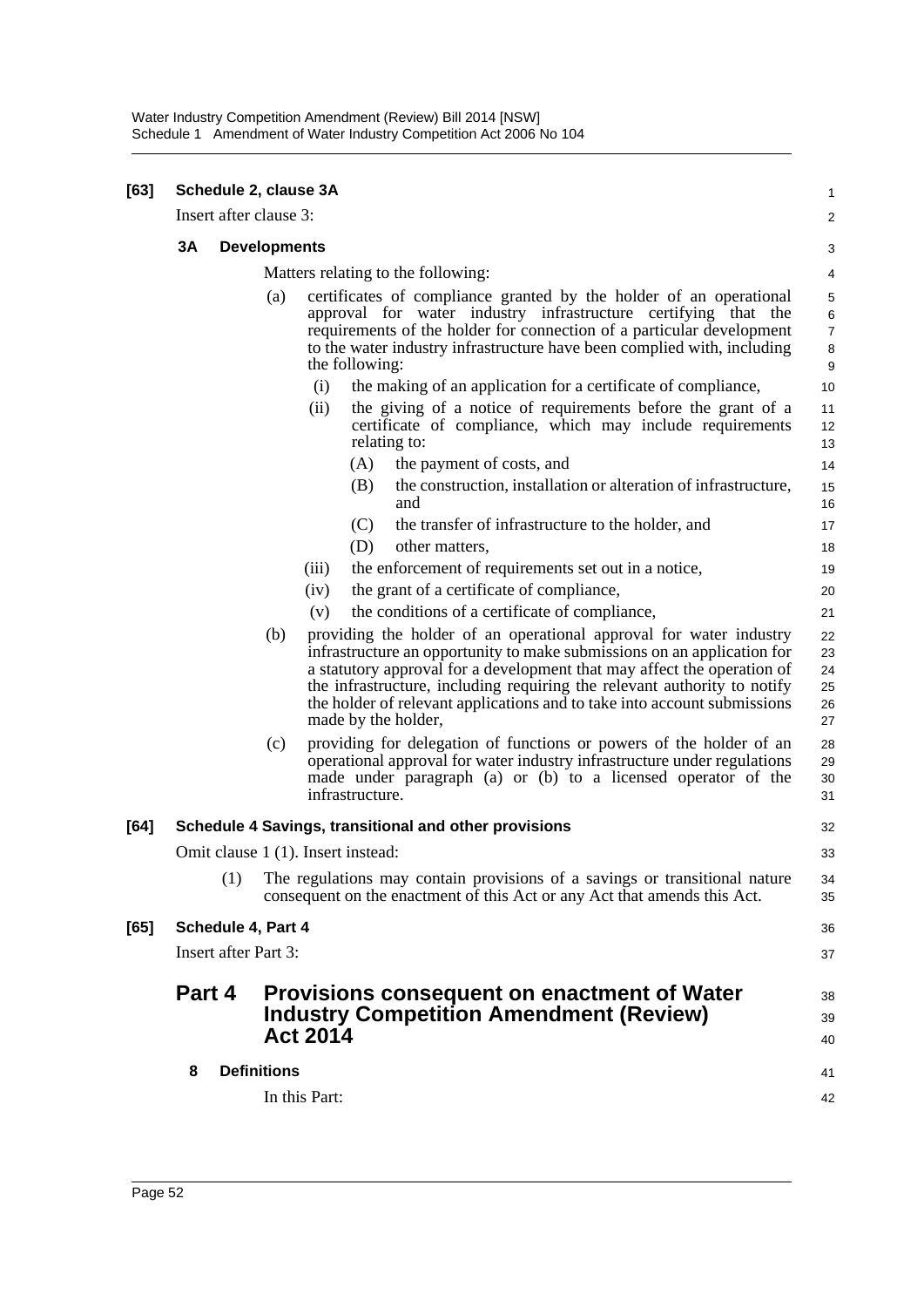**[63] Schedule 2, clause 3A**

Insert after clause 3:

**3A Developments**

Matters relating to the following:

(a) certificates of compliance granted by the holder of an operational approval for water industry infrastructure certifying that the requirements of the holder for connection of a particular development to the water industry infrastructure have been complied with, including the following:

(i) the making of an application for a certificate of compliance,

(ii) the giving of a notice of requirements before the grant of a certificate of compliance, which may include requirements relating to:

(A) the payment of costs, and

(B) the construction, installation or alteration of infrastructure, and

(C) the transfer of infrastructure to the holder, and

(D) other matters,

(iii) the enforcement of requirements set out in a notice,

(iv) the grant of a certificate of compliance,

(v) the conditions of a certificate of compliance,

(b) providing the holder of an operational approval for water industry infrastructure an opportunity to make submissions on an application for a statutory approval for a development that may affect the operation of the infrastructure, including requiring the relevant authority to notify the holder of relevant applications and to take into account submissions made by the holder,

(c) providing for delegation of functions or powers of the holder of an operational approval for water industry infrastructure under regulations made under paragraph (a) or (b) to a licensed operator of the infrastructure.

**[64] Schedule 4 Savings, transitional and other provisions**

Omit clause 1 (1). Insert instead:

(1) The regulations may contain provisions of a savings or transitional nature consequent on the enactment of this Act or any Act that amends this Act.

**[65] Schedule 4, Part 4**

Insert after Part 3:

## Part 4 Provisions consequent on enactment of Water Industry Competition Amendment (Review) Act 2014

**8 Definitions**

In this Part: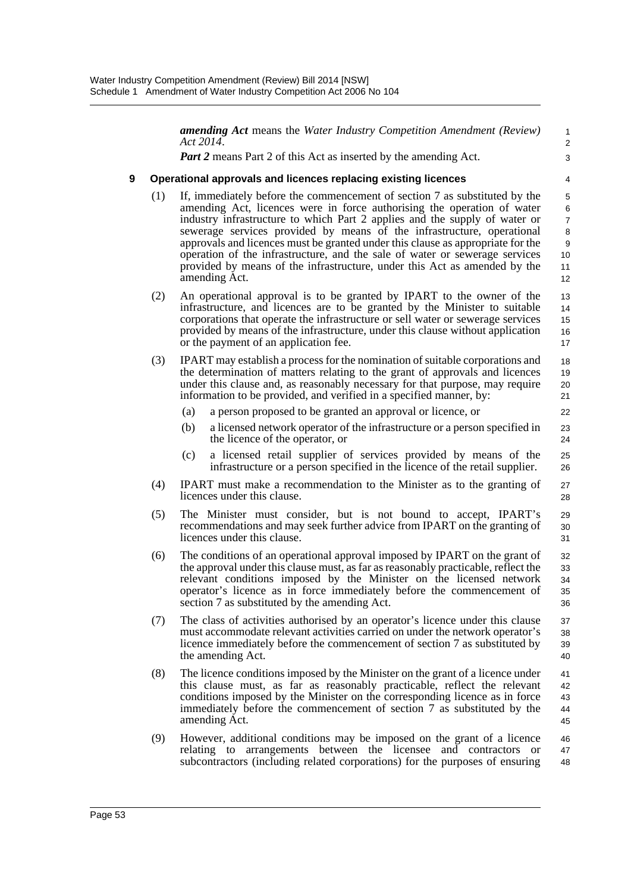***amending Act*** means the *Water Industry Competition Amendment (Review) Act 2014*.

***Part 2*** means Part 2 of this Act as inserted by the amending Act.

### 9 Operational approvals and licences replacing existing licences

(1) If, immediately before the commencement of section 7 as substituted by the amending Act, licences were in force authorising the operation of water industry infrastructure to which Part 2 applies and the supply of water or sewerage services provided by means of the infrastructure, operational approvals and licences must be granted under this clause as appropriate for the operation of the infrastructure, and the sale of water or sewerage services provided by means of the infrastructure, under this Act as amended by the amending Act.

(2) An operational approval is to be granted by IPART to the owner of the infrastructure, and licences are to be granted by the Minister to suitable corporations that operate the infrastructure or sell water or sewerage services provided by means of the infrastructure, under this clause without application or the payment of an application fee.

(3) IPART may establish a process for the nomination of suitable corporations and the determination of matters relating to the grant of approvals and licences under this clause and, as reasonably necessary for that purpose, may require information to be provided, and verified in a specified manner, by:

- (a) a person proposed to be granted an approval or licence, or
- (b) a licensed network operator of the infrastructure or a person specified in the licence of the operator, or
- (c) a licensed retail supplier of services provided by means of the infrastructure or a person specified in the licence of the retail supplier.

(4) IPART must make a recommendation to the Minister as to the granting of licences under this clause.

(5) The Minister must consider, but is not bound to accept, IPART's recommendations and may seek further advice from IPART on the granting of licences under this clause.

(6) The conditions of an operational approval imposed by IPART on the grant of the approval under this clause must, as far as reasonably practicable, reflect the relevant conditions imposed by the Minister on the licensed network operator's licence as in force immediately before the commencement of section 7 as substituted by the amending Act.

(7) The class of activities authorised by an operator's licence under this clause must accommodate relevant activities carried on under the network operator's licence immediately before the commencement of section 7 as substituted by the amending Act.

(8) The licence conditions imposed by the Minister on the grant of a licence under this clause must, as far as reasonably practicable, reflect the relevant conditions imposed by the Minister on the corresponding licence as in force immediately before the commencement of section 7 as substituted by the amending Act.

(9) However, additional conditions may be imposed on the grant of a licence relating to arrangements between the licensee and contractors or subcontractors (including related corporations) for the purposes of ensuring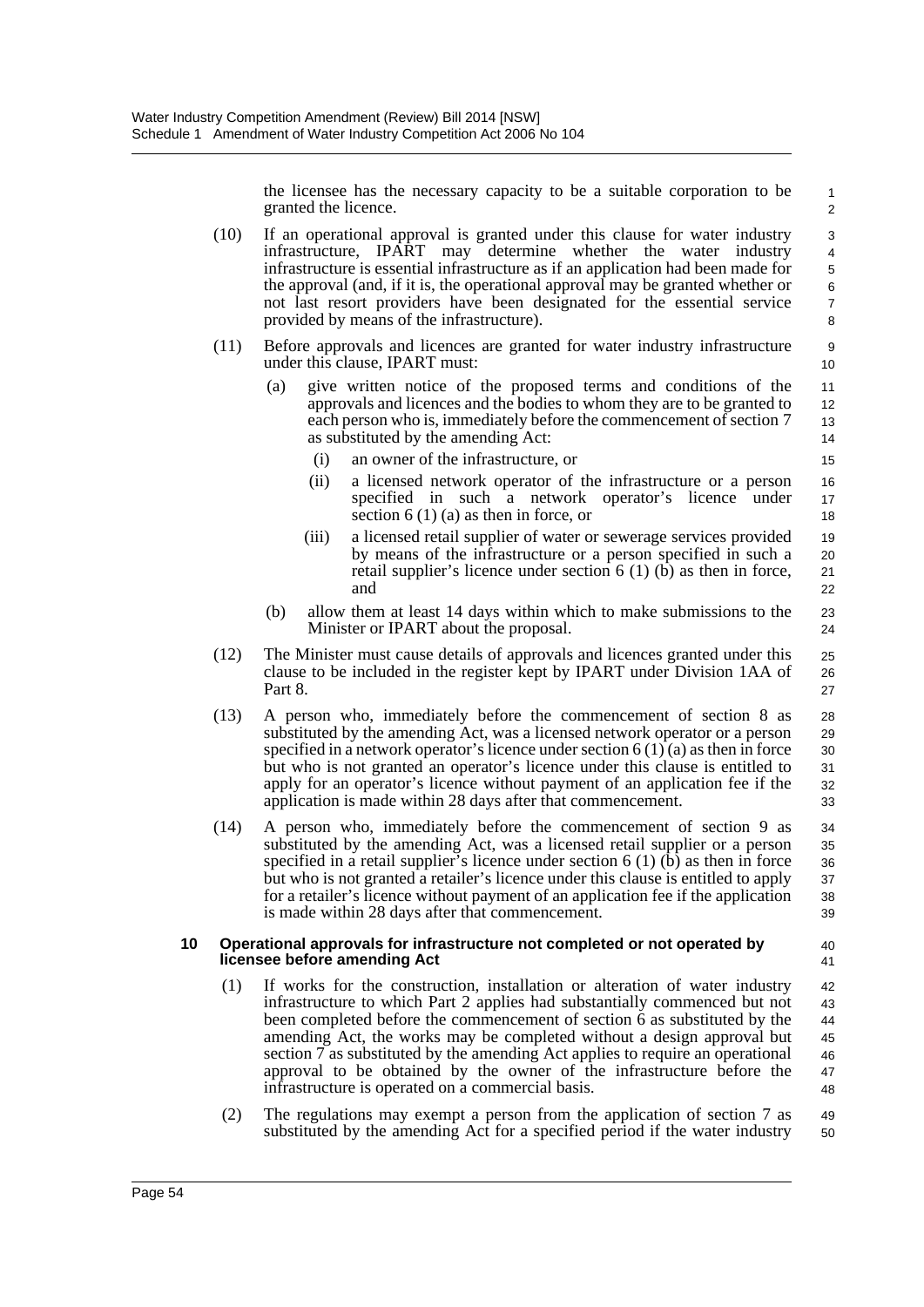the licensee has the necessary capacity to be a suitable corporation to be granted the licence.

(10) If an operational approval is granted under this clause for water industry infrastructure, IPART may determine whether the water industry infrastructure is essential infrastructure as if an application had been made for the approval (and, if it is, the operational approval may be granted whether or not last resort providers have been designated for the essential service provided by means of the infrastructure).

(11) Before approvals and licences are granted for water industry infrastructure under this clause, IPART must:

(a) give written notice of the proposed terms and conditions of the approvals and licences and the bodies to whom they are to be granted to each person who is, immediately before the commencement of section 7 as substituted by the amending Act:

(i) an owner of the infrastructure, or

(ii) a licensed network operator of the infrastructure or a person specified in such a network operator's licence under section 6 (1) (a) as then in force, or

(iii) a licensed retail supplier of water or sewerage services provided by means of the infrastructure or a person specified in such a retail supplier's licence under section 6 (1) (b) as then in force, and

(b) allow them at least 14 days within which to make submissions to the Minister or IPART about the proposal.

(12) The Minister must cause details of approvals and licences granted under this clause to be included in the register kept by IPART under Division 1AA of Part 8.

(13) A person who, immediately before the commencement of section 8 as substituted by the amending Act, was a licensed network operator or a person specified in a network operator's licence under section 6 (1) (a) as then in force but who is not granted an operator's licence under this clause is entitled to apply for an operator's licence without payment of an application fee if the application is made within 28 days after that commencement.

(14) A person who, immediately before the commencement of section 9 as substituted by the amending Act, was a licensed retail supplier or a person specified in a retail supplier's licence under section 6 (1) (b) as then in force but who is not granted a retailer's licence under this clause is entitled to apply for a retailer's licence without payment of an application fee if the application is made within 28 days after that commencement.

**10 Operational approvals for infrastructure not completed or not operated by licensee before amending Act**

(1) If works for the construction, installation or alteration of water industry infrastructure to which Part 2 applies had substantially commenced but not been completed before the commencement of section 6 as substituted by the amending Act, the works may be completed without a design approval but section 7 as substituted by the amending Act applies to require an operational approval to be obtained by the owner of the infrastructure before the infrastructure is operated on a commercial basis.

(2) The regulations may exempt a person from the application of section 7 as substituted by the amending Act for a specified period if the water industry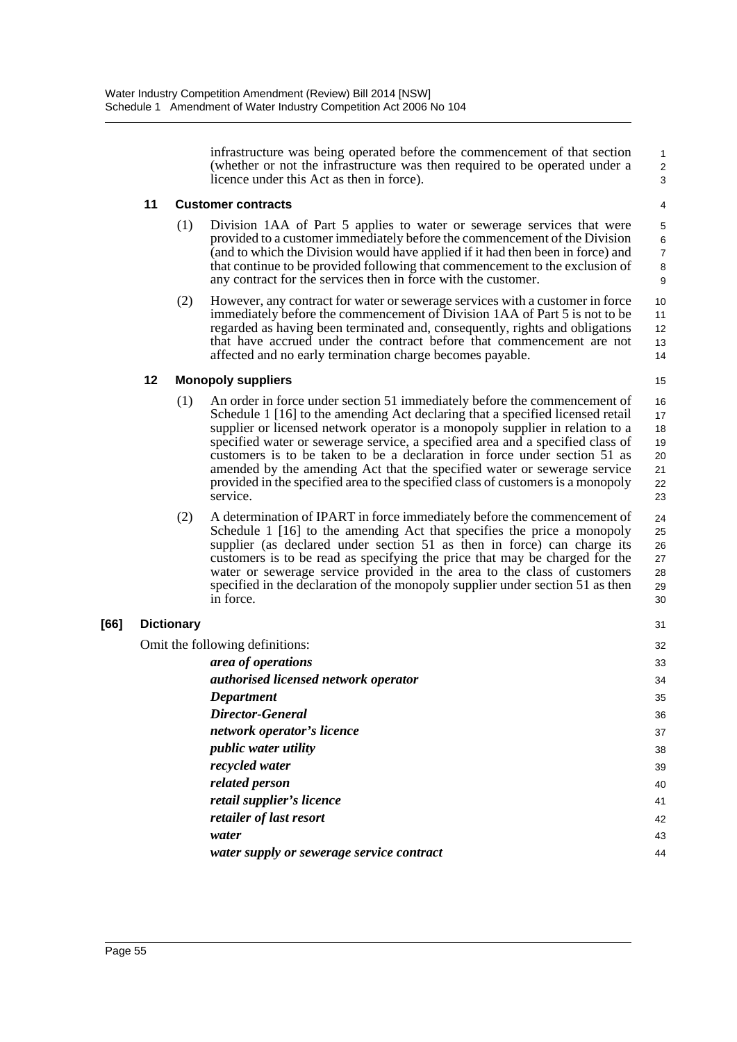infrastructure was being operated before the commencement of that section (whether or not the infrastructure was then required to be operated under a licence under this Act as then in force).

**11 Customer contracts**

(1) Division 1AA of Part 5 applies to water or sewerage services that were provided to a customer immediately before the commencement of the Division (and to which the Division would have applied if it had then been in force) and that continue to be provided following that commencement to the exclusion of any contract for the services then in force with the customer.

(2) However, any contract for water or sewerage services with a customer in force immediately before the commencement of Division 1AA of Part 5 is not to be regarded as having been terminated and, consequently, rights and obligations that have accrued under the contract before that commencement are not affected and no early termination charge becomes payable.

**12 Monopoly suppliers**

(1) An order in force under section 51 immediately before the commencement of Schedule 1 [16] to the amending Act declaring that a specified licensed retail supplier or licensed network operator is a monopoly supplier in relation to a specified water or sewerage service, a specified area and a specified class of customers is to be taken to be a declaration in force under section 51 as amended by the amending Act that the specified water or sewerage service provided in the specified area to the specified class of customers is a monopoly service.

(2) A determination of IPART in force immediately before the commencement of Schedule 1 [16] to the amending Act that specifies the price a monopoly supplier (as declared under section 51 as then in force) can charge its customers is to be read as specifying the price that may be charged for the water or sewerage service provided in the area to the class of customers specified in the declaration of the monopoly supplier under section 51 as then in force.

**[66] Dictionary**

Omit the following definitions:

***area of operations***

***authorised licensed network operator***

***Department***

***Director-General***

***network operator's licence***

***public water utility***

***recycled water***

***related person***

***retail supplier's licence***

***retailer of last resort***

***water***

***water supply or sewerage service contract***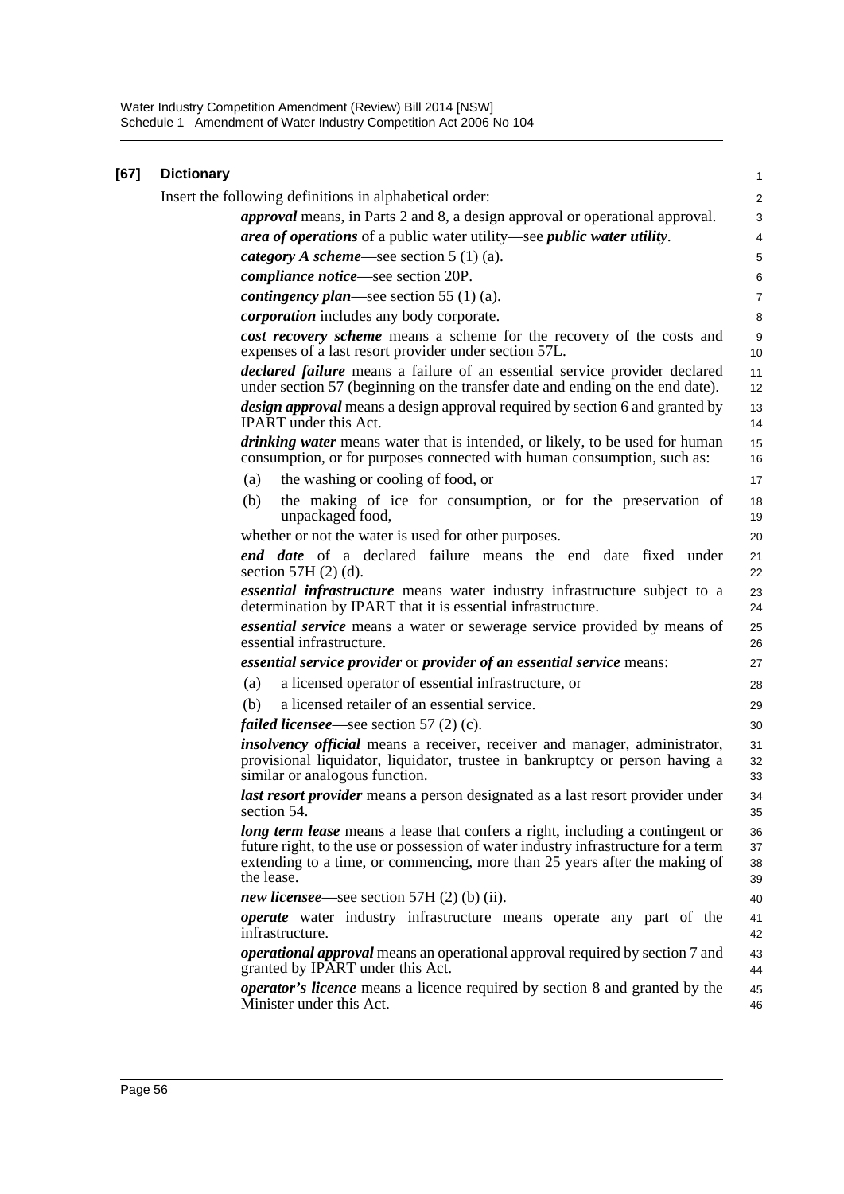**[67] Dictionary**

Insert the following definitions in alphabetical order:

***approval*** means, in Parts 2 and 8, a design approval or operational approval.

***area of operations*** of a public water utility—see ***public water utility***.

***category A scheme***—see section 5 (1) (a).

***compliance notice***—see section 20P.

***contingency plan***—see section 55 (1) (a).

***corporation*** includes any body corporate.

***cost recovery scheme*** means a scheme for the recovery of the costs and expenses of a last resort provider under section 57L.

***declared failure*** means a failure of an essential service provider declared under section 57 (beginning on the transfer date and ending on the end date).

***design approval*** means a design approval required by section 6 and granted by IPART under this Act.

***drinking water*** means water that is intended, or likely, to be used for human consumption, or for purposes connected with human consumption, such as:

(a) the washing or cooling of food, or

(b) the making of ice for consumption, or for the preservation of unpackaged food,

whether or not the water is used for other purposes.

***end date*** of a declared failure means the end date fixed under section 57H (2) (d).

***essential infrastructure*** means water industry infrastructure subject to a determination by IPART that it is essential infrastructure.

***essential service*** means a water or sewerage service provided by means of essential infrastructure.

***essential service provider*** or ***provider of an essential service*** means:

(a) a licensed operator of essential infrastructure, or

(b) a licensed retailer of an essential service.

***failed licensee***—see section 57 (2) (c).

***insolvency official*** means a receiver, receiver and manager, administrator, provisional liquidator, liquidator, trustee in bankruptcy or person having a similar or analogous function.

***last resort provider*** means a person designated as a last resort provider under section 54.

***long term lease*** means a lease that confers a right, including a contingent or future right, to the use or possession of water industry infrastructure for a term extending to a time, or commencing, more than 25 years after the making of the lease.

***new licensee***—see section 57H (2) (b) (ii).

***operate*** water industry infrastructure means operate any part of the infrastructure.

***operational approval*** means an operational approval required by section 7 and granted by IPART under this Act.

***operator's licence*** means a licence required by section 8 and granted by the Minister under this Act.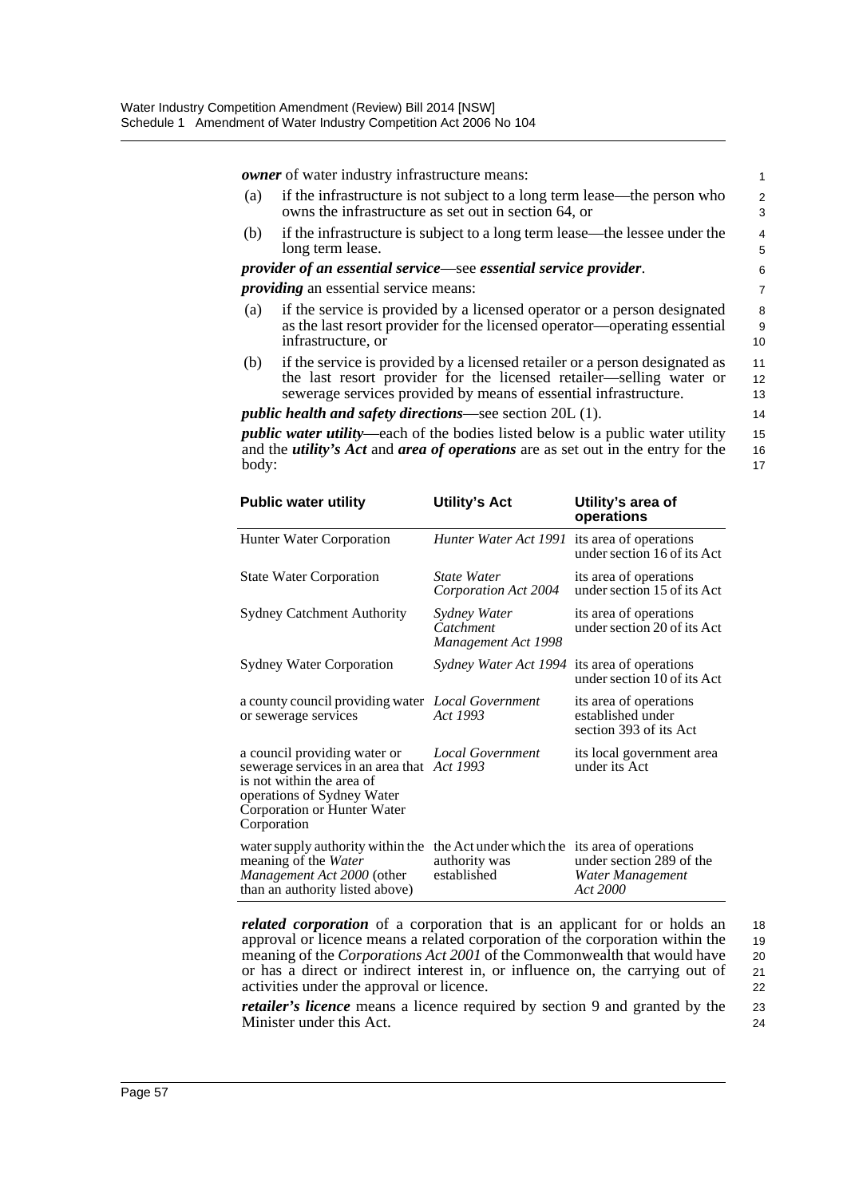***owner*** of water industry infrastructure means:

(a) if the infrastructure is not subject to a long term lease—the person who owns the infrastructure as set out in section 64, or

(b) if the infrastructure is subject to a long term lease—the lessee under the long term lease.

***provider of an essential service***—see ***essential service provider***.

***providing*** an essential service means:

(a) if the service is provided by a licensed operator or a person designated as the last resort provider for the licensed operator—operating essential infrastructure, or

(b) if the service is provided by a licensed retailer or a person designated as the last resort provider for the licensed retailer—selling water or sewerage services provided by means of essential infrastructure.

***public health and safety directions***—see section 20L (1).

***public water utility***—each of the bodies listed below is a public water utility and the ***utility's Act*** and ***area of operations*** are as set out in the entry for the body:

| Public water utility | Utility's Act | Utility's area of operations |
|---|---|---|
| Hunter Water Corporation | *Hunter Water Act 1991* | its area of operations under section 16 of its Act |
| State Water Corporation | *State Water Corporation Act 2004* | its area of operations under section 15 of its Act |
| Sydney Catchment Authority | *Sydney Water Catchment Management Act 1998* | its area of operations under section 20 of its Act |
| Sydney Water Corporation | *Sydney Water Act 1994* | its area of operations under section 10 of its Act |
| a county council providing water or sewerage services | *Local Government Act 1993* | its area of operations established under section 393 of its Act |
| a council providing water or sewerage services in an area that is not within the area of operations of Sydney Water Corporation or Hunter Water Corporation | *Local Government Act 1993* | its local government area under its Act |
| water supply authority within the meaning of the *Water Management Act 2000* (other than an authority listed above) | the Act under which the authority was established | its area of operations under section 289 of the *Water Management Act 2000* |

***related corporation*** of a corporation that is an applicant for or holds an approval or licence means a related corporation of the corporation within the meaning of the *Corporations Act 2001* of the Commonwealth that would have or has a direct or indirect interest in, or influence on, the carrying out of activities under the approval or licence.

***retailer's licence*** means a licence required by section 9 and granted by the Minister under this Act.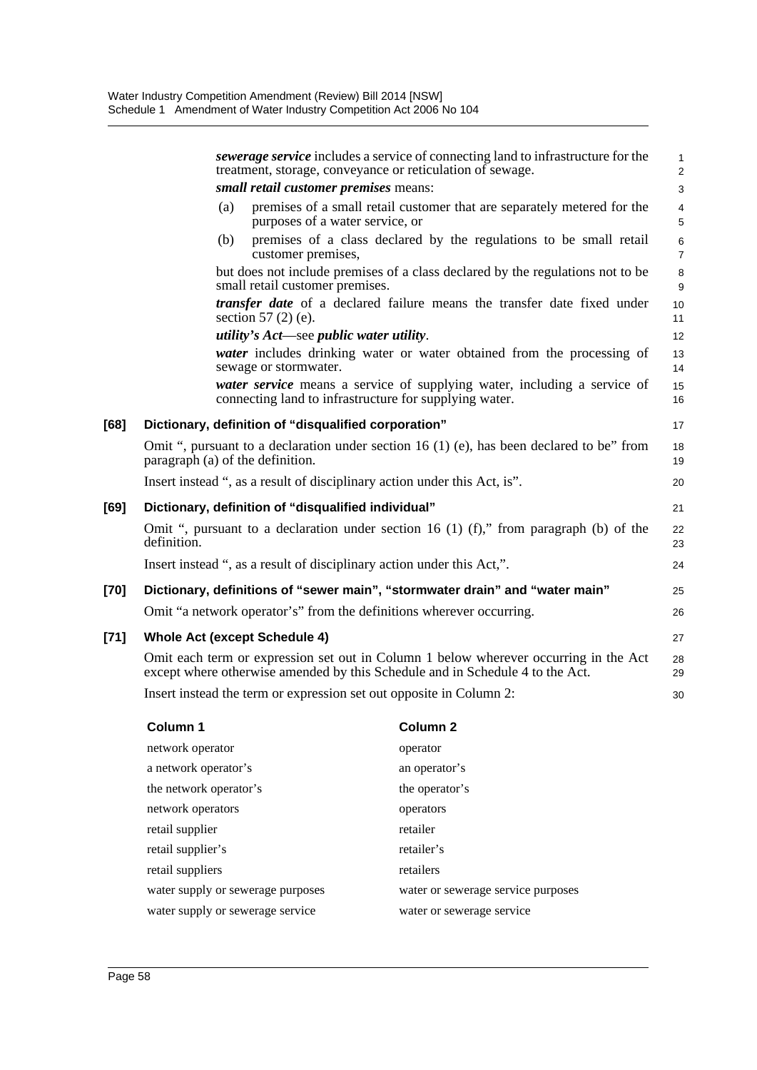***sewerage service*** includes a service of connecting land to infrastructure for the treatment, storage, conveyance or reticulation of sewage.

***small retail customer premises*** means:

(a) premises of a small retail customer that are separately metered for the purposes of a water service, or

(b) premises of a class declared by the regulations to be small retail customer premises,

but does not include premises of a class declared by the regulations not to be small retail customer premises.

***transfer date*** of a declared failure means the transfer date fixed under section 57 (2) (e).

***utility's Act***—see ***public water utility***.

***water*** includes drinking water or water obtained from the processing of sewage or stormwater.

***water service*** means a service of supplying water, including a service of connecting land to infrastructure for supplying water.

**[68] Dictionary, definition of "disqualified corporation"**

Omit ", pursuant to a declaration under section 16 (1) (e), has been declared to be" from paragraph (a) of the definition.

Insert instead ", as a result of disciplinary action under this Act, is".

**[69] Dictionary, definition of "disqualified individual"**

Omit ", pursuant to a declaration under section 16 (1) (f)," from paragraph (b) of the definition.

Insert instead ", as a result of disciplinary action under this Act,".

**[70] Dictionary, definitions of "sewer main", "stormwater drain" and "water main"**

Omit "a network operator's" from the definitions wherever occurring.

**[71] Whole Act (except Schedule 4)**

Omit each term or expression set out in Column 1 below wherever occurring in the Act except where otherwise amended by this Schedule and in Schedule 4 to the Act.

Insert instead the term or expression set out opposite in Column 2:

| Column 1 | Column 2 |
|---|---|
| network operator | operator |
| a network operator's | an operator's |
| the network operator's | the operator's |
| network operators | operators |
| retail supplier | retailer |
| retail supplier's | retailer's |
| retail suppliers | retailers |
| water supply or sewerage purposes | water or sewerage service purposes |
| water supply or sewerage service | water or sewerage service |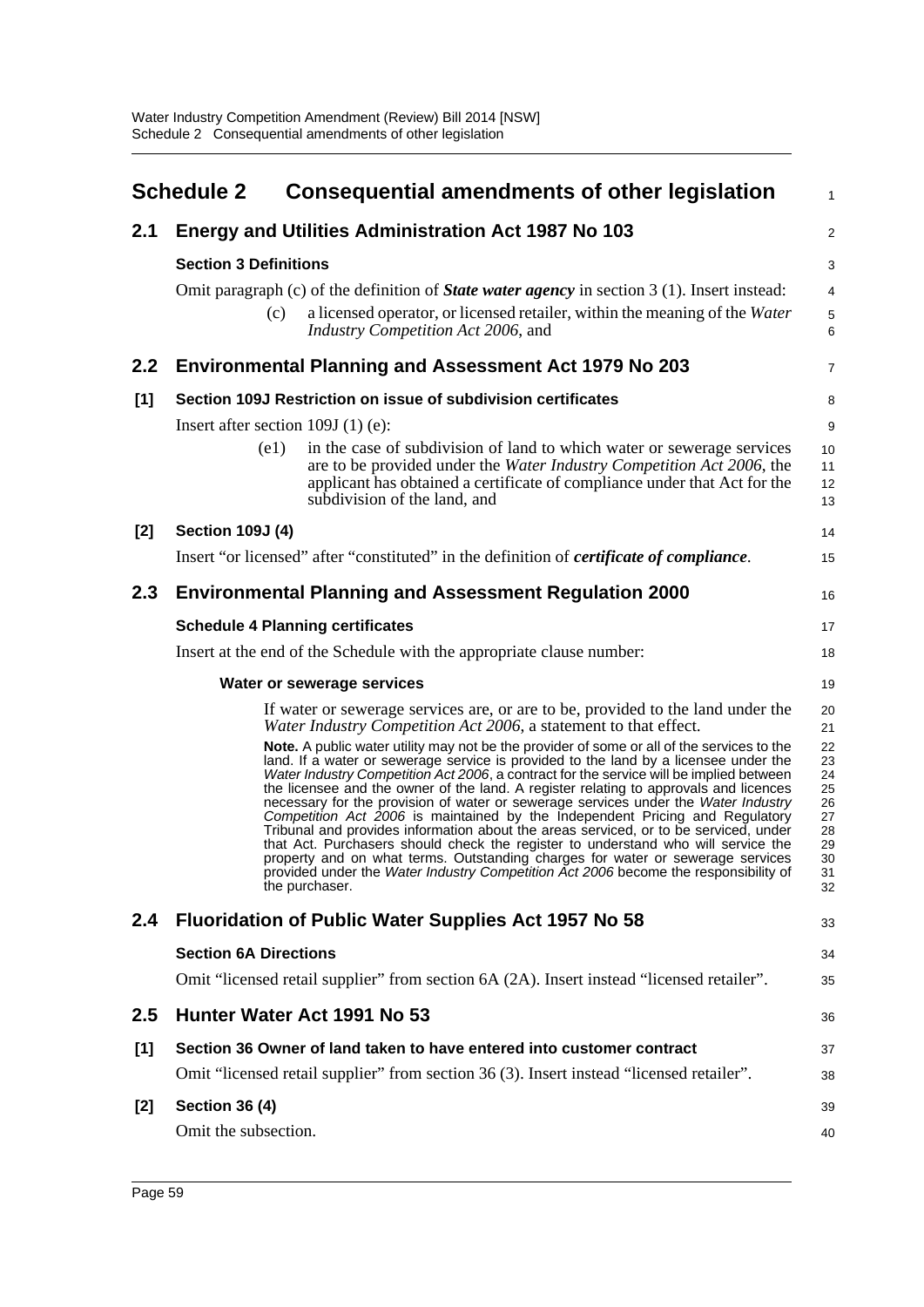# Schedule 2 Consequential amendments of other legislation

## 2.1 Energy and Utilities Administration Act 1987 No 103

### Section 3 Definitions

Omit paragraph (c) of the definition of ***State water agency*** in section 3 (1). Insert instead:

> (c) a licensed operator, or licensed retailer, within the meaning of the *Water Industry Competition Act 2006*, and

## 2.2 Environmental Planning and Assessment Act 1979 No 203

### [1] Section 109J Restriction on issue of subdivision certificates

Insert after section 109J (1) (e):

> (e1) in the case of subdivision of land to which water or sewerage services are to be provided under the *Water Industry Competition Act 2006*, the applicant has obtained a certificate of compliance under that Act for the subdivision of the land, and

### [2] Section 109J (4)

Insert "or licensed" after "constituted" in the definition of ***certificate of compliance***.

## 2.3 Environmental Planning and Assessment Regulation 2000

### Schedule 4 Planning certificates

Insert at the end of the Schedule with the appropriate clause number:

> **Water or sewerage services**
>
> If water or sewerage services are, or are to be, provided to the land under the *Water Industry Competition Act 2006*, a statement to that effect.
>
> **Note.** A public water utility may not be the provider of some or all of the services to the land. If a water or sewerage service is provided to the land by a licensee under the *Water Industry Competition Act 2006*, a contract for the service will be implied between the licensee and the owner of the land. A register relating to approvals and licences necessary for the provision of water or sewerage services under the *Water Industry Competition Act 2006* is maintained by the Independent Pricing and Regulatory Tribunal and provides information about the areas serviced, or to be serviced, under that Act. Purchasers should check the register to understand who will service the property and on what terms. Outstanding charges for water or sewerage services provided under the *Water Industry Competition Act 2006* become the responsibility of the purchaser.

## 2.4 Fluoridation of Public Water Supplies Act 1957 No 58

### Section 6A Directions

Omit "licensed retail supplier" from section 6A (2A). Insert instead "licensed retailer".

## 2.5 Hunter Water Act 1991 No 53

### [1] Section 36 Owner of land taken to have entered into customer contract

Omit "licensed retail supplier" from section 36 (3). Insert instead "licensed retailer".

### [2] Section 36 (4)

Omit the subsection.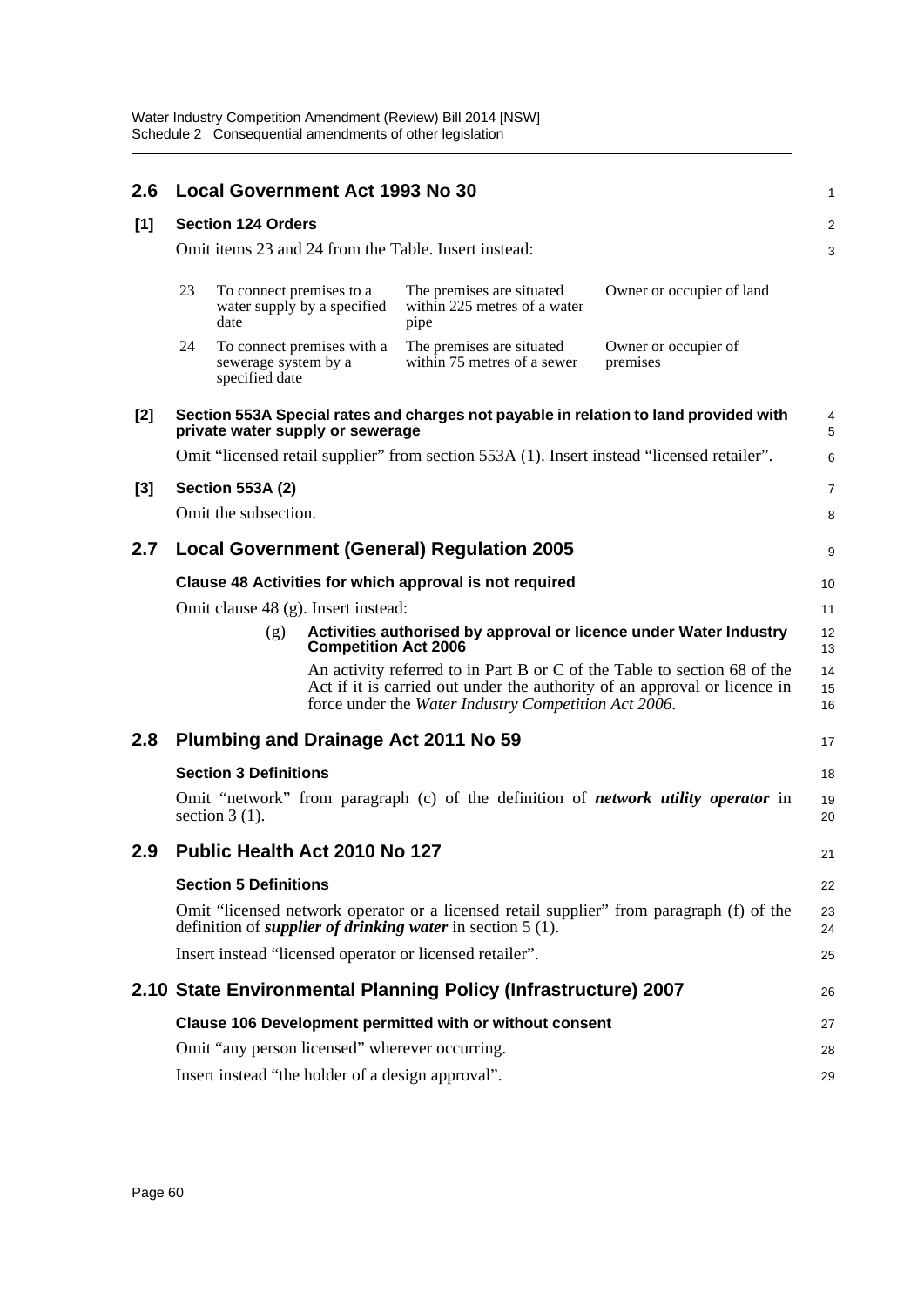## 2.6 Local Government Act 1993 No 30

### [1] Section 124 Orders

Omit items 23 and 24 from the Table. Insert instead:

| | | | |
|---|---|---|---|
| 23 | To connect premises to a water supply by a specified date | The premises are situated within 225 metres of a water pipe | Owner or occupier of land |
| 24 | To connect premises with a sewerage system by a specified date | The premises are situated within 75 metres of a sewer | Owner or occupier of premises |

### [2] Section 553A Special rates and charges not payable in relation to land provided with private water supply or sewerage

Omit "licensed retail supplier" from section 553A (1). Insert instead "licensed retailer".

### [3] Section 553A (2)

Omit the subsection.

## 2.7 Local Government (General) Regulation 2005

### Clause 48 Activities for which approval is not required

Omit clause 48 (g). Insert instead:

(g) **Activities authorised by approval or licence under Water Industry Competition Act 2006**

An activity referred to in Part B or C of the Table to section 68 of the Act if it is carried out under the authority of an approval or licence in force under the *Water Industry Competition Act 2006*.

## 2.8 Plumbing and Drainage Act 2011 No 59

### Section 3 Definitions

Omit "network" from paragraph (c) of the definition of ***network utility operator*** in section 3 (1).

## 2.9 Public Health Act 2010 No 127

### Section 5 Definitions

Omit "licensed network operator or a licensed retail supplier" from paragraph (f) of the definition of ***supplier of drinking water*** in section 5 (1).

Insert instead "licensed operator or licensed retailer".

## 2.10 State Environmental Planning Policy (Infrastructure) 2007

### Clause 106 Development permitted with or without consent

Omit "any person licensed" wherever occurring.

Insert instead "the holder of a design approval".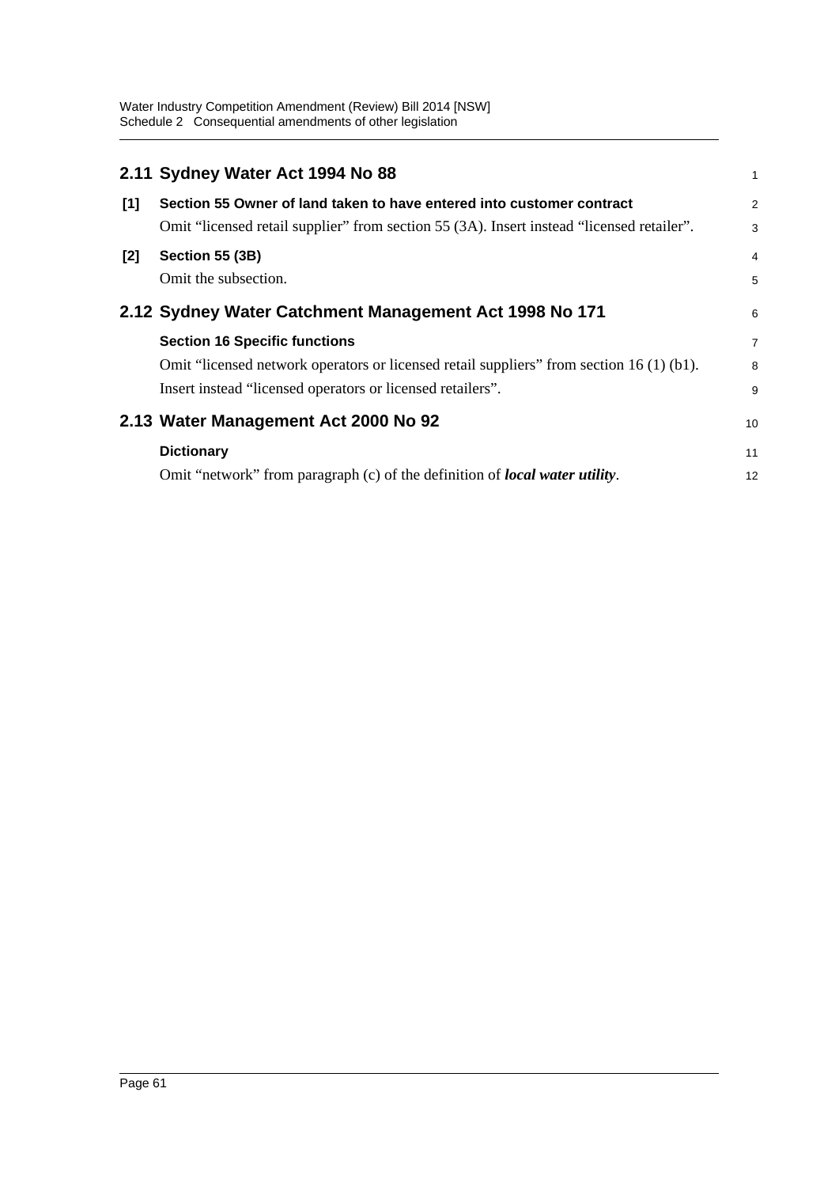## 2.11 Sydney Water Act 1994 No 88

**[1] Section 55 Owner of land taken to have entered into customer contract**

Omit "licensed retail supplier" from section 55 (3A). Insert instead "licensed retailer".

**[2] Section 55 (3B)**

Omit the subsection.

## 2.12 Sydney Water Catchment Management Act 1998 No 171

**Section 16 Specific functions**

Omit "licensed network operators or licensed retail suppliers" from section 16 (1) (b1).

Insert instead "licensed operators or licensed retailers".

## 2.13 Water Management Act 2000 No 92

**Dictionary**

Omit "network" from paragraph (c) of the definition of ***local water utility***.